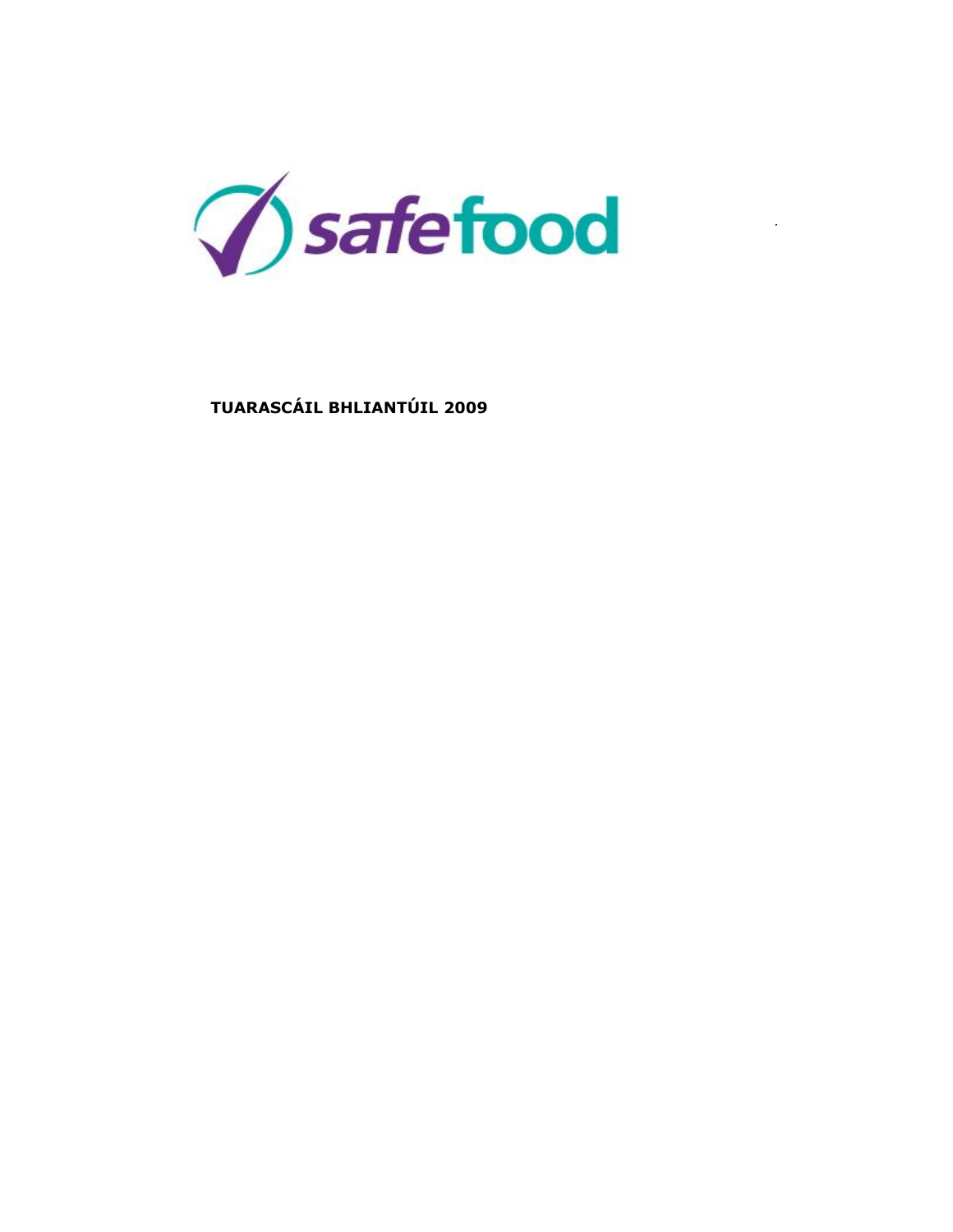safefood

**TUARASCÁIL BHLIANTÚIL 2009**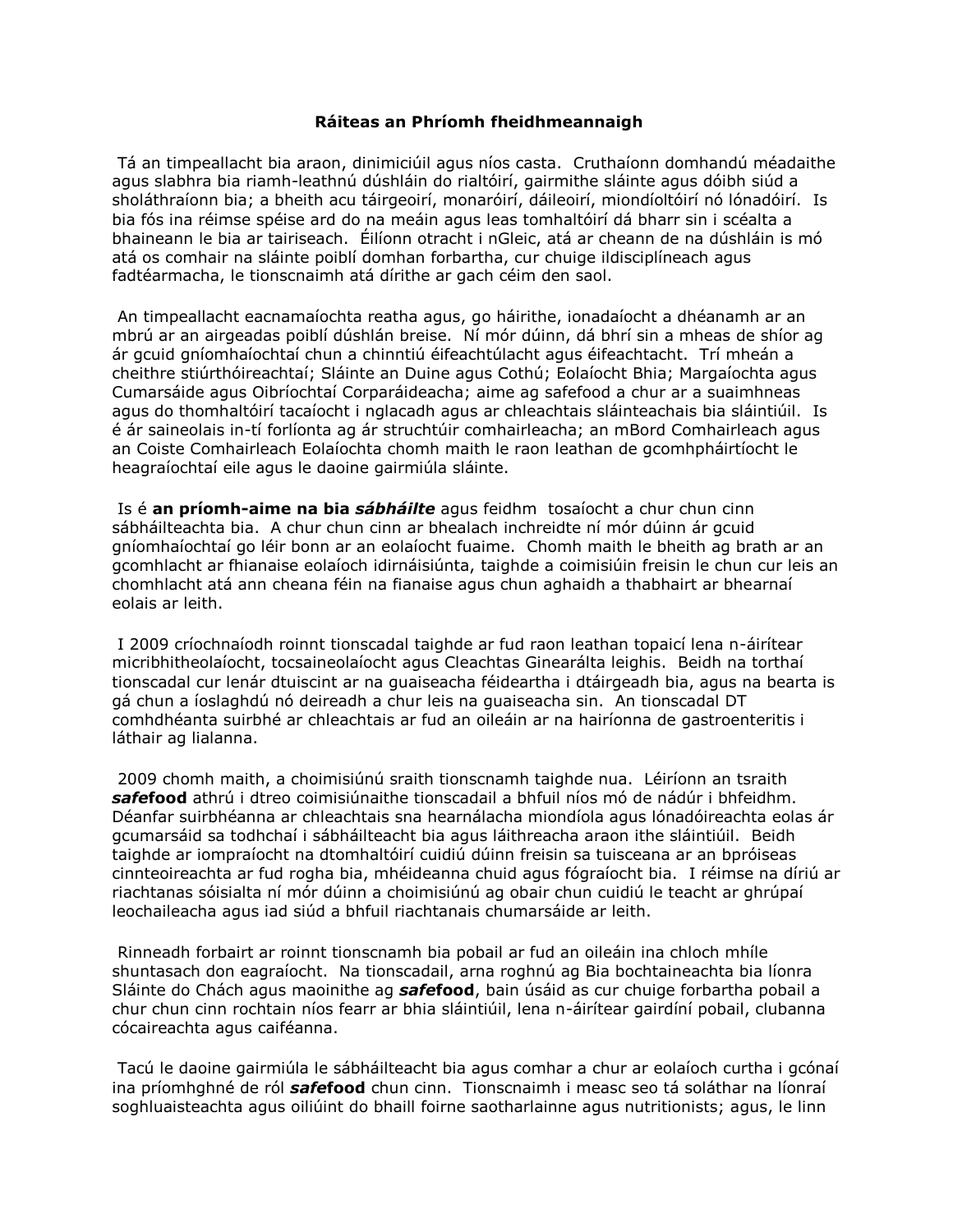**Ráiteas an Phríomh fheidhmeannaigh**

Tá an timpeallacht bia araon, dinimiciúil agus níos casta. Cruthaíonn domhandú méadaithe agus slabhra bia riamh-leathnú dúshláin do rialtóirí, gairmithe sláinte agus dóibh siúd a sholáthraíonn bia; a bheith acu táirgeoirí, monaróirí, dáileoirí, miondíoltóirí nó lónadóirí. Is bia fós ina réimse spéise ard do na meáin agus leas tomhaltóirí dá bharr sin i scéalta a bhaineann le bia ar tairiseach. Éilíonn otracht i nGleic, atá ar cheann de na dúshláin is mó atá os comhair na sláinte poiblí domhan forbartha, cur chuige ildisciplíneach agus fadtéarmacha, le tionscnaimh atá dírithe ar gach céim den saol.

An timpeallacht eacnamaíochta reatha agus, go háirithe, ionadaíocht a dhéanamh ar an mbrú ar an airgeadas poiblí dúshlán breise. Ní mór dúinn, dá bhrí sin a mheas de shíor ag ár gcuid gníomhaíochtaí chun a chinntiú éifeachtúlacht agus éifeachtacht. Trí mheán a cheithre stiúrthóireachtaí; Sláinte an Duine agus Cothú; Eolaíocht Bhia; Margaíochta agus Cumarsáide agus Oibríochtaí Corparáideacha; aime ag safefood a chur ar a suaimhneas agus do thomhaltóirí tacaíocht i nglacadh agus ar chleachtais sláinteachais bia sláintiúil. Is é ár saineolais in-tí forlíonta ag ár struchtúir comhairleacha; an mBord Comhairleach agus an Coiste Comhairleach Eolaíochta chomh maith le raon leathan de gcomhpháirtíocht le heagraíochtaí eile agus le daoine gairmiúla sláinte.

Is é **an príomh-aime na bia *sábháilte*** agus feidhm tosaíocht a chur chun cinn sábháilteachta bia. A chur chun cinn ar bhealach inchreidte ní mór dúinn ár gcuid gníomhaíochtaí go léir bonn ar an eolaíocht fuaime. Chomh maith le bheith ag brath ar an gcomhlacht ar fhianaise eolaíoch idirnáisiúnta, taighde a coimisiúin freisin le chun cur leis an chomhlacht atá ann cheana féin na fianaise agus chun aghaidh a thabhairt ar bhearnaí eolais ar leith.

I 2009 críochnaíodh roinnt tionscadal taighde ar fud raon leathan topaicí lena n-áirítear micribhitheolaíocht, tocsaineolaíocht agus Cleachtas Ginearálta leighis. Beidh na torthaí tionscadal cur lenár dtuiscint ar na guaiseacha féideartha i dtáirgeadh bia, agus na bearta is gá chun a íoslaghdú nó deireadh a chur leis na guaiseacha sin. An tionscadal DT comhdhéanta suirbhé ar chleachtais ar fud an oileáin ar na hairíonna de gastroenteritis i láthair ag lialanna.

2009 chomh maith, a choimisiúnú sraith tionscnamh taighde nua. Léiríonn an tsraith ***safe*food** athrú i dtreo coimisiúnaithe tionscadail a bhfuil níos mó de nádúr i bhfeidhm. Déanfar suirbhéanna ar chleachtais sna hearnálacha miondíola agus lónadóireachta eolas ár gcumarsáid sa todhchaí i sábháilteacht bia agus láithreacha araon ithe sláintiúil. Beidh taighde ar iompraíocht na dtomhaltóirí cuidiú dúinn freisin sa tuisceana ar an bpróiseas cinnteoireachta ar fud rogha bia, mhéideanna chuid agus fógraíocht bia. I réimse na díriú ar riachtanas sóisialta ní mór dúinn a choimisiúnú ag obair chun cuidiú le teacht ar ghrúpaí leochaileacha agus iad siúd a bhfuil riachtanais chumarsáide ar leith.

Rinneadh forbairt ar roinnt tionscnamh bia pobail ar fud an oileáin ina chloch mhíle shuntasach don eagraíocht. Na tionscadail, arna roghnú ag Bia bochtaineachta bia líonra Sláinte do Chách agus maoinithe ag ***safe*food**, bain úsáid as cur chuige forbartha pobail a chur chun cinn rochtain níos fearr ar bhia sláintiúil, lena n-áirítear gairdíní pobail, clubanna cócaireachta agus caiféanna.

Tacú le daoine gairmiúla le sábháilteacht bia agus comhar a chur ar eolaíoch curtha i gcónaí ina príomhghné de ról ***safe*food** chun cinn. Tionscnaimh i measc seo tá soláthar na líonraí soghluaisteachta agus oiliúint do bhaill foirne saotharlainne agus nutritionists; agus, le linn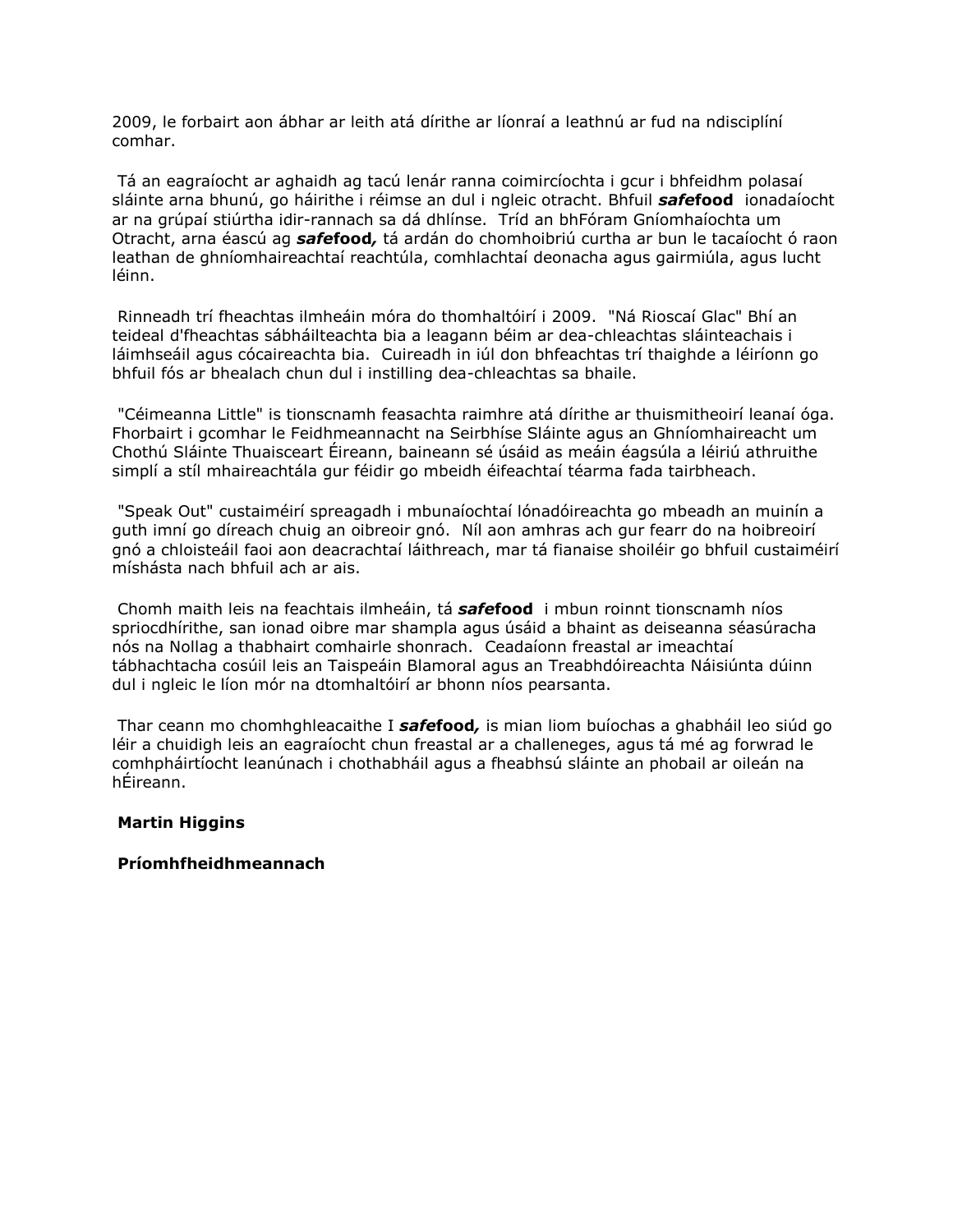2009, le forbairt aon ábhar ar leith atá dírithe ar líonraí a leathnú ar fud na ndisciplíní comhar.

Tá an eagraíocht ar aghaidh ag tacú lenár ranna coimircíochta i gcur i bhfeidhm polasaí sláinte arna bhunú, go háirithe i réimse an dul i ngleic otracht. Bhfuil ***safe*food** ionadaíocht ar na grúpaí stiúrtha idir-rannach sa dá dhlínse. Tríd an bhFóram Gníomhaíochta um Otracht, arna éascú ag ***safe*food,** tá ardán do chomhoibriú curtha ar bun le tacaíocht ó raon leathan de ghníomhaireachtaí reachtúla, comhlachtaí deonacha agus gairmiúla, agus lucht léinn.

Rinneadh trí fheachtas ilmheáin móra do thomhaltóirí i 2009. "Ná Rioscaí Glac" Bhí an teideal d'fheachtas sábháilteachta bia a leagann béim ar dea-chleachtas sláinteachais i láimhseáil agus cócaireachta bia. Cuireadh in iúl don bhfeachtas trí thaighde a léiríonn go bhfuil fós ar bhealach chun dul i instilling dea-chleachtas sa bhaile.

"Céimeanna Little" is tionscnamh feasachta raimhre atá dírithe ar thuismitheoirí leanaí óga. Fhorbairt i gcomhar le Feidhmeannacht na Seirbhíse Sláinte agus an Ghníomhaireacht um Chothú Sláinte Thuaisceart Éireann, baineann sé úsáid as meáin éagsúla a léiriú athruithe simplí a stíl mhaireachtála gur féidir go mbeidh éifeachtaí téarma fada tairbheach.

"Speak Out" custaiméirí spreagadh i mbunaíochtaí lónadóireachta go mbeadh an muinín a guth imní go díreach chuig an oibreoir gnó. Níl aon amhras ach gur fearr do na hoibreoirí gnó a chloisteáil faoi aon deacrachtaí láithreach, mar tá fianaise shoiléir go bhfuil custaiméirí míshásta nach bhfuil ach ar ais.

Chomh maith leis na feachtais ilmheáin, tá ***safe*food** i mbun roinnt tionscnamh níos spriocdhírithe, san ionad oibre mar shampla agus úsáid a bhaint as deiseanna séasúracha nós na Nollag a thabhairt comhairle shonrach. Ceadaíonn freastal ar imeachtaí tábhachtacha cosúil leis an Taispeáin Blamoral agus an Treabhdóireachta Náisiúnta dúinn dul i ngleic le líon mór na dtomhaltóirí ar bhonn níos pearsanta.

Thar ceann mo chomhghleacaithe I ***safe*food,** is mian liom buíochas a ghabháil leo siúd go léir a chuidigh leis an eagraíocht chun freastal ar a challeneges, agus tá mé ag forwrad le comhpháirtíocht leanúnach i chothabháil agus a fheabhsú sláinte an phobail ar oileán na hÉireann.

**Martin Higgins**

**Príomhfheidhmeannach**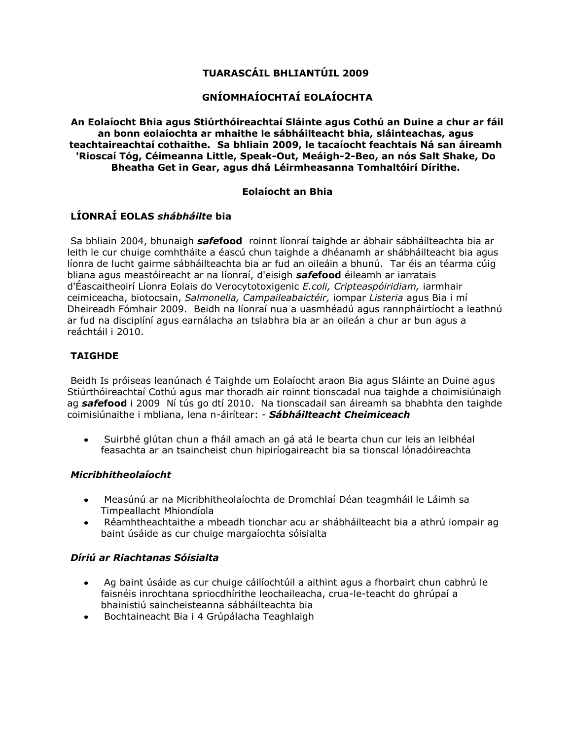**TUARASCÁIL BHLIANTÚIL 2009**

**GNÍOMHAÍOCHTAÍ EOLAÍOCHTA**

**An Eolaíocht Bhia agus Stiúrthóireachtaí Sláinte agus Cothú an Duine a chur ar fáil an bonn eolaíochta ar mhaithe le sábháilteacht bhia, sláinteachas, agus teachtaireachtaí cothaithe. Sa bhliain 2009, le tacaíocht feachtais Ná san áireamh 'Rioscaí Tóg, Céimeanna Little, Speak-Out, Meáigh-2-Beo, an nós Salt Shake, Do Bheatha Get in Gear, agus dhá Léirmheasanna Tomhaltóirí Dírithe.**

**Eolaíocht an Bhia**

**LÍONRAÍ EOLAS *shábháilte* bia**

Sa bhliain 2004, bhunaigh ***safe*food** roinnt líonraí taighde ar ábhair sábháilteachta bia ar leith le cur chuige comhtháite a éascú chun taighde a dhéanamh ar shábháilteacht bia agus líonra de lucht gairme sábháilteachta bia ar fud an oileáin a bhunú. Tar éis an téarma cúig bliana agus meastóireacht ar na líonraí, d'eisigh ***safe*food** éileamh ar iarratais d'Éascaitheoirí Líonra Eolais do Verocytotoxigenic *E.coli, Cripteaspóiridiam,* iarmhair ceimiceacha, biotocsain, *Salmonella, Campaileabaictéir,* iompar *Listeria* agus Bia i mí Dheireadh Fómhair 2009. Beidh na líonraí nua a uasmhéadú agus rannpháirtíocht a leathnú ar fud na disciplíní agus earnálacha an tslabhra bia ar an oileán a chur ar bun agus a reáchtáil i 2010.

**TAIGHDE**

Beidh Is próiseas leanúnach é Taighde um Eolaíocht araon Bia agus Sláinte an Duine agus Stiúrthóireachtaí Cothú agus mar thoradh air roinnt tionscadal nua taighde a choimisiúnaigh ag ***safe*food** i 2009 Ní tús go dtí 2010. Na tionscadail san áireamh sa bhabhta den taighde coimisiúnaithe i mbliana, lena n-áirítear: - ***Sábháilteacht Cheimiceach***

- Suirbhé glútan chun a fháil amach an gá atá le bearta chun cur leis an leibhéal feasachta ar an tsaincheist chun hipiríogaireacht bia sa tionscal lónadóireachta

***Micribhitheolaíocht***

- Measúnú ar na Micribhitheolaíochta de Dromchlaí Déan teagmháil le Láimh sa Timpeallacht Mhiondíola
- Réamhtheachtaithe a mbeadh tionchar acu ar shábháilteacht bia a athrú iompair ag baint úsáide as cur chuige margaíochta sóisialta

***Díriú ar Riachtanas Sóisialta***

- Ag baint úsáide as cur chuige cáilíochtúil a aithint agus a fhorbairt chun cabhrú le faisnéis inrochtana spriocdhírithe leochaileacha, crua-le-teacht do ghrúpaí a bhainistiú saincheisteanna sábháilteachta bia
- Bochtaineacht Bia i 4 Grúpálacha Teaghlaigh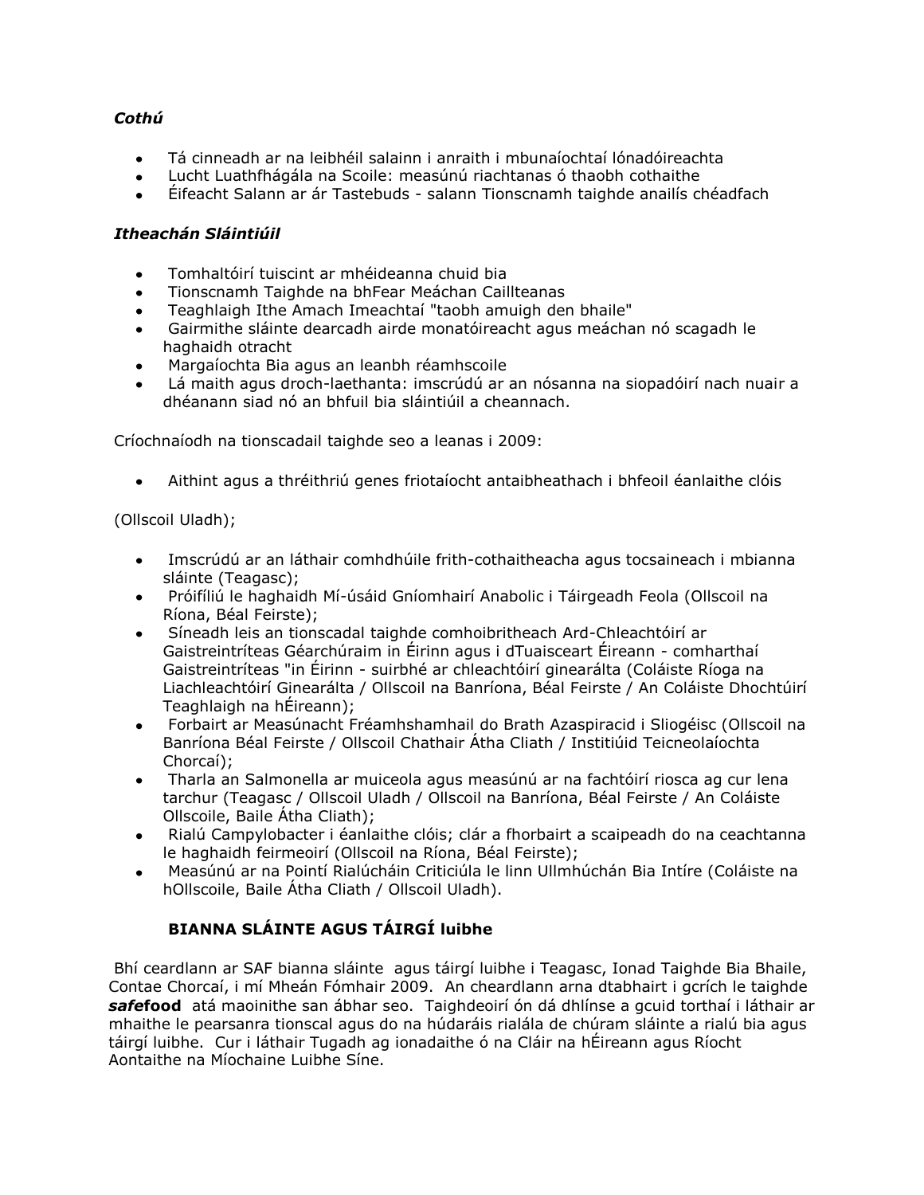***Cothú***

- Tá cinneadh ar na leibhéil salainn i anraith i mbunaíochtaí lónadóireachta
- Lucht Luathfhágála na Scoile: measúnú riachtanas ó thaobh cothaithe
- Éifeacht Salann ar ár Tastebuds - salann Tionscnamh taighde anailís chéadfach

***Itheachán Sláintiúil***

- Tomhaltóirí tuiscint ar mhéideanna chuid bia
- Tionscnamh Taighde na bhFear Meáchan Caillteanas
- Teaghlaigh Ithe Amach Imeachtaí "taobh amuigh den bhaile"
- Gairmithe sláinte dearcadh airde monatóireacht agus meáchan nó scagadh le haghaidh otracht
- Margaíochta Bia agus an leanbh réamhscoile
- Lá maith agus droch-laethanta: imscrúdú ar an nósanna na siopadóirí nach nuair a dhéanann siad nó an bhfuil bia sláintiúil a cheannach.

Críochnaíodh na tionscadail taighde seo a leanas i 2009:

- Aithint agus a thréithriú genes friotaíocht antaibheathach i bhfeoil éanlaithe clóis

(Ollscoil Uladh);

- Imscrúdú ar an láthair comhdhúile frith-cothaitheacha agus tocsaineach i mbianna sláinte (Teagasc);
- Próifíliú le haghaidh Mí-úsáid Gníomhairí Anabolic i Táirgeadh Feola (Ollscoil na Ríona, Béal Feirste);
- Síneadh leis an tionscadal taighde comhoibritheach Ard-Chleachtóirí ar Gaistreintríteas Géarchúraim in Éirinn agus i dTuaisceart Éireann - comharthaí Gaistreintríteas "in Éirinn - suirbhé ar chleachtóirí ginearálta (Coláiste Ríoga na Liachleachtóirí Ginearálta / Ollscoil na Banríona, Béal Feirste / An Coláiste Dhochtúirí Teaghlaigh na hÉireann);
- Forbairt ar Measúnacht Fréamhshamhail do Brath Azaspiracid i Sliogéisc (Ollscoil na Banríona Béal Feirste / Ollscoil Chathair Átha Cliath / Institiúid Teicneolaíochta Chorcaí);
- Tharla an Salmonella ar muiceola agus measúnú ar na fachtóirí riosca ag cur lena tarchur (Teagasc / Ollscoil Uladh / Ollscoil na Banríona, Béal Feirste / An Coláiste Ollscoile, Baile Átha Cliath);
- Rialú Campylobacter i éanlaithe clóis; clár a fhorbairt a scaipeadh do na ceachtanna le haghaidh feirmeoirí (Ollscoil na Ríona, Béal Feirste);
- Measúnú ar na Pointí Rialúcháin Criticiúla le linn Ullmhúchán Bia Intíre (Coláiste na hOllscoile, Baile Átha Cliath / Ollscoil Uladh).

**BIANNA SLÁINTE AGUS TÁIRGÍ luibhe**

Bhí ceardlann ar SAF bianna sláinte agus táirgí luibhe i Teagasc, Ionad Taighde Bia Bhaile, Contae Chorcaí, i mí Mheán Fómhair 2009. An cheardlann arna dtabhairt i gcrích le taighde ***safe*food** atá maoinithe san ábhar seo. Taighdeoirí ón dá dhlínse a gcuid torthaí i láthair ar mhaithe le pearsanra tionscal agus do na húdaráis rialála de chúram sláinte a rialú bia agus táirgí luibhe. Cur i láthair Tugadh ag ionadaithe ó na Cláir na hÉireann agus Ríocht Aontaithe na Míochaine Luibhe Síne.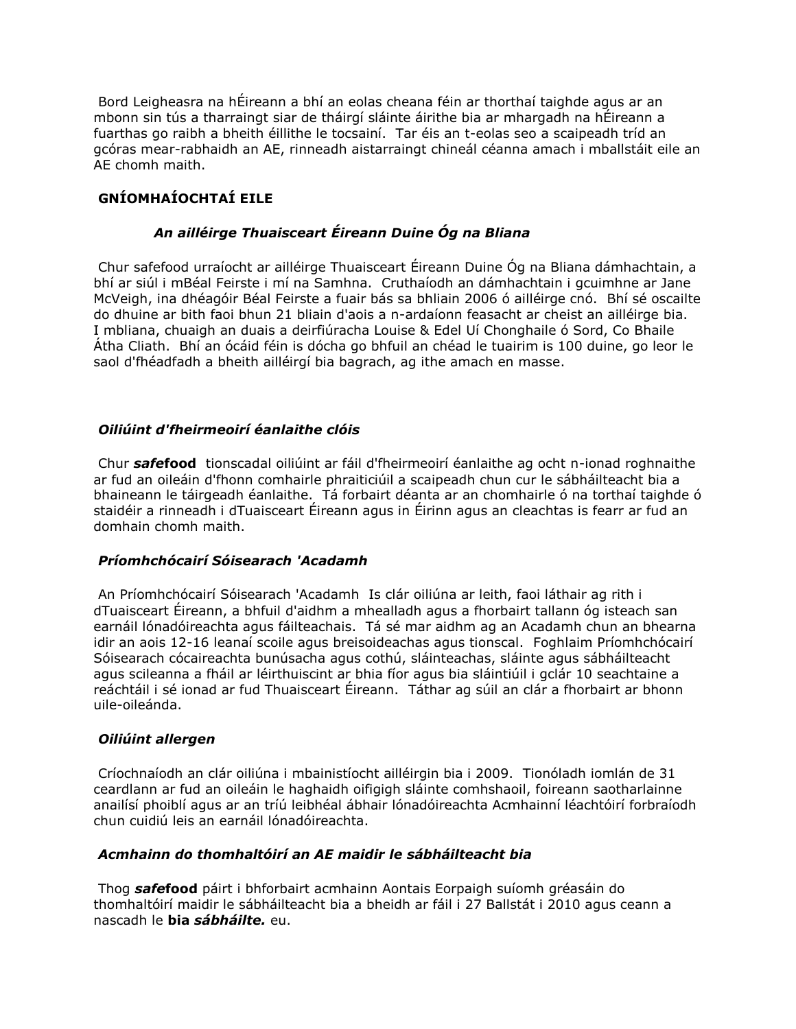Bord Leigheasra na hÉireann a bhí an eolas cheana féin ar thorthaí taighde agus ar an mbonn sin tús a tharraingt siar de tháirgí sláinte áirithe bia ar mhargadh na hÉireann a fuarthas go raibh a bheith éillithe le tocsainí. Tar éis an t-eolas seo a scaipeadh tríd an gcóras mear-rabhaidh an AE, rinneadh aistarraingt chineál céanna amach i mballstáit eile an AE chomh maith.

## GNÍOMHAÍOCHTAÍ EILE

### *An ailléirge Thuaisceart Éireann Duine Óg na Bliana*

Chur safefood urraíocht ar ailléirge Thuaisceart Éireann Duine Óg na Bliana dámhachtain, a bhí ar siúl i mBéal Feirste i mí na Samhna. Cruthaíodh an dámhachtain i gcuimhne ar Jane McVeigh, ina dhéagóir Béal Feirste a fuair bás sa bhliain 2006 ó ailléirge cnó. Bhí sé oscailte do dhuine ar bith faoi bhun 21 bliain d'aois a n-ardaíonn feasacht ar cheist an ailléirge bia. I mbliana, chuaigh an duais a deirfiúracha Louise & Edel Uí Chonghaile ó Sord, Co Bhaile Átha Cliath. Bhí an ócáid féin is dócha go bhfuil an chéad le tuairim is 100 duine, go leor le saol d'fhéadfadh a bheith ailléirgí bia bagrach, ag ithe amach en masse.

### *Oiliúint d'fheirmeoirí éanlaithe clóis*

Chur ***safe*food** tionscadal oiliúint ar fáil d'fheirmeoirí éanlaithe ag ocht n-ionad roghnaithe ar fud an oileáin d'fhonn comhairle phraiticiúil a scaipeadh chun cur le sábháilteacht bia a bhaineann le táirgeadh éanlaithe. Tá forbairt déanta ar an chomhairle ó na torthaí taighde ó staidéir a rinneadh i dTuaisceart Éireann agus in Éirinn agus an cleachtas is fearr ar fud an domhain chomh maith.

### *Príomhchócairí Sóisearach 'Acadamh*

An Príomhchócairí Sóisearach 'Acadamh Is clár oiliúna ar leith, faoi láthair ag rith i dTuaisceart Éireann, a bhfuil d'aidhm a mhealladh agus a fhorbairt tallann óg isteach san earnáil lónadóireachta agus fáilteachais. Tá sé mar aidhm ag an Acadamh chun an bhearna idir an aois 12-16 leanaí scoile agus breisoideachas agus tionscal. Foghlaim Príomhchócairí Sóisearach cócaireachta bunúsacha agus cothú, sláinteachas, sláinte agus sábháilteacht agus scileanna a fháil ar léirthuiscint ar bhia fíor agus bia sláintiúil i gclár 10 seachtaine a reáchtáil i sé ionad ar fud Thuaisceart Éireann. Táthar ag súil an clár a fhorbairt ar bhonn uile-oileánda.

### *Oiliúint allergen*

Críochnaíodh an clár oiliúna i mbainistíocht ailléirgin bia i 2009. Tionóladh iomlán de 31 ceardlann ar fud an oileáin le haghaidh oifigigh sláinte comhshaoil, foireann saotharlainne anailísí phoiblí agus ar an tríú leibhéal ábhair lónadóireachta Acmhainní léachtóirí forbraíodh chun cuidiú leis an earnáil lónadóireachta.

### *Acmhainn do thomhaltóirí an AE maidir le sábháilteacht bia*

Thog ***safe*food** páirt i bhforbairt acmhainn Aontais Eorpaigh suíomh gréasáin do thomhaltóirí maidir le sábháilteacht bia a bheidh ar fáil i 27 Ballstát i 2010 agus ceann a nascadh le **bia *sábháilte.*** eu.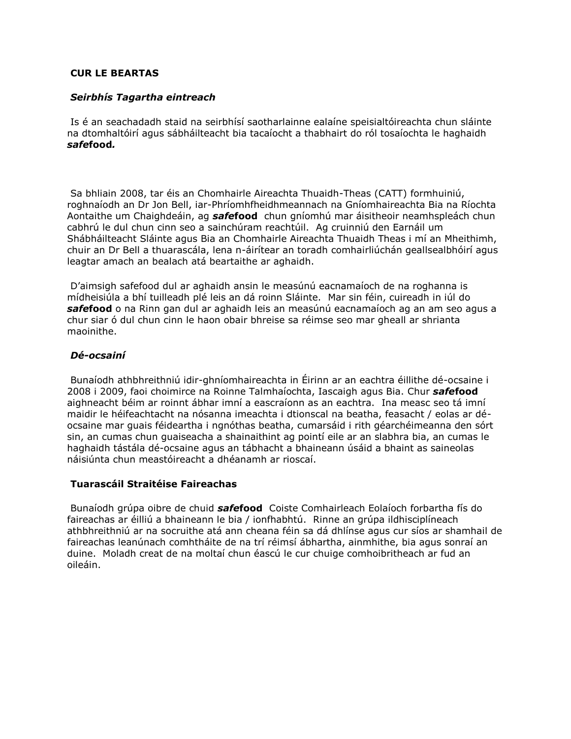**CUR LE BEARTAS**

***Seirbhís Tagartha eintreach***

Is é an seachadadh staid na seirbhísí saotharlainne ealaíne speisialtóireachta chun sláinte na dtomhaltóirí agus sábháilteacht bia tacaíocht a thabhairt do ról tosaíochta le haghaidh ***safe*food.**

Sa bhliain 2008, tar éis an Chomhairle Aireachta Thuaidh-Theas (CATT) formhuiniú, roghnaíodh an Dr Jon Bell, iar-Phríomhfheidhmeannach na Gníomhaireachta Bia na Ríochta Aontaithe um Chaighdeáin, ag ***safe*food** chun gníomhú mar áisitheoir neamhspleách chun cabhrú le dul chun cinn seo a sainchúram reachtúil. Ag cruinniú den Earnáil um Shábháilteacht Sláinte agus Bia an Chomhairle Aireachta Thuaidh Theas i mí an Mheithimh, chuir an Dr Bell a thuarascála, lena n-áirítear an toradh comhairliúchán geallsealbhóirí agus leagtar amach an bealach atá beartaithe ar aghaidh.

D'aimsigh safefood dul ar aghaidh ansin le measúnú eacnamaíoch de na roghanna is mídheisiúla a bhí tuilleadh plé leis an dá roinn Sláinte. Mar sin féin, cuireadh in iúl do ***safe*food** o na Rinn gan dul ar aghaidh leis an measúnú eacnamaíoch ag an am seo agus a chur siar ó dul chun cinn le haon obair bhreise sa réimse seo mar gheall ar shrianta maoinithe.

***Dé-ocsainí***

Bunaíodh athbhreithniú idir-ghníomhaireachta in Éirinn ar an eachtra éillithe dé-ocsaine i 2008 i 2009, faoi choimirce na Roinne Talmhaíochta, Iascaigh agus Bia. Chur ***safe*food** aighneacht béim ar roinnt ábhar imní a eascraíonn as an eachtra. Ina measc seo tá imní maidir le héifeachtacht na nósanna imeachta i dtionscal na beatha, feasacht / eolas ar dé-ocsaine mar guais féideartha i ngnóthas beatha, cumarsáid i rith géarchéimeanna den sórt sin, an cumas chun guaiseacha a shainaithint ag pointí eile ar an slabhra bia, an cumas le haghaidh tástála dé-ocsaine agus an tábhacht a bhaineann úsáid a bhaint as saineolas náisiúnta chun meastóireacht a dhéanamh ar rioscaí.

**Tuarascáil Straitéise Faireachas**

Bunaíodh grúpa oibre de chuid ***safe*food** Coiste Comhairleach Eolaíoch forbartha fís do faireachas ar éilliú a bhaineann le bia / ionfhabhtú. Rinne an grúpa ildhisciplíneach athbhreithniú ar na socruithe atá ann cheana féin sa dá dhlínse agus cur síos ar shamhail de faireachas leanúnach comhtháite de na trí réimsí ábhartha, ainmhithe, bia agus sonraí an duine. Moladh creat de na moltaí chun éascú le cur chuige comhoibritheach ar fud an oileáin.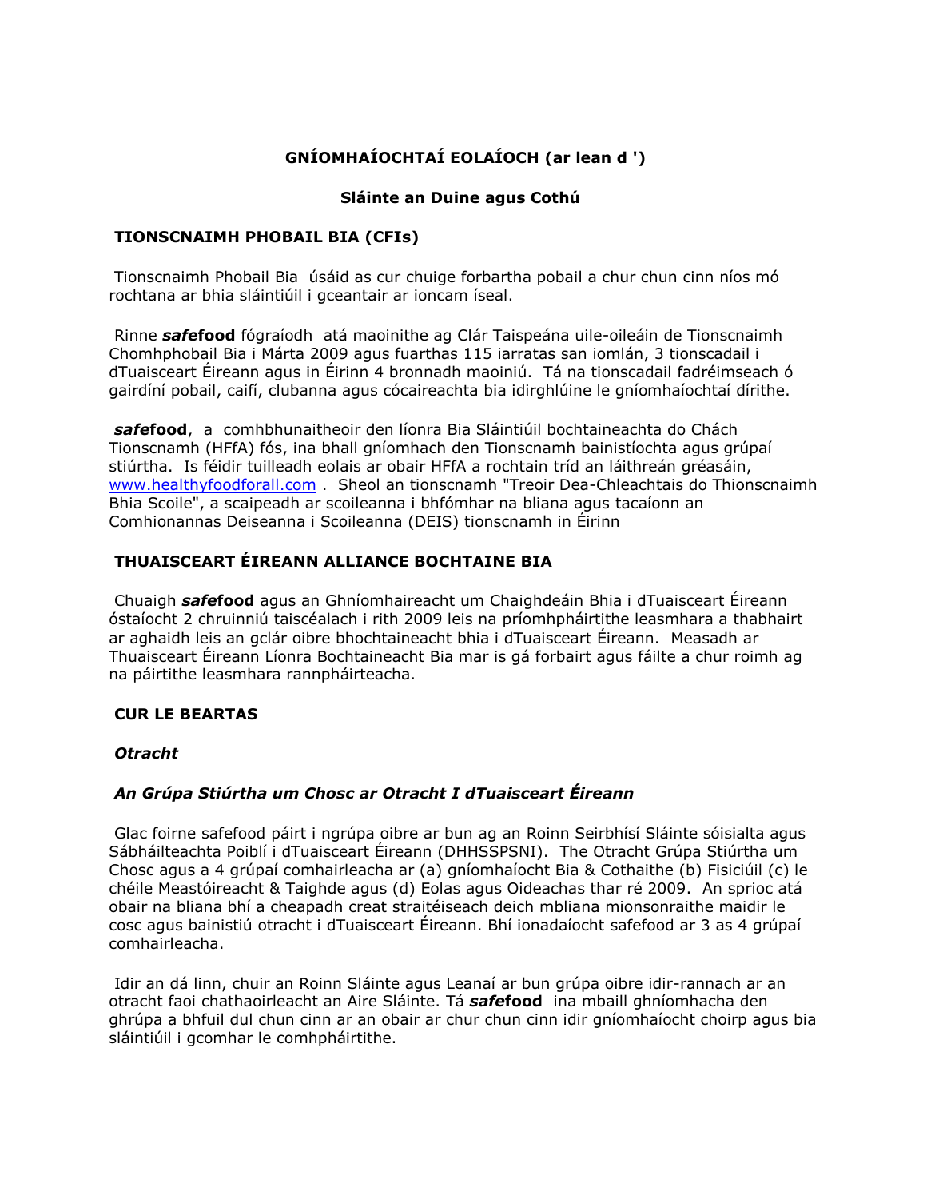**GNÍOMHAÍOCHTAÍ EOLAÍOCH (ar lean d ')**

**Sláinte an Duine agus Cothú**

## TIONSCNAIMH PHOBAIL BIA (CFIs)

Tionscnaimh Phobail Bia úsáid as cur chuige forbartha pobail a chur chun cinn níos mó rochtana ar bhia sláintiúil i gceantair ar ioncam íseal.

Rinne ***safe*food** fógraíodh atá maoinithe ag Clár Taispeána uile-oileáin de Tionscnaimh Chomhphobail Bia i Márta 2009 agus fuarthas 115 iarratas san iomlán, 3 tionscadail i dTuaisceart Éireann agus in Éirinn 4 bronnadh maoiniú. Tá na tionscadail fadréimseach ó gairdíní pobail, caifí, clubanna agus cócaireachta bia idirghlúine le gníomhaíochtaí dírithe.

***safe*food**, a comhbhunaitheoir den líonra Bia Sláintiúil bochtaineachta do Chách Tionscnamh (HFfA) fós, ina bhall gníomhach den Tionscnamh bainistíochta agus grúpaí stiúrtha. Is féidir tuilleadh eolais ar obair HFfA a rochtain tríd an láithreán gréasáin, www.healthyfoodforall.com . Sheol an tionscnamh "Treoir Dea-Chleachtais do Thionscnaimh Bhia Scoile", a scaipeadh ar scoileanna i bhfómhar na bliana agus tacaíonn an Comhionannas Deiseanna i Scoileanna (DEIS) tionscnamh in Éirinn

## THUAISCEART ÉIREANN ALLIANCE BOCHTAINE BIA

Chuaigh ***safe*food** agus an Ghníomhaireacht um Chaighdeáin Bhia i dTuaisceart Éireann óstaíocht 2 chruinniú taiscéalach i rith 2009 leis na príomhpháirtithe leasmhara a thabhairt ar aghaidh leis an gclár oibre bhochtaineacht bhia i dTuaisceart Éireann. Measadh ar Thuaisceart Éireann Líonra Bochtaineacht Bia mar is gá forbairt agus fáilte a chur roimh ag na páirtithe leasmhara rannpháirteacha.

## CUR LE BEARTAS

***Otracht***

***An Grúpa Stiúrtha um Chosc ar Otracht I dTuaisceart Éireann***

Glac foirne safefood páirt i ngrúpa oibre ar bun ag an Roinn Seirbhísí Sláinte sóisialta agus Sábháilteachta Poiblí i dTuaisceart Éireann (DHHSSPSNI). The Otracht Grúpa Stiúrtha um Chosc agus a 4 grúpaí comhairleacha ar (a) gníomhaíocht Bia & Cothaithe (b) Fisiciúil (c) le chéile Meastóireacht & Taighde agus (d) Eolas agus Oideachas thar ré 2009. An sprioc atá obair na bliana bhí a cheapadh creat straitéiseach deich mbliana mionsonraithe maidir le cosc agus bainistiú otracht i dTuaisceart Éireann. Bhí ionadaíocht safefood ar 3 as 4 grúpaí comhairleacha.

Idir an dá linn, chuir an Roinn Sláinte agus Leanaí ar bun grúpa oibre idir-rannach ar an otracht faoi chathaoirleacht an Aire Sláinte. Tá ***safe*food** ina mbaill ghníomhacha den ghrúpa a bhfuil dul chun cinn ar an obair ar chur chun cinn idir gníomhaíocht choirp agus bia sláintiúil i gcomhar le comhpháirtithe.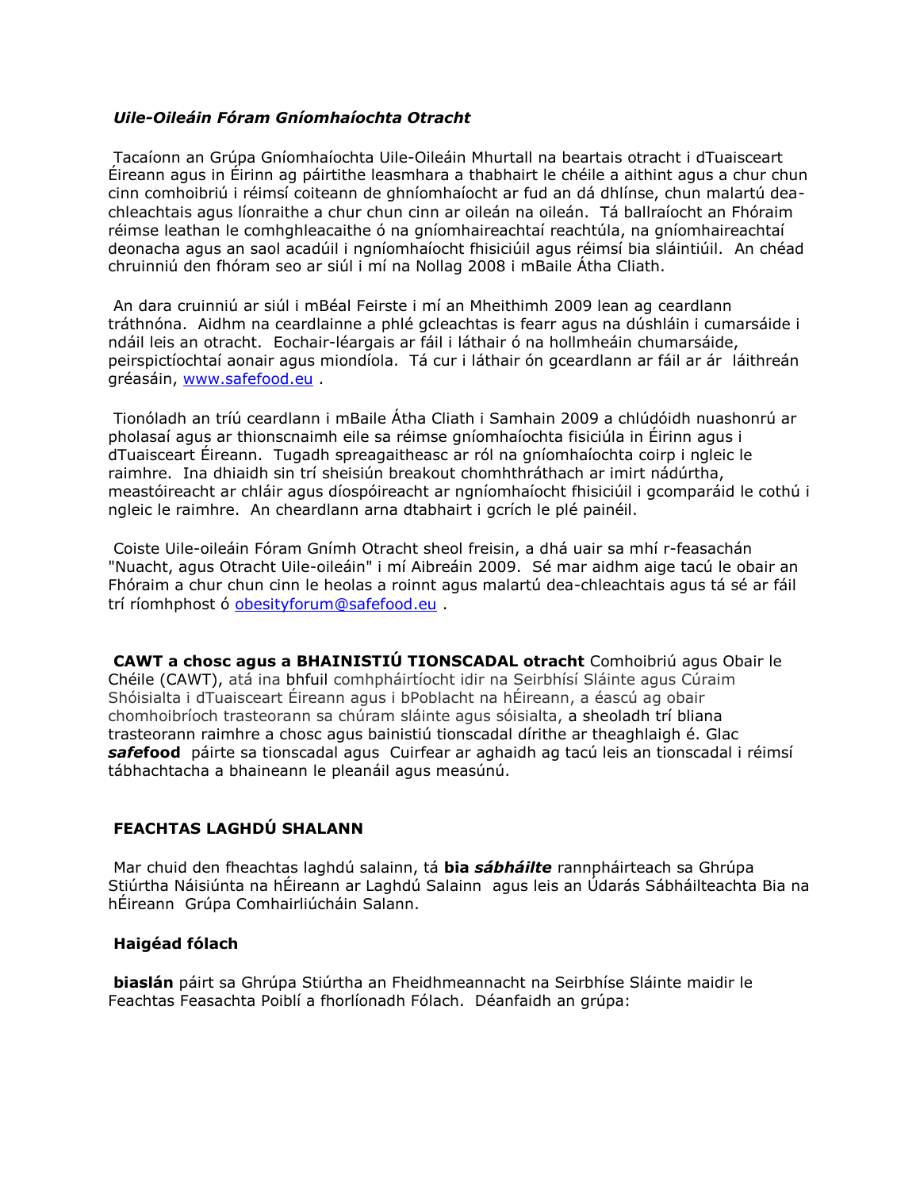***Uile-Oileáin Fóram Gníomhaíochta Otracht***

Tacaíonn an Grúpa Gníomhaíochta Uile-Oileáin Mhurtall na beartais otracht i dTuaisceart Éireann agus in Éirinn ag páirtithe leasmhara a thabhairt le chéile a aithint agus a chur chun cinn comhoibriú i réimsí coiteann de ghníomhaíocht ar fud an dá dhlínse, chun malartú dea-chleachtais agus líonraithe a chur chun cinn ar oileán na oileán. Tá ballraíocht an Fhóraim réimse leathan le comhghleacaithe ó na gníomhaireachtaí reachtúla, na gníomhaireachtaí deonacha agus an saol acadúil i ngníomhaíocht fhisiciúil agus réimsí bia sláintiúil. An chéad chruinniú den fhóram seo ar siúl i mí na Nollag 2008 i mBaile Átha Cliath.

An dara cruinniú ar siúl i mBéal Feirste i mí an Mheithimh 2009 lean ag ceardlann tráthnóna. Aidhm na ceardlainne a phlé gcleachtas is fearr agus na dúshláin i cumarsáide i ndáil leis an otracht. Eochair-léargais ar fáil i láthair ó na hollmheáin chumarsáide, peirspictíochtaí aonair agus miondíola. Tá cur i láthair ón gceardlann ar fáil ar ár láithreán gréasáin, www.safefood.eu .

Tionóladh an tríú ceardlann i mBaile Átha Cliath i Samhain 2009 a chlúdóidh nuashonrú ar pholasaí agus ar thionscnaimh eile sa réimse gníomhaíochta fisiciúla in Éirinn agus i dTuaisceart Éireann. Tugadh spreagaitheasc ar ról na gníomhaíochta coirp i ngleic le raimhre. Ina dhiaidh sin trí sheisiún breakout chomhthráthach ar imirt nádúrtha, meastóireacht ar chláir agus díospóireacht ar ngníomhaíocht fhisiciúil i gcomparáid le cothú i ngleic le raimhre. An cheardlann arna dtabhairt i gcrích le plé painéil.

Coiste Uile-oileáin Fóram Gnímh Otracht sheol freisin, a dhá uair sa mhí r-feasachán "Nuacht, agus Otracht Uile-oileáin" i mí Aibreáin 2009. Sé mar aidhm aige tacú le obair an Fhóraim a chur chun cinn le heolas a roinnt agus malartú dea-chleachtais agus tá sé ar fáil trí ríomhphost ó obesityforum@safefood.eu .

**CAWT a chosc agus a BHAINISTIÚ TIONSCADAL otracht** Comhoibriú agus Obair le Chéile (CAWT), atá ina bhfuil comhpháirtíocht idir na Seirbhísí Sláinte agus Cúraim Shóisialta i dTuaisceart Éireann agus i bPoblacht na hÉireann, a éascú ag obair chomhoibríoch trasteorann sa chúram sláinte agus sóisialta, a sheoladh trí bliana trasteorann raimhre a chosc agus bainistiú tionscadal dírithe ar theaghlaigh é. Glac ***safe*food** páirte sa tionscadal agus Cuirfear ar aghaidh ag tacú leis an tionscadal i réimsí tábhachtacha a bhaineann le pleanáil agus measúnú.

**FEACHTAS LAGHDÚ SHALANN**

Mar chuid den fheachtas laghdú salainn, tá **bia *sábháilte*** rannpháirteach sa Ghrúpa Stiúrtha Náisiúnta na hÉireann ar Laghdú Salainn agus leis an Údarás Sábháilteachta Bia na hÉireann Grúpa Comhairliúcháin Salann.

**Haigéad fólach**

**biaslán** páirt sa Ghrúpa Stiúrtha an Fheidhmeannacht na Seirbhíse Sláinte maidir le Feachtas Feasachta Poiblí a fhorlíonadh Fólach. Déanfaidh an grúpa: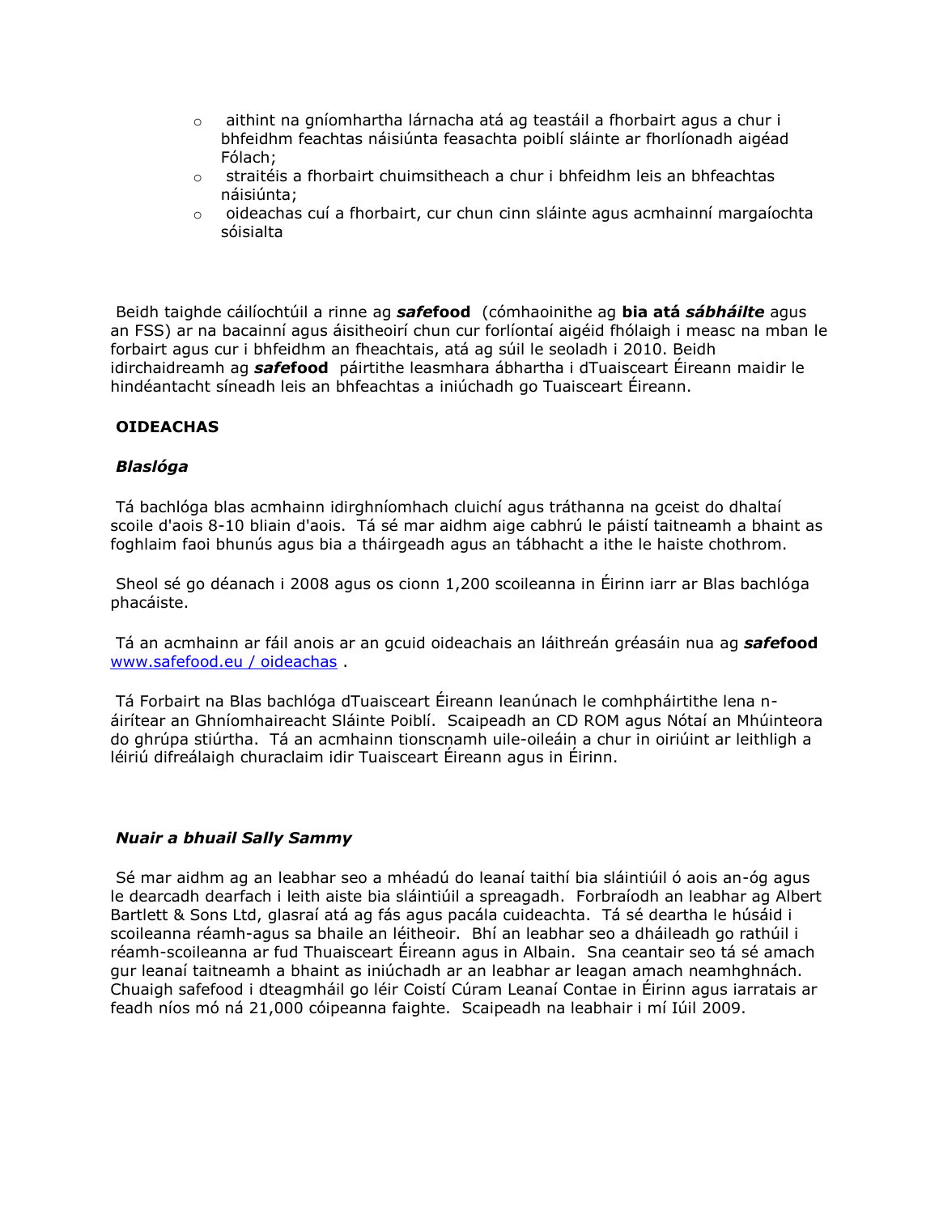- aithint na gníomhartha lárnacha atá ag teastáil a fhorbairt agus a chur i bhfeidhm feachtas náisiúnta feasachta poiblí sláinte ar fhorlíonadh aigéad Fólach;
- straitéis a fhorbairt chuimsitheach a chur i bhfeidhm leis an bhfeachtas náisiúnta;
- oideachas cuí a fhorbairt, cur chun cinn sláinte agus acmhainní margaíochta sóisialta

Beidh taighde cáilíochtúil a rinne ag ***safe*food** (cómhaoinithe ag **bia atá *sábháilte*** agus an FSS) ar na bacainní agus áisitheoirí chun cur forlíontaí aigéid fhólaigh i measc na mban le forbairt agus cur i bhfeidhm an fheachtais, atá ag súil le seoladh i 2010. Beidh idirchaidreamh ag ***safe*food** páirtithe leasmhara ábhartha i dTuaisceart Éireann maidir le hindéantacht síneadh leis an bhfeachtas a iniúchadh go Tuaisceart Éireann.

**OIDEACHAS**

***Blaslóga***

Tá bachlóga blas acmhainn idirghníomhach cluichí agus tráthanna na gceist do dhaltaí scoile d'aois 8-10 bliain d'aois. Tá sé mar aidhm aige cabhrú le páistí taitneamh a bhaint as foghlaim faoi bhunús agus bia a tháirgeadh agus an tábhacht a ithe le haiste chothrom.

Sheol sé go déanach i 2008 agus os cionn 1,200 scoileanna in Éirinn iarr ar Blas bachlóga phacáiste.

Tá an acmhainn ar fáil anois ar an gcuid oideachais an láithreán gréasáin nua ag ***safe*food** www.safefood.eu / oideachas .

Tá Forbairt na Blas bachlóga dTuaisceart Éireann leanúnach le comhpháirtithe lena n-áirítear an Ghníomhaireacht Sláinte Poiblí. Scaipeadh an CD ROM agus Nótaí an Mhúinteora do ghrúpa stiúrtha. Tá an acmhainn tionscnamh uile-oileáin a chur in oiriúint ar leithligh a léiriú difreálaigh churaclaim idir Tuaisceart Éireann agus in Éirinn.

***Nuair a bhuail Sally Sammy***

Sé mar aidhm ag an leabhar seo a mhéadú do leanaí taithí bia sláintiúil ó aois an-óg agus le dearcadh dearfach i leith aiste bia sláintiúil a spreagadh. Forbraíodh an leabhar ag Albert Bartlett & Sons Ltd, glasraí atá ag fás agus pacála cuideachta. Tá sé deartha le húsáid i scoileanna réamh-agus sa bhaile an léitheoir. Bhí an leabhar seo a dháileadh go rathúil i réamh-scoileanna ar fud Thuaisceart Éireann agus in Albain. Sna ceantair seo tá sé amach gur leanaí taitneamh a bhaint as iniúchadh ar an leabhar ar leagan amach neamhghnách. Chuaigh safefood i dteagmháil go léir Coistí Cúram Leanaí Contae in Éirinn agus iarratais ar feadh níos mó ná 21,000 cóipeanna faighte. Scaipeadh na leabhair i mí Iúil 2009.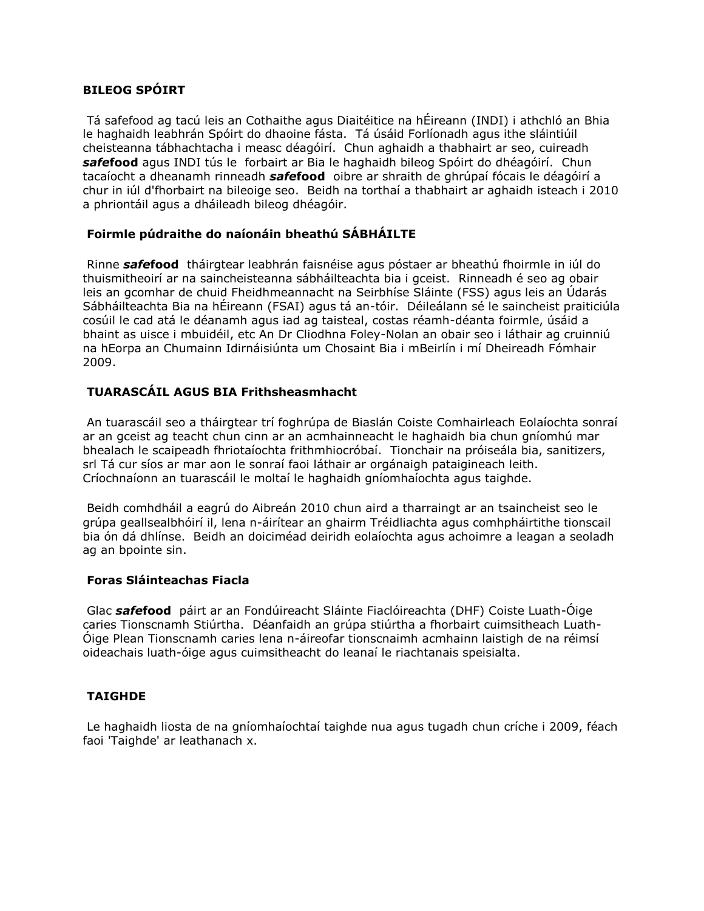**BILEOG SPÓIRT**

Tá safefood ag tacú leis an Cothaithe agus Diaitéitice na hÉireann (INDI) i athchló an Bhia le haghaidh leabhrán Spóirt do dhaoine fásta. Tá úsáid Forlíonadh agus ithe sláintiúil cheisteanna tábhachtacha i measc déagóirí. Chun aghaidh a thabhairt ar seo, cuireadh ***safe*food** agus INDI tús le forbairt ar Bia le haghaidh bileog Spóirt do dhéagóirí. Chun tacaíocht a dheanamh rinneadh ***safe*food** oibre ar shraith de ghrúpaí fócais le déagóirí a chur in iúl d'fhorbairt na bileoige seo. Beidh na torthaí a thabhairt ar aghaidh isteach i 2010 a phriontáil agus a dháileadh bileog dhéagóir.

**Foirmle púdraithe do naíonáin bheathú SÁBHÁILTE**

Rinne ***safe*food** tháirgtear leabhrán faisnéise agus póstaer ar bheathú fhoirmle in iúl do thuismitheoirí ar na saincheisteanna sábháilteachta bia i gceist. Rinneadh é seo ag obair leis an gcomhar de chuid Fheidhmeannacht na Seirbhíse Sláinte (FSS) agus leis an Údarás Sábháilteachta Bia na hÉireann (FSAI) agus tá an-tóir. Déileálann sé le saincheist praiticiúla cosúil le cad atá le déanamh agus iad ag taisteal, costas réamh-déanta foirmle, úsáid a bhaint as uisce i mbuidéil, etc An Dr Cliodhna Foley-Nolan an obair seo i láthair ag cruinniú na hEorpa an Chumainn Idirnáisiúnta um Chosaint Bia i mBeirlín i mí Dheireadh Fómhair 2009.

**TUARASCÁIL AGUS BIA Frithsheasmhacht**

An tuarascáil seo a tháirgtear trí foghrúpa de Biaslán Coiste Comhairleach Eolaíochta sonraí ar an gceist ag teacht chun cinn ar an acmhainneacht le haghaidh bia chun gníomhú mar bhealach le scaipeadh fhriotaíochta frithmhiocróbaí. Tionchair na próiseála bia, sanitizers, srl Tá cur síos ar mar aon le sonraí faoi láthair ar orgánaigh pataigineach leith. Críochnaíonn an tuarascáil le moltaí le haghaidh gníomhaíochta agus taighde.

Beidh comhdháil a eagrú do Aibreán 2010 chun aird a tharraingt ar an tsaincheist seo le grúpa geallsealbhóirí il, lena n-áirítear an ghairm Tréidliachta agus comhpháirtithe tionscail bia ón dá dhlínse. Beidh an doiciméad deiridh eolaíochta agus achoimre a leagan a seoladh ag an bpointe sin.

**Foras Sláinteachas Fiacla**

Glac ***safe*food** páirt ar an Fondúireacht Sláinte Fiaclóireachta (DHF) Coiste Luath-Óige caries Tionscnamh Stiúrtha. Déanfaidh an grúpa stiúrtha a fhorbairt cuimsitheach Luath-Óige Plean Tionscnamh caries lena n-áireofar tionscnaimh acmhainn laistigh de na réimsí oideachais luath-óige agus cuimsitheacht do leanaí le riachtanais speisialta.

**TAIGHDE**

Le haghaidh liosta de na gníomhaíochtaí taighde nua agus tugadh chun críche i 2009, féach faoi 'Taighde' ar leathanach x.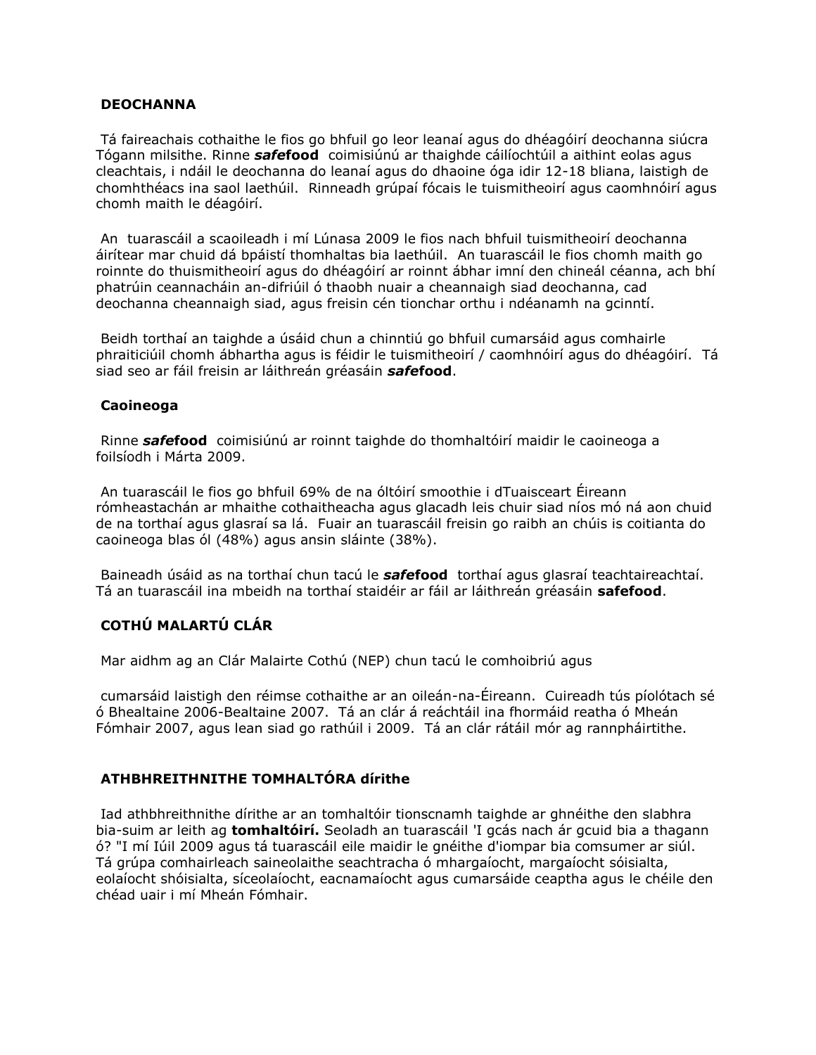**DEOCHANNA**

Tá faireachais cothaithe le fios go bhfuil go leor leanaí agus do dhéagóirí deochanna siúcra Tógann milsithe. Rinne ***safe*****food** coimisiúnú ar thaighde cáilíochtúil a aithint eolas agus cleachtais, i ndáil le deochanna do leanaí agus do dhaoine óga idir 12-18 bliana, laistigh de chomhthéacs ina saol laethúil. Rinneadh grúpaí fócais le tuismitheoirí agus caomhnóirí agus chomh maith le déagóirí.

An tuarascáil a scaoileadh i mí Lúnasa 2009 le fios nach bhfuil tuismitheoirí deochanna áirítear mar chuid dá bpáistí thomhaltas bia laethúil. An tuarascáil le fios chomh maith go roinnte do thuismitheoirí agus do dhéagóirí ar roinnt ábhar imní den chineál céanna, ach bhí phatrúin ceannacháin an-difriúil ó thaobh nuair a cheannaigh siad deochanna, cad deochanna cheannaigh siad, agus freisin cén tionchar orthu i ndéanamh na gcinntí.

Beidh torthaí an taighde a úsáid chun a chinntiú go bhfuil cumarsáid agus comhairle phraiticiúil chomh ábhartha agus is féidir le tuismitheoirí / caomhnóirí agus do dhéagóirí. Tá siad seo ar fáil freisin ar láithreán gréasáin ***safe*****food**.

**Caoineoga**

Rinne ***safe*****food** coimisiúnú ar roinnt taighde do thomhaltóirí maidir le caoineoga a foilsíodh i Márta 2009.

An tuarascáil le fios go bhfuil 69% de na óltóirí smoothie i dTuaisceart Éireann rómheastachán ar mhaithe cothaitheacha agus glacadh leis chuir siad níos mó ná aon chuid de na torthaí agus glasraí sa lá. Fuair an tuarascáil freisin go raibh an chúis is coitianta do caoineoga blas ól (48%) agus ansin sláinte (38%).

Baineadh úsáid as na torthaí chun tacú le ***safe*****food** torthaí agus glasraí teachtaireachtaí. Tá an tuarascáil ina mbeidh na torthaí staidéir ar fáil ar láithreán gréasáin **safefood**.

**COTHÚ MALARTÚ CLÁR**

Mar aidhm ag an Clár Malairte Cothú (NEP) chun tacú le comhoibriú agus

cumarsáid laistigh den réimse cothaithe ar an oileán-na-Éireann. Cuireadh tús píolótach sé ó Bhealtaine 2006-Bealtaine 2007. Tá an clár á reáchtáil ina fhormáid reatha ó Mheán Fómhair 2007, agus lean siad go rathúil i 2009. Tá an clár rátáil mór ag rannpháirtithe.

**ATHBHREITHNITHE TOMHALTÓRA dírithe**

Iad athbhreithnithe dírithe ar an tomhaltóir tionscnamh taighde ar ghnéithe den slabhra bia-suim ar leith ag **tomhaltóirí.** Seoladh an tuarascáil 'I gcás nach ár gcuid bia a thagann ó? "I mí Iúil 2009 agus tá tuarascáil eile maidir le gnéithe d'iompar bia comsumer ar siúl. Tá grúpa comhairleach saineolaithe seachtracha ó mhargaíocht, margaíocht sóisialta, eolaíocht shóisialta, síceolaíocht, eacnamaíocht agus cumarsáide ceaptha agus le chéile den chéad uair i mí Mheán Fómhair.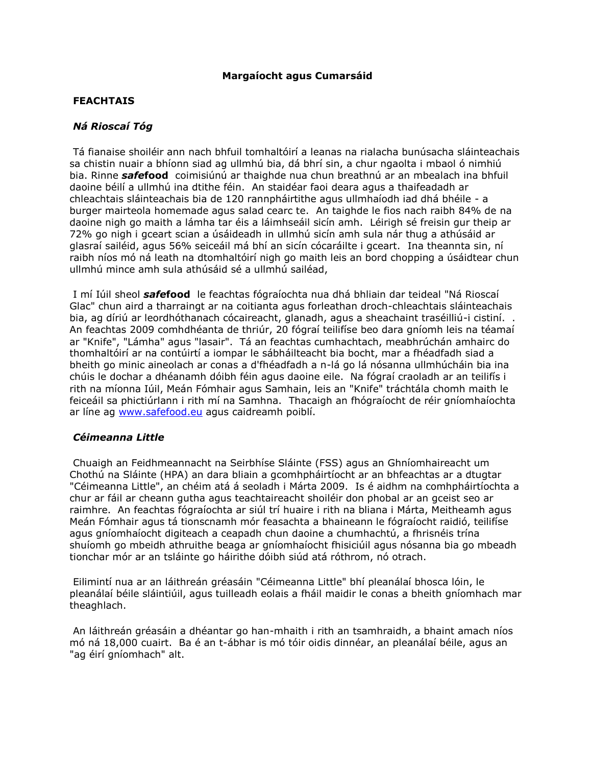**Margaíocht agus Cumarsáid**

**FEACHTAIS**

***Ná Rioscaí Tóg***

Tá fianaise shoiléir ann nach bhfuil tomhaltóirí a leanas na rialacha bunúsacha sláinteachais sa chistin nuair a bhíonn siad ag ullmhú bia, dá bhrí sin, a chur ngaolta i mbaol ó nimhiú bia. Rinne ***safe*food** coimisiúnú ar thaighde nua chun breathnú ar an mbealach ina bhfuil daoine béilí a ullmhú ina dtithe féin. An staidéar faoi deara agus a thaifeadadh ar chleachtais sláinteachais bia de 120 rannpháirtithe agus ullmhaíodh iad dhá bhéile - a burger mairteola homemade agus salad cearc te. An taighde le fios nach raibh 84% de na daoine nigh go maith a lámha tar éis a láimhseáil sicín amh. Léirigh sé freisin gur theip ar 72% go nigh i gceart scian a úsáideadh in ullmhú sicín amh sula nár thug a athúsáid ar glasraí sailéid, agus 56% seiceáil má bhí an sicín cócaráilte i gceart. Ina theannta sin, ní raibh níos mó ná leath na dtomhaltóirí nigh go maith leis an bord chopping a úsáidtear chun ullmhú mince amh sula athúsáid sé a ullmhú sailéad,

I mí Iúil sheol ***safe*food** le feachtas fógraíochta nua dhá bhliain dar teideal "Ná Rioscaí Glac" chun aird a tharraingt ar na coitianta agus forleathan droch-chleachtais sláinteachais bia, ag díriú ar leordhóthanach cócaireacht, glanadh, agus a sheachaint traséilliú-i cistiní. . An feachtas 2009 comhdhéanta de thriúr, 20 fógraí teilifíse beo dara gníomh leis na téamaí ar "Knife", "Lámha" agus "lasair". Tá an feachtas cumhachtach, meabhrúchán amhairc do thomhaltóirí ar na contúirtí a iompar le sábháilteacht bia bocht, mar a fhéadfadh siad a bheith go minic aineolach ar conas a d'fhéadfadh a n-lá go lá nósanna ullmhúcháin bia ina chúis le dochar a dhéanamh dóibh féin agus daoine eile. Na fógraí craoladh ar an teilifís i rith na míonna Iúil, Meán Fómhair agus Samhain, leis an "Knife" tráchtála chomh maith le feiceáil sa phictiúrlann i rith mí na Samhna. Thacaigh an fhógraíocht de réir gníomhaíochta ar líne ag www.safefood.eu agus caidreamh poiblí.

***Céimeanna Little***

Chuaigh an Feidhmeannacht na Seirbhíse Sláinte (FSS) agus an Ghníomhaireacht um Chothú na Sláinte (HPA) an dara bliain a gcomhpháirtíocht ar an bhfeachtas ar a dtugtar "Céimeanna Little", an chéim atá á seoladh i Márta 2009. Is é aidhm na comhpháirtíochta a chur ar fáil ar cheann gutha agus teachtaireacht shoiléir don phobal ar an gceist seo ar raimhre. An feachtas fógraíochta ar siúl trí huaire i rith na bliana i Márta, Meitheamh agus Meán Fómhair agus tá tionscnamh mór feasachta a bhaineann le fógraíocht raidió, teilifíse agus gníomhaíocht digiteach a ceapadh chun daoine a chumhachtú, a fhrisnéis trína shuíomh go mbeidh athruithe beaga ar gníomhaíocht fhisiciúil agus nósanna bia go mbeadh tionchar mór ar an tsláinte go háirithe dóibh siúd atá róthrom, nó otrach.

Eilimintí nua ar an láithreán gréasáin "Céimeanna Little" bhí pleanálaí bhosca lóin, le pleanálaí béile sláintiúil, agus tuilleadh eolais a fháil maidir le conas a bheith gníomhach mar theaghlach.

An láithreán gréasáin a dhéantar go han-mhaith i rith an tsamhraidh, a bhaint amach níos mó ná 18,000 cuairt. Ba é an t-ábhar is mó tóir oidis dinnéar, an pleanálaí béile, agus an "ag éirí gníomhach" alt.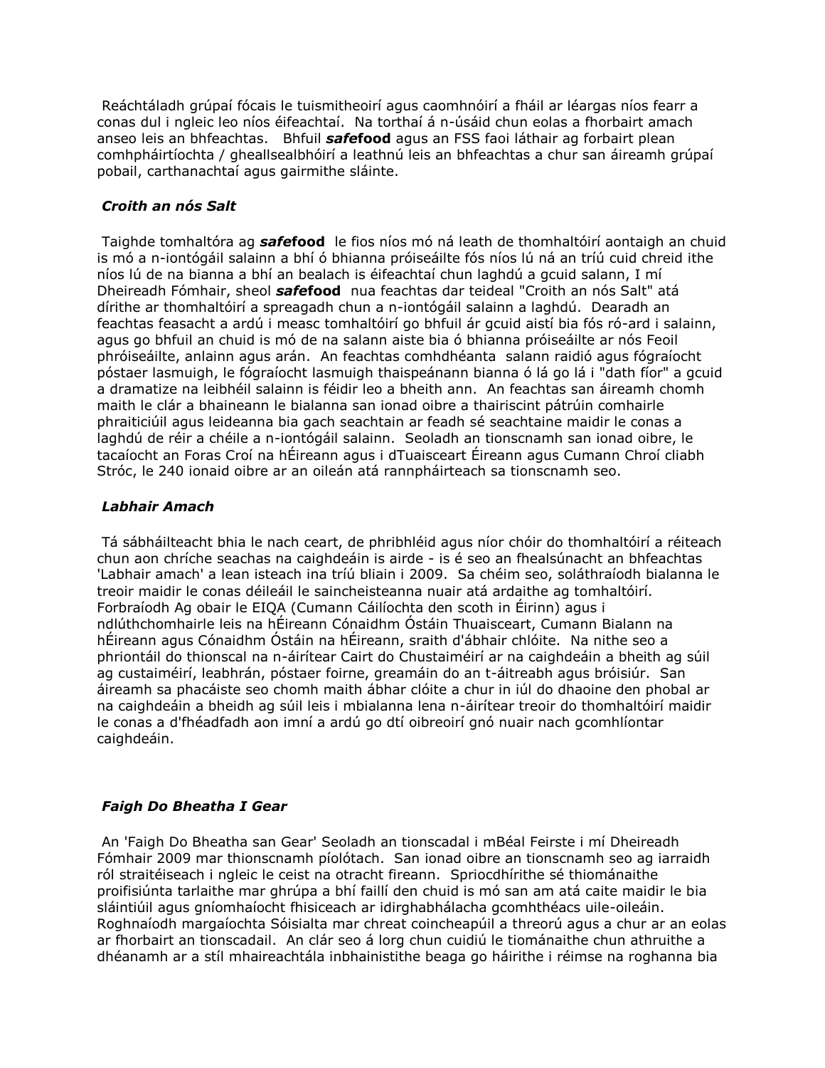Reáchtáladh grúpaí fócais le tuismitheoirí agus caomhnóirí a fháil ar léargas níos fearr a conas dul i ngleic leo níos éifeachtaí. Na torthaí á n-úsáid chun eolas a fhorbairt amach anseo leis an bhfeachtas. Bhfuil ***safe*food** agus an FSS faoi láthair ag forbairt plean comhpháirtíochta / gheallsealbhóirí a leathnú leis an bhfeachtas a chur san áireamh grúpaí pobail, carthanachtaí agus gairmithe sláinte.

### *Croith an nós Salt*

Taighde tomhaltóra ag ***safe*food** le fios níos mó ná leath de thomhaltóirí aontaigh an chuid is mó a n-iontógáil salainn a bhí ó bhianna próiseáilte fós níos lú ná an tríú cuid chreid ithe níos lú de na bianna a bhí an bealach is éifeachtaí chun laghdú a gcuid salann, I mí Dheireadh Fómhair, sheol ***safe*food** nua feachtas dar teideal "Croith an nós Salt" atá dírithe ar thomhaltóirí a spreagadh chun a n-iontógáil salainn a laghdú. Dearadh an feachtas feasacht a ardú i measc tomhaltóirí go bhfuil ár gcuid aistí bia fós ró-ard i salainn, agus go bhfuil an chuid is mó de na salann aiste bia ó bhianna próiseáilte ar nós Feoil phróiseáilte, anlainn agus arán. An feachtas comhdhéanta salann raidió agus fógraíocht póstaer lasmuigh, le fógraíocht lasmuigh thaispeánann bianna ó lá go lá i "dath fíor" a gcuid a dramatize na leibhéil salainn is féidir leo a bheith ann. An feachtas san áireamh chomh maith le clár a bhaineann le bialanna san ionad oibre a thairiscint pátrúin comhairle phraiticiúil agus leideanna bia gach seachtain ar feadh sé seachtaine maidir le conas a laghdú de réir a chéile a n-iontógáil salainn. Seoladh an tionscnamh san ionad oibre, le tacaíocht an Foras Croí na hÉireann agus i dTuaisceart Éireann agus Cumann Chroí cliabh Stróc, le 240 ionaid oibre ar an oileán atá rannpháirteach sa tionscnamh seo.

### *Labhair Amach*

Tá sábháilteacht bhia le nach ceart, de phribhléid agus níor chóir do thomhaltóirí a réiteach chun aon chríche seachas na caighdeáin is airde - is é seo an fhealsúnacht an bhfeachtas 'Labhair amach' a lean isteach ina tríú bliain i 2009. Sa chéim seo, soláthraíodh bialanna le treoir maidir le conas déileáil le saincheisteanna nuair atá ardaithe ag tomhaltóirí. Forbraíodh Ag obair le EIQA (Cumann Cáilíochta den scoth in Éirinn) agus i ndlúthchomhairle leis na hÉireann Cónaidhm Óstáin Thuaisceart, Cumann Bialann na hÉireann agus Cónaidhm Óstáin na hÉireann, sraith d'ábhair chlóite. Na nithe seo a phriontáil do thionscal na n-áirítear Cairt do Chustaiméirí ar na caighdeáin a bheith ag súil ag custaiméirí, leabhrán, póstaer foirne, greamáin do an t-áitreabh agus bróisiúr. San áireamh sa phacáiste seo chomh maith ábhar clóite a chur in iúl do dhaoine den phobal ar na caighdeáin a bheidh ag súil leis i mbialanna lena n-áirítear treoir do thomhaltóirí maidir le conas a d'fhéadfadh aon imní a ardú go dtí oibreoirí gnó nuair nach gcomhlíontar caighdeáin.

### *Faigh Do Bheatha I Gear*

An 'Faigh Do Bheatha san Gear' Seoladh an tionscadal i mBéal Feirste i mí Dheireadh Fómhair 2009 mar thionscnamh píolótach. San ionad oibre an tionscnamh seo ag iarraidh ról straitéiseach i ngleic le ceist na otracht fireann. Spriocdhírithe sé thiománaithe proifisiúnta tarlaithe mar ghrúpa a bhí faillí den chuid is mó san am atá caite maidir le bia sláintiúil agus gníomhaíocht fhisiceach ar idirghabhálacha gcomhthéacs uile-oileáin. Roghnaíodh margaíochta Sóisialta mar chreat coincheapúil a threorú agus a chur ar an eolas ar fhorbairt an tionscadail. An clár seo á lorg chun cuidiú le tiománaithe chun athruithe a dhéanamh ar a stíl mhaireachtála inbhainistithe beaga go háirithe i réimse na roghanna bia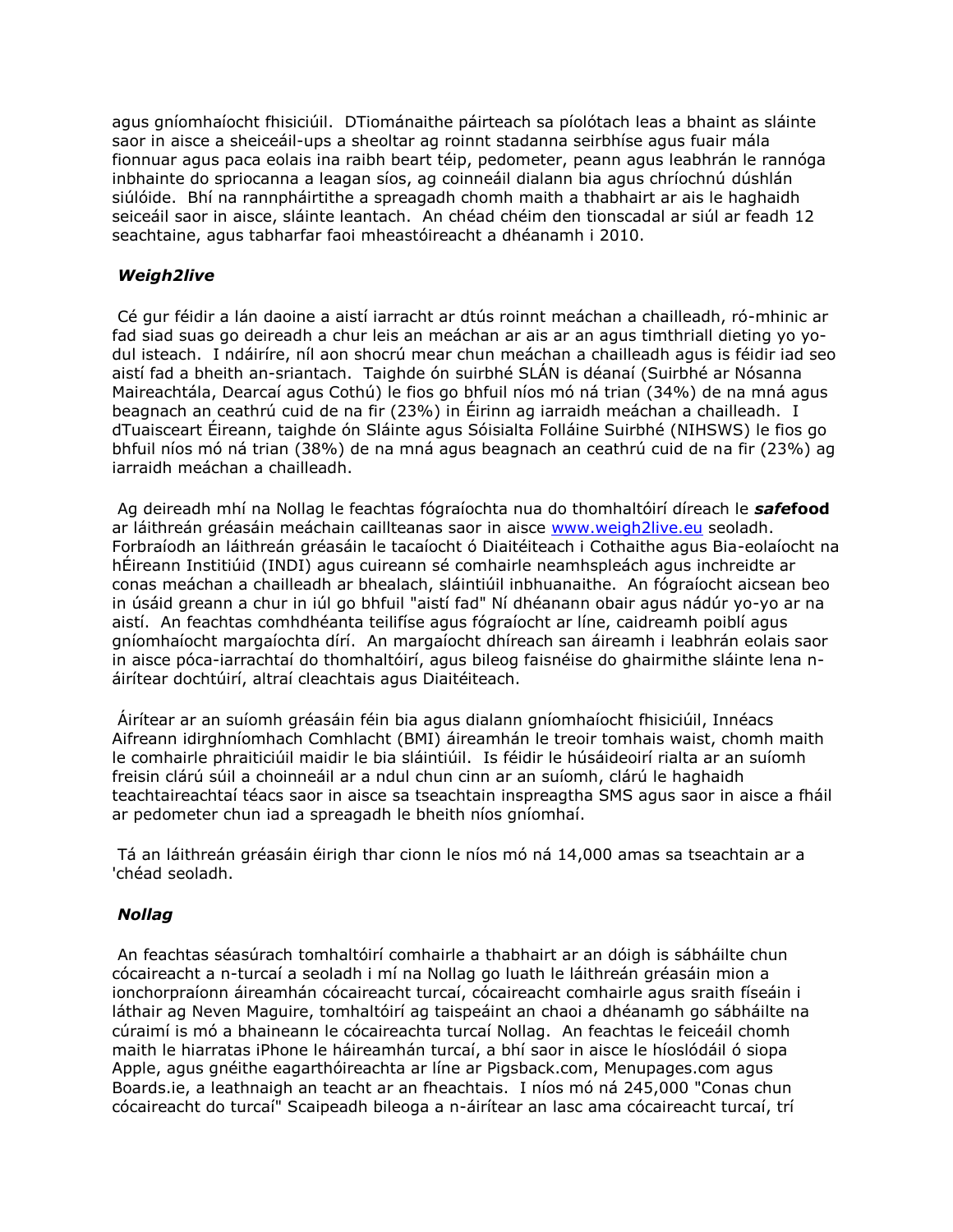agus gníomhaíocht fhisiciúil. DTiománaithe páirteach sa píolótach leas a bhaint as sláinte saor in aisce a sheiceáil-ups a sheoltar ag roinnt stadanna seirbhíse agus fuair mála fionnuar agus paca eolais ina raibh beart téip, pedometer, peann agus leabhrán le rannóga inbhainte do spriocanna a leagan síos, ag coinneáil dialann bia agus chríochnú dúshlán siúlóide. Bhí na rannpháirtithe a spreagadh chomh maith a thabhairt ar ais le haghaidh seiceáil saor in aisce, sláinte leantach. An chéad chéim den tionscadal ar siúl ar feadh 12 seachtaine, agus tabharfar faoi mheastóireacht a dhéanamh i 2010.

***Weigh2live***

Cé gur féidir a lán daoine a aistí iarracht ar dtús roinnt meáchan a chailleadh, ró-mhinic ar fad siad suas go deireadh a chur leis an meáchan ar ais ar an agus timthriall dieting yo yo-dul isteach. I ndáiríre, níl aon shocrú mear chun meáchan a chailleadh agus is féidir iad seo aistí fad a bheith an-sriantach. Taighde ón suirbhé SLÁN is déanaí (Suirbhé ar Nósanna Maireachtála, Dearcaí agus Cothú) le fios go bhfuil níos mó ná trian (34%) de na mná agus beagnach an ceathrú cuid de na fir (23%) in Éirinn ag iarraidh meáchan a chailleadh. I dTuaisceart Éireann, taighde ón Sláinte agus Sóisialta Folláine Suirbhé (NIHSWS) le fios go bhfuil níos mó ná trian (38%) de na mná agus beagnach an ceathrú cuid de na fir (23%) ag iarraidh meáchan a chailleadh.

Ag deireadh mhí na Nollag le feachtas fógraíochta nua do thomhaltóirí díreach le ***safe*food** ar láithreán gréasáin meáchain caillteanas saor in aisce www.weigh2live.eu seoladh. Forbraíodh an láithreán gréasáin le tacaíocht ó Diaitéiteach i Cothaithe agus Bia-eolaíocht na hÉireann Institiúid (INDI) agus cuireann sé comhairle neamhspleách agus inchreidte ar conas meáchan a chailleadh ar bhealach, sláintiúil inbhuanaithe. An fógraíocht aicsean beo in úsáid greann a chur in iúl go bhfuil "aistí fad" Ní dhéanann obair agus nádúr yo-yo ar na aistí. An feachtas comhdhéanta teilifíse agus fógraíocht ar líne, caidreamh poiblí agus gníomhaíocht margaíochta dírí. An margaíocht dhíreach san áireamh i leabhrán eolais saor in aisce póca-iarrachtaí do thomhaltóirí, agus bileog faisnéise do ghairmithe sláinte lena n-áirítear dochtúirí, altraí cleachtais agus Diaitéiteach.

Áirítear ar an suíomh gréasáin féin bia agus dialann gníomhaíocht fhisiciúil, Innéacs Aifreann idirghníomhach Comhlacht (BMI) áireamhán le treoir tomhais waist, chomh maith le comhairle phraiticiúil maidir le bia sláintiúil. Is féidir le húsáideoirí rialta ar an suíomh freisin clárú súil a choinneáil ar a ndul chun cinn ar an suíomh, clárú le haghaidh teachtaireachtaí téacs saor in aisce sa tseachtain inspreagtha SMS agus saor in aisce a fháil ar pedometer chun iad a spreagadh le bheith níos gníomhaí.

Tá an láithreán gréasáin éirigh thar cionn le níos mó ná 14,000 amas sa tseachtain ar a 'chéad seoladh.

***Nollag***

An feachtas séasúrach tomhaltóirí comhairle a thabhairt ar an dóigh is sábháilte chun cócaireacht a n-turcaí a seoladh i mí na Nollag go luath le láithreán gréasáin mion a ionchorpraíonn áireamhán cócaireacht turcaí, cócaireacht comhairle agus sraith físeáin i láthair ag Neven Maguire, tomhaltóirí ag taispeáint an chaoi a dhéanamh go sábháilte na cúraimí is mó a bhaineann le cócaireachta turcaí Nollag. An feachtas le feiceáil chomh maith le hiarratas iPhone le háireamhán turcaí, a bhí saor in aisce le híoslódáil ó siopa Apple, agus gnéithe eagarthóireachta ar líne ar Pigsback.com, Menupages.com agus Boards.ie, a leathnaigh an teacht ar an fheachtais. I níos mó ná 245,000 "Conas chun cócaireacht do turcaí" Scaipeadh bileoga a n-áirítear an lasc ama cócaireacht turcaí, trí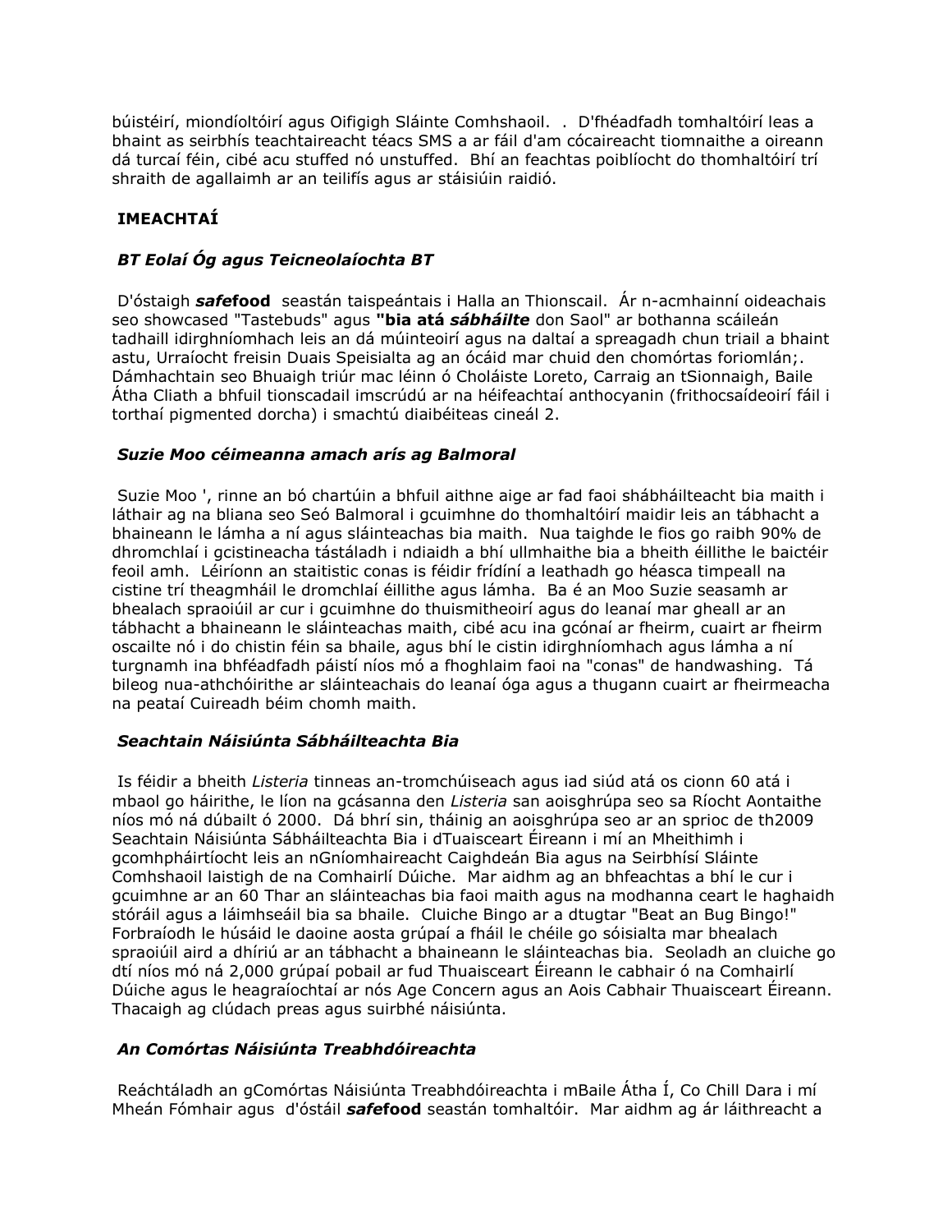búistéirí, miondíoltóirí agus Oifigigh Sláinte Comhshaoil. . D'fhéadfadh tomhaltóirí leas a bhaint as seirbhís teachtaireacht téacs SMS a ar fáil d'am cócaireacht tiomnaithe a oireann dá turcaí féin, cibé acu stuffed nó unstuffed. Bhí an feachtas poiblíocht do thomhaltóirí trí shraith de agallaimh ar an teilifís agus ar stáisiúin raidió.

## IMEACHTAÍ

### *BT Eolaí Óg agus Teicneolaíochta BT*

D'óstaigh ***safe*food** seastán taispeántais i Halla an Thionscail. Ár n-acmhainní oideachais seo showcased "Tastebuds" agus **"bia atá *sábháilte* don Saol"** ar bothanna scáileán tadhaill idirghníomhach leis an dá múinteoirí agus na daltaí a spreagadh chun triail a bhaint astu, Urraíocht freisin Duais Speisialta ag an ócáid mar chuid den chomórtas foriomlán;. Dámhachtain seo Bhuaigh triúr mac léinn ó Choláiste Loreto, Carraig an tSionnaigh, Baile Átha Cliath a bhfuil tionscadail imscrúdú ar na héifeachtaí anthocyanin (frithocsaídeoirí fáil i torthaí pigmented dorcha) i smachtú diaibéiteas cineál 2.

### *Suzie Moo céimeanna amach arís ag Balmoral*

Suzie Moo ', rinne an bó chartúin a bhfuil aithne aige ar fad faoi shábháilteacht bia maith i láthair ag na bliana seo Seó Balmoral i gcuimhne do thomhaltóirí maidir leis an tábhacht a bhaineann le lámha a ní agus sláinteachas bia maith. Nua taighde le fios go raibh 90% de dhromchlaí i gcistineacha tástáladh i ndiaidh a bhí ullmhaithe bia a bheith éillithe le baictéir feoil amh. Léiríonn an staitistic conas is féidir frídíní a leathadh go héasca timpeall na cistine trí theagmháil le dromchlaí éillithe agus lámha. Ba é an Moo Suzie seasamh ar bhealach spraoiúil ar cur i gcuimhne do thuismitheoirí agus do leanaí mar gheall ar an tábhacht a bhaineann le sláinteachas maith, cibé acu ina gcónaí ar fheirm, cuairt ar fheirm oscailte nó i do chistin féin sa bhaile, agus bhí le cistin idirghníomhach agus lámha a ní turgnamh ina bhféadfadh páistí níos mó a fhoghlaim faoi na "conas" de handwashing. Tá bileog nua-athchóirithe ar sláinteachais do leanaí óga agus a thugann cuairt ar fheirmeacha na peataí Cuireadh béim chomh maith.

### *Seachtain Náisiúnta Sábháilteachta Bia*

Is féidir a bheith *Listeria* tinneas an-tromchúiseach agus iad siúd atá os cionn 60 atá i mbaol go háirithe, le líon na gcásanna den *Listeria* san aoisghrúpa seo sa Ríocht Aontaithe níos mó ná dúbailt ó 2000. Dá bhrí sin, tháinig an aoisghrúpa seo ar an sprioc de th2009 Seachtain Náisiúnta Sábháilteachta Bia i dTuaisceart Éireann i mí an Mheithimh i gcomhpháirtíocht leis an nGníomhaireacht Caighdeán Bia agus na Seirbhísí Sláinte Comhshaoil laistigh de na Comhairlí Dúiche. Mar aidhm ag an bhfeachtas a bhí le cur i gcuimhne ar an 60 Thar an sláinteachas bia faoi maith agus na modhanna ceart le haghaidh stóráil agus a láimhseáil bia sa bhaile. Cluiche Bingo ar a dtugtar "Beat an Bug Bingo!" Forbraíodh le húsáid le daoine aosta grúpaí a fháil le chéile go sóisialta mar bhealach spraoiúil aird a dhíriú ar an tábhacht a bhaineann le sláinteachas bia. Seoladh an cluiche go dtí níos mó ná 2,000 grúpaí pobail ar fud Thuaisceart Éireann le cabhair ó na Comhairlí Dúiche agus le heagraíochtaí ar nós Age Concern agus an Aois Cabhair Thuaisceart Éireann. Thacaigh ag clúdach preas agus suirbhé náisiúnta.

### *An Comórtas Náisiúnta Treabhdóireachta*

Reáchtáladh an gComórtas Náisiúnta Treabhdóireachta i mBaile Átha Í, Co Chill Dara i mí Mheán Fómhair agus d'óstáil ***safe*food** seastán tomhaltóir. Mar aidhm ag ár láithreacht a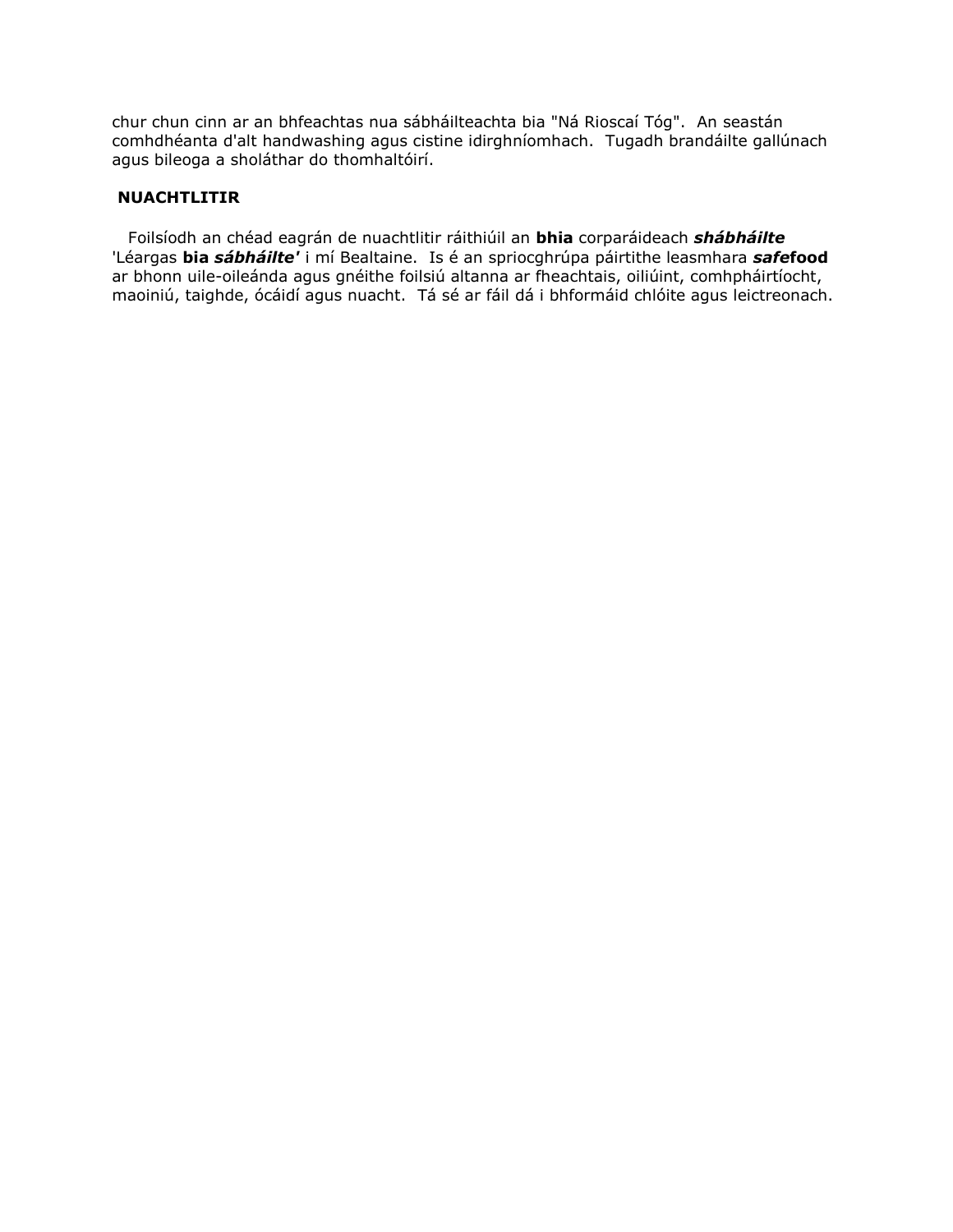chur chun cinn ar an bhfeachtas nua sábháilteachta bia "Ná Rioscaí Tóg". An seastán comhdhéanta d'alt handwashing agus cistine idirghníomhach. Tugadh brandáilte gallúnach agus bileoga a sholáthar do thomhaltóirí.

## NUACHTLITIR

Foilsíodh an chéad eagrán de nuachtlitir ráithiúil an **bhia** corparáideach ***shábháilte*** 'Léargas **bia *sábháilte'*** i mí Bealtaine. Is é an spriocghrúpa páirtithe leasmhara ***safe*****food** ar bhonn uile-oileánda agus gnéithe foilsiú altanna ar fheachtais, oiliúint, comhpháirtíocht, maoiniú, taighde, ócáidí agus nuacht. Tá sé ar fáil dá i bhformáid chlóite agus leictreonach.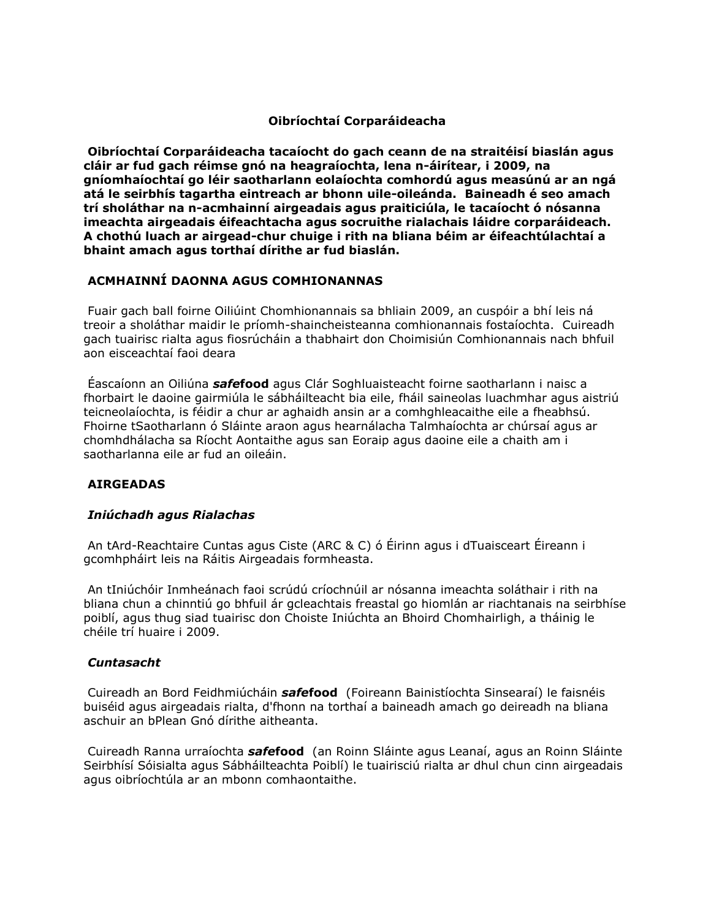## Oibríochtaí Corparáideacha

**Oibríochtaí Corparáideacha tacaíocht do gach ceann de na straitéisí biaslán agus cláir ar fud gach réimse gnó na heagraíochta, lena n-áirítear, i 2009, na gníomhaíochtaí go léir saotharlann eolaíochta comhordú agus measúnú ar an ngá atá le seirbhís tagartha eintreach ar bhonn uile-oileánda. Baineadh é seo amach trí sholáthar na n-acmhainní airgeadais agus praiticiúla, le tacaíocht ó nósanna imeachta airgeadais éifeachtacha agus socruithe rialachais láidre corparáideach. A chothú luach ar airgead-chur chuige i rith na bliana béim ar éifeachtúlachtaí a bhaint amach agus torthaí dírithe ar fud biaslán.**

### ACMHAINNÍ DAONNA AGUS COMHIONANNAS

Fuair gach ball foirne Oiliúint Chomhionannais sa bhliain 2009, an cuspóir a bhí leis ná treoir a sholáthar maidir le príomh-shaincheisteanna comhionannais fostaíochta. Cuireadh gach tuairisc rialta agus fiosrúcháin a thabhairt don Choimisiún Comhionannais nach bhfuil aon eisceachtaí faoi deara

Éascaíonn an Oiliúna ***safe*food** agus Clár Soghluaisteacht foirne saotharlann i naisc a fhorbairt le daoine gairmiúla le sábháilteacht bia eile, fháil saineolas luachmhar agus aistriú teicneolaíochta, is féidir a chur ar aghaidh ansin ar a comhghleacaithe eile a fheabhsú. Fhoirne tSaotharlann ó Sláinte araon agus hearnálacha Talmhaíochta ar chúrsaí agus ar chomhdhálacha sa Ríocht Aontaithe agus san Eoraip agus daoine eile a chaith am i saotharlanna eile ar fud an oileáin.

### AIRGEADAS

#### *Iniúchadh agus Rialachas*

An tArd-Reachtaire Cuntas agus Ciste (ARC & C) ó Éirinn agus i dTuaisceart Éireann i gcomhpháirt leis na Ráitis Airgeadais formheasta.

An tIniúchóir Inmheánach faoi scrúdú críochnúil ar nósanna imeachta soláthair i rith na bliana chun a chinntiú go bhfuil ár gcleachtais freastal go hiomlán ar riachtanais na seirbhíse poiblí, agus thug siad tuairisc don Choiste Iniúchta an Bhoird Chomhairligh, a tháinig le chéile trí huaire i 2009.

#### *Cuntasacht*

Cuireadh an Bord Feidhmiúcháin ***safe*food** (Foireann Bainistíochta Sinsearaí) le faisnéis buiséid agus airgeadais rialta, d'fhonn na torthaí a baineadh amach go deireadh na bliana aschuir an bPlean Gnó dírithe aitheanta.

Cuireadh Ranna urraíochta ***safe*food** (an Roinn Sláinte agus Leanaí, agus an Roinn Sláinte Seirbhísí Sóisialta agus Sábháilteachta Poiblí) le tuairisciú rialta ar dhul chun cinn airgeadais agus oibríochtúla ar an mbonn comhaontaithe.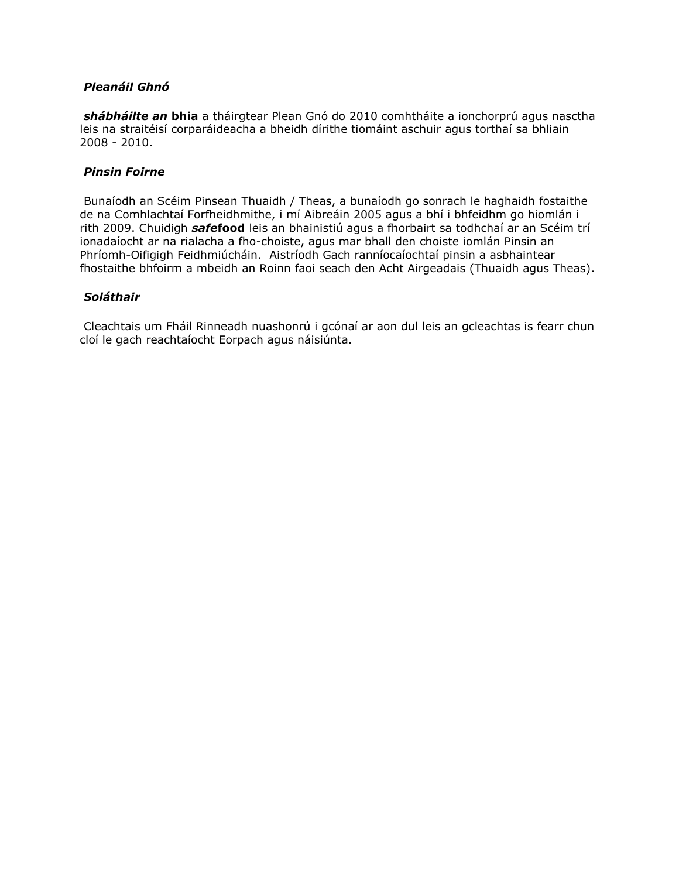### *Pleanáil Ghnó*

***shábháilte an* bhia** a tháirgtear Plean Gnó do 2010 comhtháite a ionchorprú agus nasctha leis na straitéisí corparáideacha a bheidh dírithe tiomáint aschuir agus torthaí sa bhliain 2008 - 2010.

### *Pinsin Foirne*

Bunaíodh an Scéim Pinsean Thuaidh / Theas, a bunaíodh go sonrach le haghaidh fostaithe de na Comhlachtaí Forfheidhmithe, i mí Aibreáin 2005 agus a bhí i bhfeidhm go hiomlán i rith 2009. Chuidigh ***safe*food** leis an bhainistiú agus a fhorbairt sa todhchaí ar an Scéim trí ionadaíocht ar na rialacha a fho-choiste, agus mar bhall den choiste iomlán Pinsin an Phríomh-Oifigigh Feidhmiúcháin. Aistríodh Gach ranníocaíochtaí pinsin a asbhaintear fhostaithe bhfoirm a mbeidh an Roinn faoi seach den Acht Airgeadais (Thuaidh agus Theas).

### *Soláthair*

Cleachtais um Fháil Rinneadh nuashonrú i gcónaí ar aon dul leis an gcleachtas is fearr chun cloí le gach reachtaíocht Eorpach agus náisiúnta.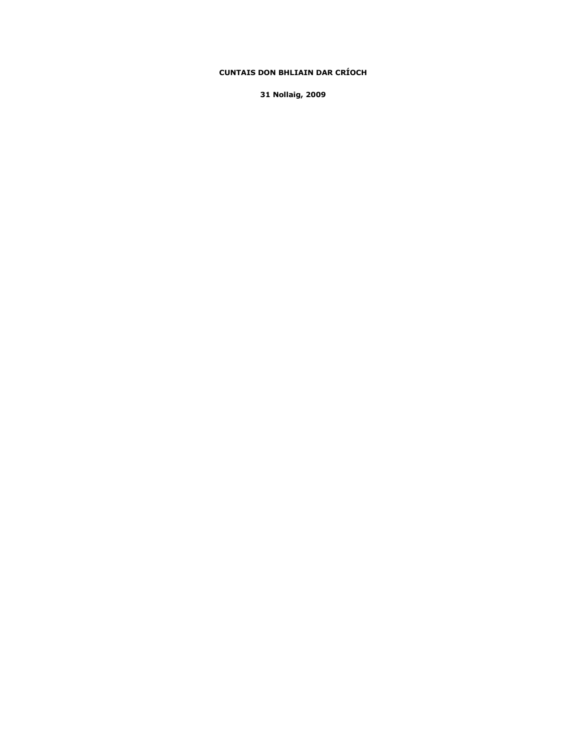**CUNTAIS DON BHLIAIN DAR CRÍOCH**

**31 Nollaig, 2009**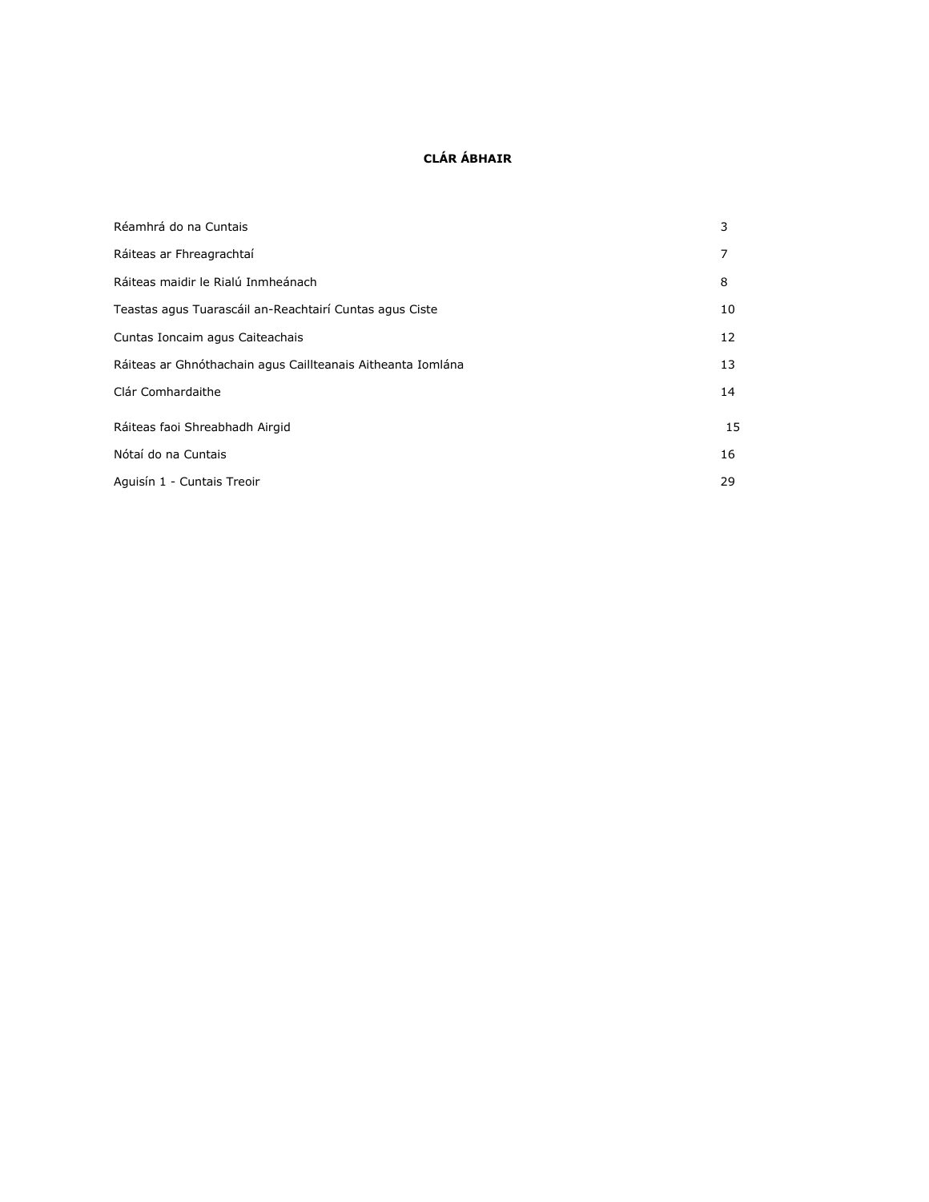**CLÁR ÁBHAIR**

| | |
|---|---|
| Réamhrá do na Cuntais | 3 |
| Ráiteas ar Fhreagrachtaí | 7 |
| Ráiteas maidir le Rialú Inmheánach | 8 |
| Teastas agus Tuarascáil an-Reachtairí Cuntas agus Ciste | 10 |
| Cuntas Ioncaim agus Caiteachais | 12 |
| Ráiteas ar Ghnóthachain agus Caillteanais Aitheanta Iomlána | 13 |
| Clár Comhardaithe | 14 |
| Ráiteas faoi Shreabhadh Airgid | 15 |
| Nótaí do na Cuntais | 16 |
| Aguisín 1 - Cuntais Treoir | 29 |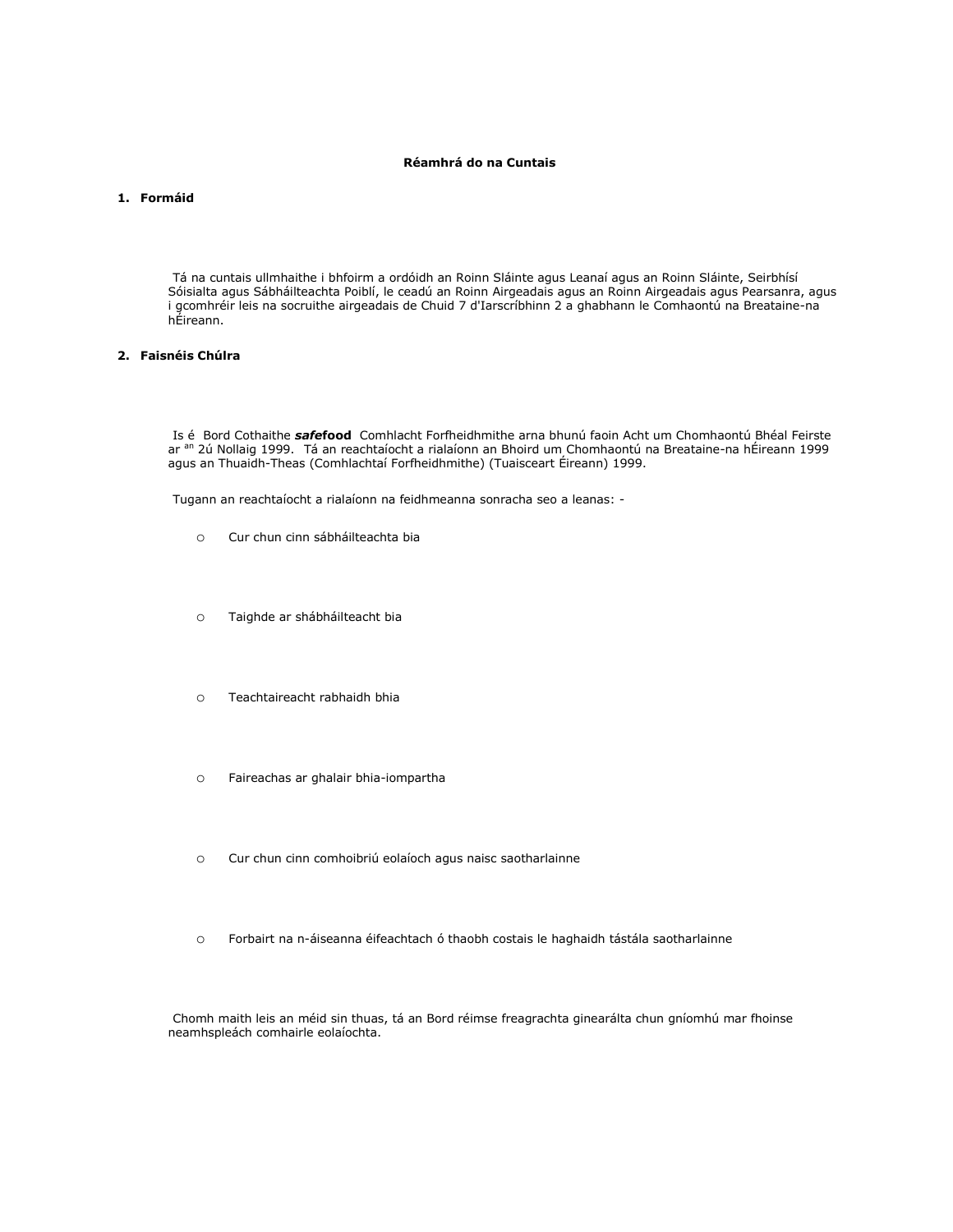**Réamhrá do na Cuntais**

## 1. Formáid

Tá na cuntais ullmhaithe i bhfoirm a ordóidh an Roinn Sláinte agus Leanaí agus an Roinn Sláinte, Seirbhísí Sóisialta agus Sábháilteachta Poiblí, le ceadú an Roinn Airgeadais agus an Roinn Airgeadais agus Pearsanra, agus i gcomhréir leis na socruithe airgeadais de Chuid 7 d'Iarscríbhinn 2 a ghabhann le Comhaontú na Breataine-na hÉireann.

## 2. Faisnéis Chúlra

Is é Bord Cothaithe ***safe*****food** Comhlacht Forfheidhmithe arna bhunú faoin Acht um Chomhaontú Bhéal Feirste ar an 2ú Nollaig 1999. Tá an reachtaíocht a rialaíonn an Bhoird um Chomhaontú na Breataine-na hÉireann 1999 agus an Thuaidh-Theas (Comhlachtaí Forfheidhmithe) (Tuaisceart Éireann) 1999.

Tugann an reachtaíocht a rialaíonn na feidhmeanna sonracha seo a leanas: -

- Cur chun cinn sábháilteachta bia
- Taighde ar shábháilteacht bia
- Teachtaireacht rabhaidh bhia
- Faireachas ar ghalair bhia-iompartha
- Cur chun cinn comhoibriú eolaíoch agus naisc saotharlainne
- Forbairt na n-áiseanna éifeachtach ó thaobh costais le haghaidh tástála saotharlainne

Chomh maith leis an méid sin thuas, tá an Bord réimse freagrachta ginearálta chun gníomhú mar fhoinse neamhspleách comhairle eolaíochta.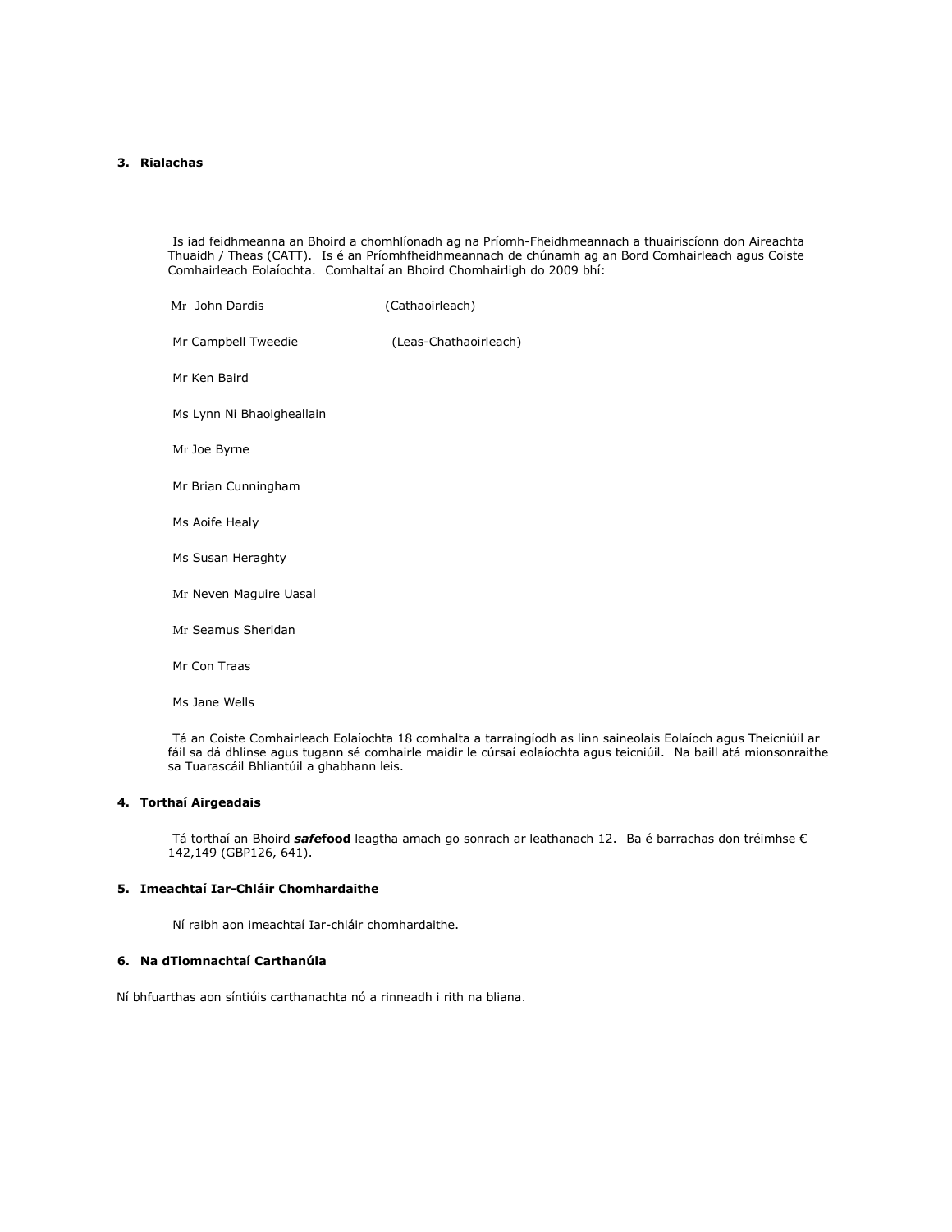## 3. Rialachas

Is iad feidhmeanna an Bhoird a chomhlíonadh ag na Príomh-Fheidhmeannach a thuairiscíonn don Aireachta Thuaidh / Theas (CATT). Is é an Príomhfheidhmeannach de chúnamh ag an Bord Comhairleach agus Coiste Comhairleach Eolaíochta. Comhaltaí an Bhoird Chomhairligh do 2009 bhí:

Mr John Dardis (Cathaoirleach)

Mr Campbell Tweedie (Leas-Chathaoirleach)

Mr Ken Baird

Ms Lynn Ni Bhaoigheallain

Mr Joe Byrne

Mr Brian Cunningham

Ms Aoife Healy

Ms Susan Heraghty

Mr Neven Maguire Uasal

Mr Seamus Sheridan

Mr Con Traas

Ms Jane Wells

Tá an Coiste Comhairleach Eolaíochta 18 comhalta a tarraingíodh as linn saineolais Eolaíoch agus Theicniúil ar fáil sa dá dhlínse agus tugann sé comhairle maidir le cúrsaí eolaíochta agus teicniúil. Na baill atá mionsonraithe sa Tuarascáil Bhliantúil a ghabhann leis.

## 4. Torthaí Airgeadais

Tá torthaí an Bhoird ***safe*food** leagtha amach go sonrach ar leathanach 12. Ba é barrachas don tréimhse € 142,149 (GBP126, 641).

## 5. Imeachtaí Iar-Chláir Chomhardaithe

Ní raibh aon imeachtaí Iar-chláir chomhardaithe.

## 6. Na dTiomnachtaí Carthanúla

Ní bhfuarthas aon síntiúis carthanachta nó a rinneadh i rith na bliana.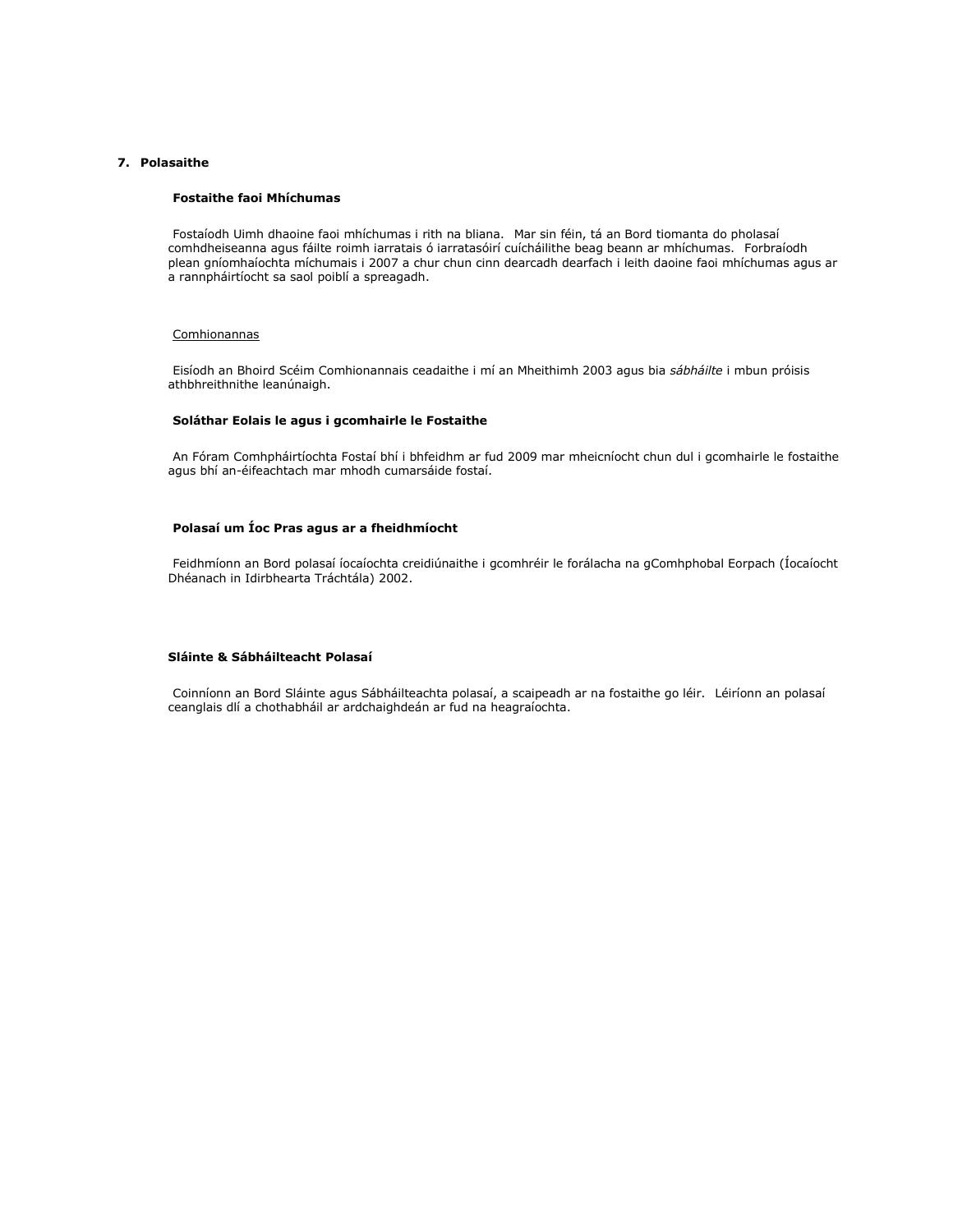## 7. Polasaithe

**Fostaithe faoi Mhíchumas**

Fostaíodh Uimh dhaoine faoi mhíchumas i rith na bliana. Mar sin féin, tá an Bord tiomanta do pholasaí comhdheiseanna agus fáilte roimh iarratais ó iarratasóirí cuícháilithe beag beann ar mhíchumas. Forbraíodh plean gníomhaíochta míchumais i 2007 a chur chun cinn dearcadh dearfach i leith daoine faoi mhíchumas agus ar a rannpháirtíocht sa saol poiblí a spreagadh.

Comhionannas

Eisíodh an Bhoird Scéim Comhionannais ceadaithe i mí an Mheithimh 2003 agus bia *sábháilte* i mbun próisis athbhreithnithe leanúnaigh.

**Soláthar Eolais le agus i gcomhairle le Fostaithe**

An Fóram Comhpháirtíochta Fostaí bhí i bhfeidhm ar fud 2009 mar mheicníocht chun dul i gcomhairle le fostaithe agus bhí an-éifeachtach mar mhodh cumarsáide fostaí.

**Polasaí um Íoc Pras agus ar a fheidhmíocht**

Feidhmíonn an Bord polasaí íocaíochta creidiúnaithe i gcomhréir le forálacha na gComhphobal Eorpach (Íocaíocht Dhéanach in Idirbhearta Tráchtála) 2002.

**Sláinte & Sábháilteacht Polasaí**

Coinníonn an Bord Sláinte agus Sábháilteachta polasaí, a scaipeadh ar na fostaithe go léir. Léiríonn an polasaí ceanglais dlí a chothabháil ar ardchaighdeán ar fud na heagraíochta.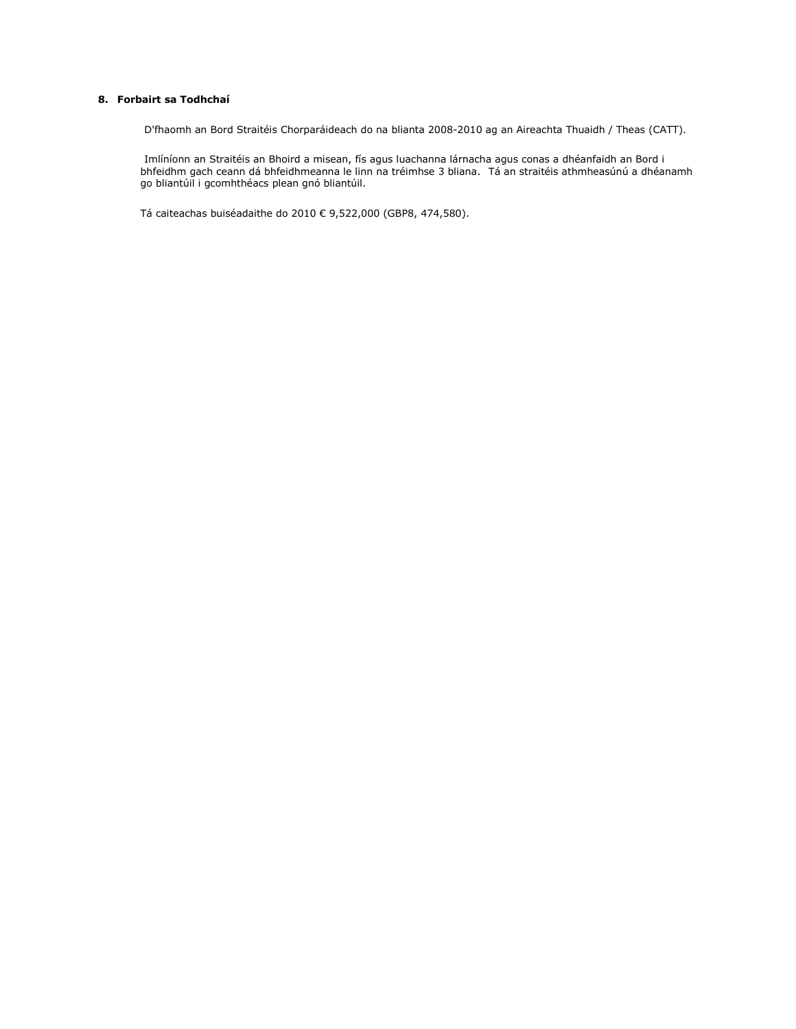## 8. Forbairt sa Todhchaí

D'fhaomh an Bord Straitéis Chorparáideach do na blianta 2008-2010 ag an Aireachta Thuaidh / Theas (CATT).

Imlíníonn an Straitéis an Bhoird a misean, fís agus luachanna lárnacha agus conas a dhéanfaidh an Bord i bhfeidhm gach ceann dá bhfeidhmeanna le linn na tréimhse 3 bliana. Tá an straitéis athmheasúnú a dhéanamh go bliantúil i gcomhthéacs plean gnó bliantúil.

Tá caiteachas buiséadaithe do 2010 € 9,522,000 (GBP8, 474,580).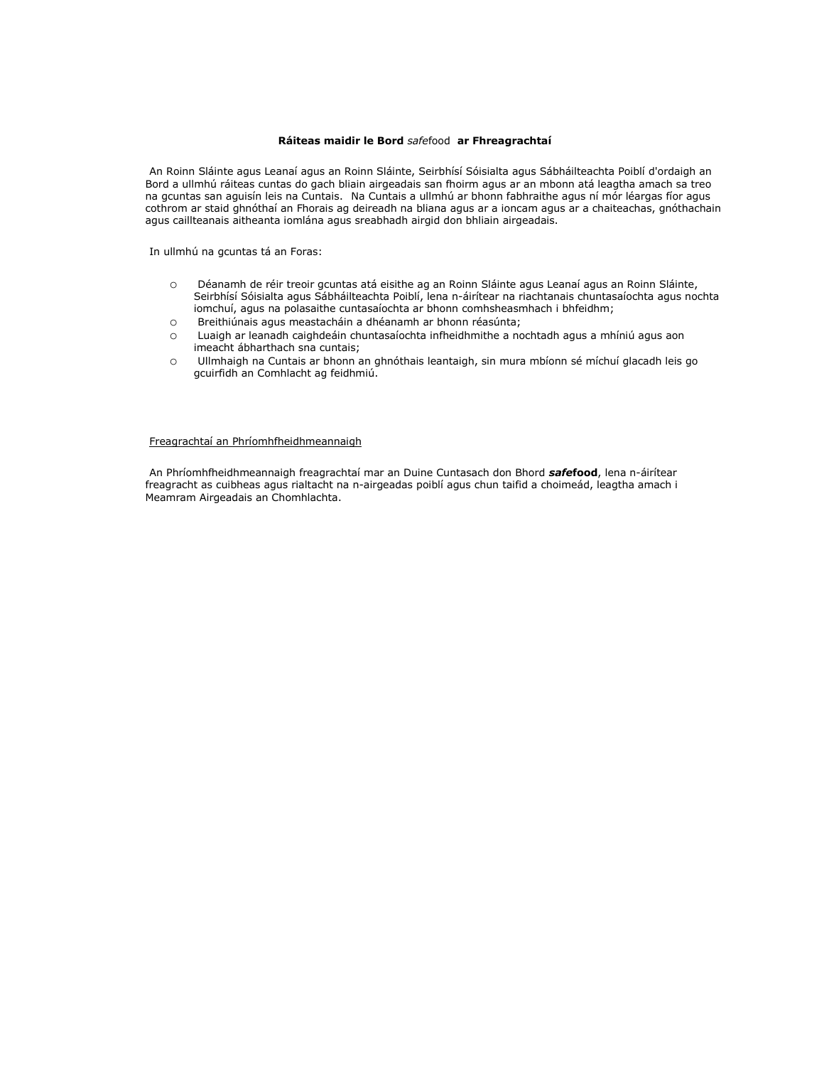**Ráiteas maidir le Bord *safe*food ar Fhreagrachtaí**

An Roinn Sláinte agus Leanaí agus an Roinn Sláinte, Seirbhísí Sóisialta agus Sábháilteachta Poiblí d'ordaigh an Bord a ullmhú ráiteas cuntas do gach bliain airgeadais san fhoirm agus ar an mbonn atá leagtha amach sa treo na gcuntas san aguisín leis na Cuntais. Na Cuntais a ullmhú ar bhonn fabhraithe agus ní mór léargas fíor agus cothrom ar staid ghnóthaí an Fhorais ag deireadh na bliana agus ar a ioncam agus ar a chaiteachas, gnóthachain agus caillteanais aitheanta iomlána agus sreabhadh airgid don bhliain airgeadais.

In ullmhú na gcuntas tá an Foras:

- Déanamh de réir treoir gcuntas atá eisithe ag an Roinn Sláinte agus Leanaí agus an Roinn Sláinte, Seirbhísí Sóisialta agus Sábháilteachta Poiblí, lena n-áirítear na riachtanais chuntasaíochta agus nochta iomchuí, agus na polasaithe cuntasaíochta ar bhonn comhsheasmhach i bhfeidhm;
- Breithiúnais agus meastacháin a dhéanamh ar bhonn réasúnta;
- Luaigh ar leanadh caighdeáin chuntasaíochta infheidhmithe a nochtadh agus a mhíniú agus aon imeacht ábharthach sna cuntais;
- Ullmhaigh na Cuntais ar bhonn an ghnóthais leantaigh, sin mura mbíonn sé míchuí glacadh leis go gcuirfidh an Comhlacht ag feidhmiú.

Freagrachtaí an Phríomhfheidhmeannaigh

An Phríomhfheidhmeannaigh freagrachtaí mar an Duine Cuntasach don Bhord ***safe*food**, lena n-áirítear freagracht as cuibheas agus rialtacht na n-airgeadas poiblí agus chun taifid a choimeád, leagtha amach i Meamram Airgeadais an Chomhlachta.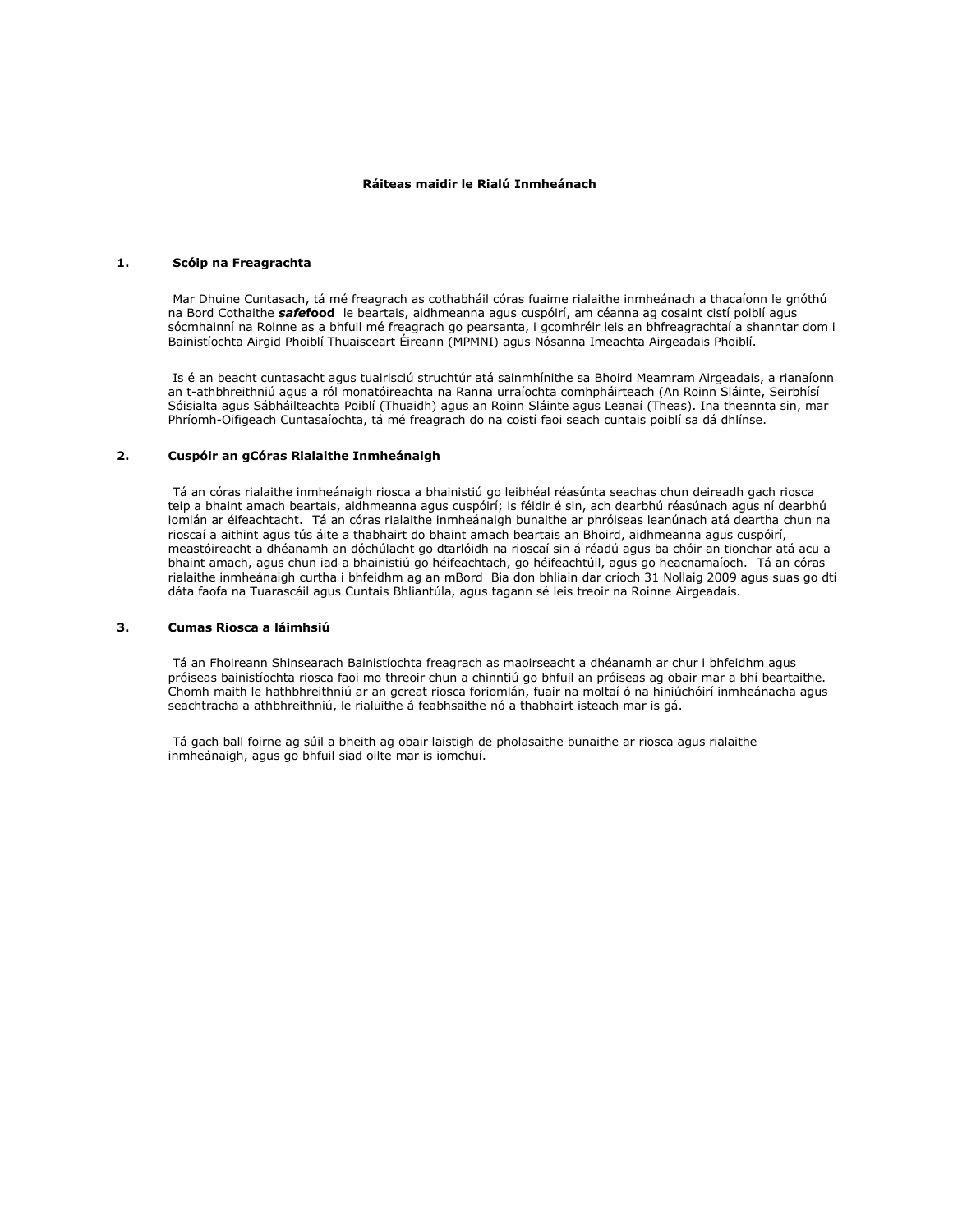## Ráiteas maidir le Rialú Inmheánach

### 1. Scóip na Freagrachta

Mar Dhuine Cuntasach, tá mé freagrach as cothabháil córas fuaime rialaithe inmheánach a thacaíonn le gnóthú na Bord Cothaithe ***safe*food** le beartais, aidhmeanna agus cuspóirí, am céanna ag cosaint cistí poiblí agus sócmhainní na Roinne as a bhfuil mé freagrach go pearsanta, i gcomhréir leis an bhfreagrachtaí a shanntar dom i Bainistíochta Airgid Phoiblí Thuaisceart Éireann (MPMNI) agus Nósanna Imeachta Airgeadais Phoiblí.

Is é an beacht cuntasacht agus tuairisciú struchtúr atá sainmhínithe sa Bhoird Meamram Airgeadais, a rianaíonn an t-athbhreithniú agus a ról monatóireachta na Ranna urraíochta comhpháirteach (An Roinn Sláinte, Seirbhísí Sóisialta agus Sábháilteachta Poiblí (Thuaidh) agus an Roinn Sláinte agus Leanaí (Theas). Ina theannta sin, mar Phríomh-Oifigeach Cuntasaíochta, tá mé freagrach do na coistí faoi seach cuntais poiblí sa dá dhlínse.

### 2. Cuspóir an gCóras Rialaithe Inmheánaigh

Tá an córas rialaithe inmheánaigh riosca a bhainistiú go leibhéal réasúnta seachas chun deireadh gach riosca teip a bhaint amach beartais, aidhmeanna agus cuspóirí; is féidir é sin, ach dearbhú réasúnach agus ní dearbhú iomlán ar éifeachtacht. Tá an córas rialaithe inmheánaigh bunaithe ar phróiseas leanúnach atá deartha chun na rioscaí a aithint agus tús áite a thabhairt do bhaint amach beartais an Bhoird, aidhmeanna agus cuspóirí, meastóireacht a dhéanamh an dóchúlacht go dtarlóidh na rioscaí sin á réadú agus ba chóir an tionchar atá acu a bhaint amach, agus chun iad a bhainistiú go héifeachtach, go héifeachtúil, agus go heacnamaíoch. Tá an córas rialaithe inmheánaigh curtha i bhfeidhm ag an mBord Bia don bhliain dar críoch 31 Nollaig 2009 agus suas go dtí dáta faofa na Tuarascáil agus Cuntais Bhliantúla, agus tagann sé leis treoir na Roinne Airgeadais.

### 3. Cumas Riosca a láimhsiú

Tá an Fhoireann Shinsearach Bainistíochta freagrach as maoirseacht a dhéanamh ar chur i bhfeidhm agus próiseas bainistíochta riosca faoi mo threoir chun a chinntiú go bhfuil an próiseas ag obair mar a bhí beartaithe. Chomh maith le hathbhreithniú ar an gcreat riosca foriomlán, fuair na moltaí ó na hiniúchóirí inmheánacha agus seachtracha a athbhreithniú, le rialuithe á feabhsaithe nó a thabhairt isteach mar is gá.

Tá gach ball foirne ag súil a bheith ag obair laistigh de pholasaithe bunaithe ar riosca agus rialaithe inmheánaigh, agus go bhfuil siad oilte mar is iomchuí.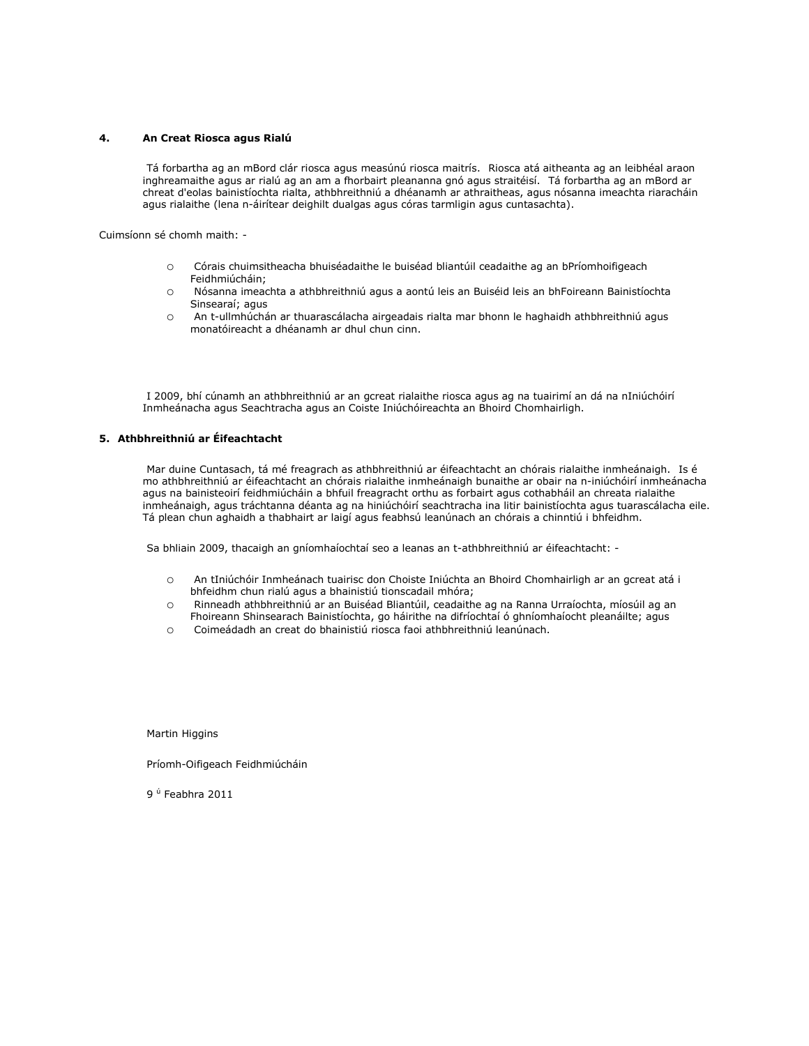## 4. An Creat Riosca agus Rialú

Tá forbartha ag an mBord clár riosca agus measúnú riosca maitrís. Riosca atá aitheanta ag an leibhéal araon inghreamaithe agus ar rialú ag an am a fhorbairt pleananna gnó agus straitéisí. Tá forbartha ag an mBord ar chreat d'eolas bainistíochta rialta, athbhreithniú a dhéanamh ar athraitheas, agus nósanna imeachta riaracháin agus rialaithe (lena n-áirítear deighilt dualgas agus córas tarmligin agus cuntasachta).

Cuimsíonn sé chomh maith: -

- Córais chuimsitheacha bhuiséadaithe le buiséad bliantúil ceadaithe ag an bPríomhoifigeach Feidhmiúcháin;
- Nósanna imeachta a athbhreithniú agus a aontú leis an Buiséid leis an bhFoireann Bainistíochta Sinsearaí; agus
- An t-ullmhúchán ar thuarascálacha airgeadais rialta mar bhonn le haghaidh athbhreithniú agus monatóireacht a dhéanamh ar dhul chun cinn.

I 2009, bhí cúnamh an athbhreithniú ar an gcreat rialaithe riosca agus ag na tuairimí an dá na nIniúchóirí Inmheánacha agus Seachtracha agus an Coiste Iniúchóireachta an Bhoird Chomhairligh.

## 5. Athbhreithniú ar Éifeachtacht

Mar duine Cuntasach, tá mé freagrach as athbhreithniú ar éifeachtacht an chórais rialaithe inmheánaigh. Is é mo athbhreithniú ar éifeachtacht an chórais rialaithe inmheánaigh bunaithe ar obair na n-iniúchóirí inmheánacha agus na bainisteoirí feidhmiúcháin a bhfuil freagracht orthu as forbairt agus cothabháil an chreata rialaithe inmheánaigh, agus tráchtanna déanta ag na hiniúchóirí seachtracha ina litir bainistíochta agus tuarascálacha eile. Tá plean chun aghaidh a thabhairt ar laigí agus feabhsú leanúnach an chórais a chinntiú i bhfeidhm.

Sa bhliain 2009, thacaigh an gníomhaíochtaí seo a leanas an t-athbhreithniú ar éifeachtacht: -

- An tIniúchóir Inmheánach tuairisc don Choiste Iniúchta an Bhoird Chomhairligh ar an gcreat atá i bhfeidhm chun rialú agus a bhainistiú tionscadail mhóra;
- Rinneadh athbhreithniú ar an Buiséad Bliantúil, ceadaithe ag na Ranna Urraíochta, míosúil ag an Fhoireann Shinsearach Bainistíochta, go háirithe na difríochtaí ó ghníomhaíocht pleanáilte; agus
- Coimeádadh an creat do bhainistiú riosca faoi athbhreithniú leanúnach.

Martin Higgins

Príomh-Oifigeach Feidhmiúcháin

9 ú Feabhra 2011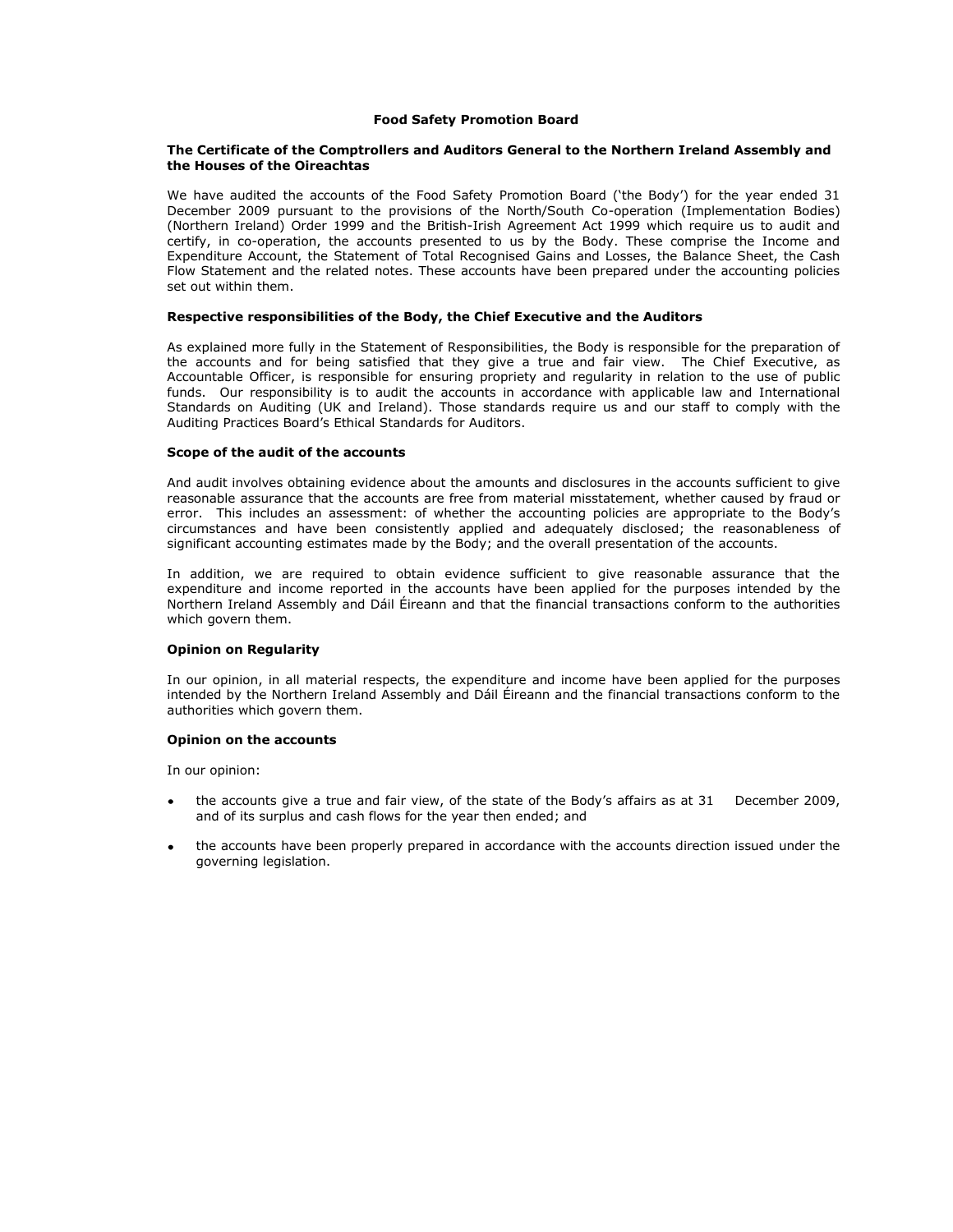# Food Safety Promotion Board

## The Certificate of the Comptrollers and Auditors General to the Northern Ireland Assembly and the Houses of the Oireachtas

We have audited the accounts of the Food Safety Promotion Board ('the Body') for the year ended 31 December 2009 pursuant to the provisions of the North/South Co-operation (Implementation Bodies) (Northern Ireland) Order 1999 and the British-Irish Agreement Act 1999 which require us to audit and certify, in co-operation, the accounts presented to us by the Body. These comprise the Income and Expenditure Account, the Statement of Total Recognised Gains and Losses, the Balance Sheet, the Cash Flow Statement and the related notes. These accounts have been prepared under the accounting policies set out within them.

### Respective responsibilities of the Body, the Chief Executive and the Auditors

As explained more fully in the Statement of Responsibilities, the Body is responsible for the preparation of the accounts and for being satisfied that they give a true and fair view. The Chief Executive, as Accountable Officer, is responsible for ensuring propriety and regularity in relation to the use of public funds. Our responsibility is to audit the accounts in accordance with applicable law and International Standards on Auditing (UK and Ireland). Those standards require us and our staff to comply with the Auditing Practices Board's Ethical Standards for Auditors.

### Scope of the audit of the accounts

And audit involves obtaining evidence about the amounts and disclosures in the accounts sufficient to give reasonable assurance that the accounts are free from material misstatement, whether caused by fraud or error. This includes an assessment: of whether the accounting policies are appropriate to the Body's circumstances and have been consistently applied and adequately disclosed; the reasonableness of significant accounting estimates made by the Body; and the overall presentation of the accounts.

In addition, we are required to obtain evidence sufficient to give reasonable assurance that the expenditure and income reported in the accounts have been applied for the purposes intended by the Northern Ireland Assembly and Dáil Éireann and that the financial transactions conform to the authorities which govern them.

### Opinion on Regularity

In our opinion, in all material respects, the expenditure and income have been applied for the purposes intended by the Northern Ireland Assembly and Dáil Éireann and the financial transactions conform to the authorities which govern them.

### Opinion on the accounts

In our opinion:

- the accounts give a true and fair view, of the state of the Body's affairs as at 31 December 2009, and of its surplus and cash flows for the year then ended; and
- the accounts have been properly prepared in accordance with the accounts direction issued under the governing legislation.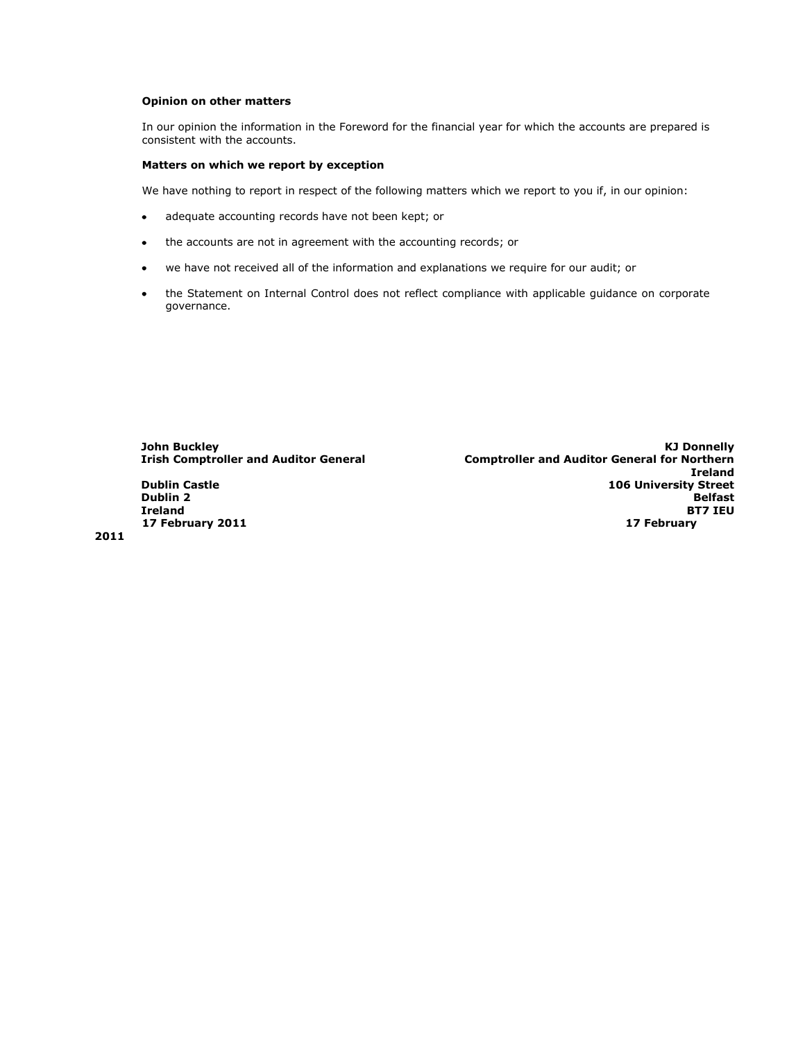**Opinion on other matters**

In our opinion the information in the Foreword for the financial year for which the accounts are prepared is consistent with the accounts.

**Matters on which we report by exception**

We have nothing to report in respect of the following matters which we report to you if, in our opinion:

- adequate accounting records have not been kept; or
- the accounts are not in agreement with the accounting records; or
- we have not received all of the information and explanations we require for our audit; or
- the Statement on Internal Control does not reflect compliance with applicable guidance on corporate governance.

**John Buckley**
**Irish Comptroller and Auditor General**

**Dublin Castle**
**Dublin 2**
**Ireland**
**17 February 2011**

**KJ Donnelly**
**Comptroller and Auditor General for Northern Ireland**
**106 University Street**
**Belfast**
**BT7 IEU**
**17 February 2011**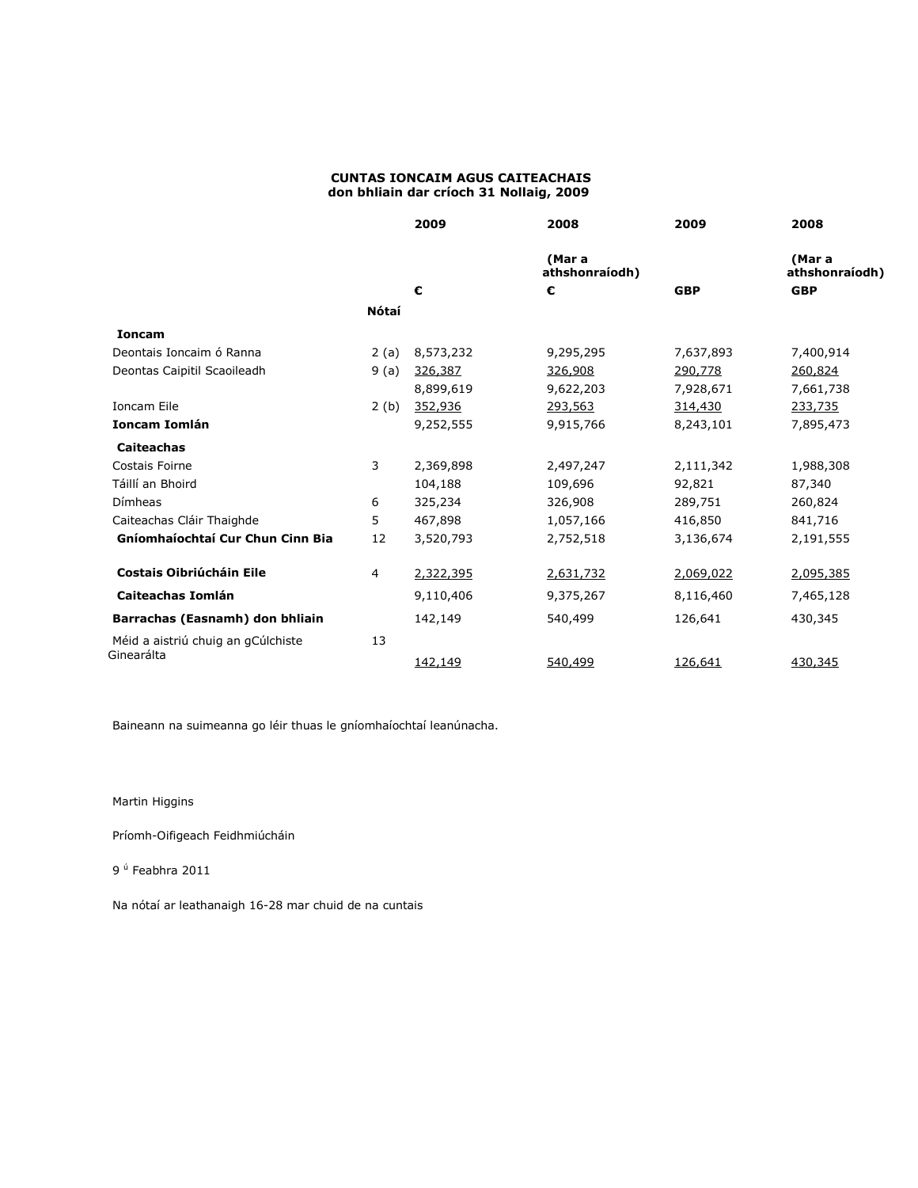**CUNTAS IONCAIM AGUS CAITEACHAIS**
**don bhliain dar críoch 31 Nollaig, 2009**

| | Nótaí | 2009 | 2008 (Mar a athshonraíodh) | 2009 | 2008 (Mar a athshonraíodh) |
|---|---|---|---|---|---|
| | | € | € | GBP | GBP |
| **Ioncam** | | | | | |
| Deontais Ioncaim ó Ranna | 2 (a) | 8,573,232 | 9,295,295 | 7,637,893 | 7,400,914 |
| Deontas Caipitil Scaoileadh | 9 (a) | 326,387 | 326,908 | 290,778 | 260,824 |
| | | 8,899,619 | 9,622,203 | 7,928,671 | 7,661,738 |
| Ioncam Eile | 2 (b) | 352,936 | 293,563 | 314,430 | 233,735 |
| **Ioncam Iomlán** | | 9,252,555 | 9,915,766 | 8,243,101 | 7,895,473 |
| **Caiteachas** | | | | | |
| Costais Foirne | 3 | 2,369,898 | 2,497,247 | 2,111,342 | 1,988,308 |
| Táillí an Bhoird | | 104,188 | 109,696 | 92,821 | 87,340 |
| Dímheas | 6 | 325,234 | 326,908 | 289,751 | 260,824 |
| Caiteachas Cláir Thaighde | 5 | 467,898 | 1,057,166 | 416,850 | 841,716 |
| **Gníomhaíochtaí Cur Chun Cinn Bia** | 12 | 3,520,793 | 2,752,518 | 3,136,674 | 2,191,555 |
| **Costais Oibriúcháin Eile** | 4 | 2,322,395 | 2,631,732 | 2,069,022 | 2,095,385 |
| **Caiteachas Iomlán** | | 9,110,406 | 9,375,267 | 8,116,460 | 7,465,128 |
| **Barrachas (Easnamh) don bhliain** | | 142,149 | 540,499 | 126,641 | 430,345 |
| Méid a aistriú chuig an gCúlchiste Ginearálta | 13 | 142,149 | 540,499 | 126,641 | 430,345 |

Baineann na suimeanna go léir thuas le gníomhaíochtaí leanúnacha.

Martin Higgins

Príomh-Oifigeach Feidhmiúcháin

9 ú Feabhra 2011

Na nótaí ar leathanaigh 16-28 mar chuid de na cuntais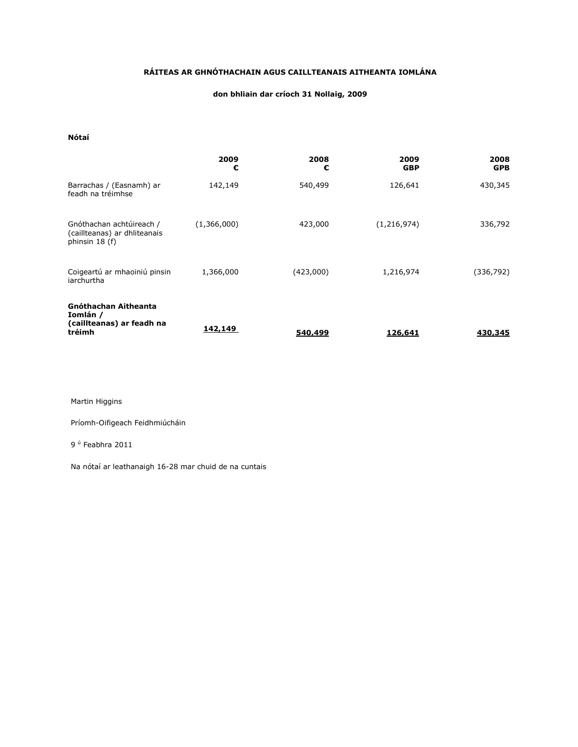**RÁITEAS AR GHNÓTHACHAIN AGUS CAILLTEANAIS AITHEANTA IOMLÁNA**

**don bhliain dar críoch 31 Nollaig, 2009**

**Nótaí**

| | 2009 € | 2008 € | 2009 GBP | 2008 GPB |
|---|---|---|---|---|
| Barrachas / (Easnamh) ar feadh na tréimhse | 142,149 | 540,499 | 126,641 | 430,345 |
| Gnóthachan achtúireach / (caillteanas) ar dhliteanais phinsin 18 (f) | (1,366,000) | 423,000 | (1,216,974) | 336,792 |
| Coigeartú ar mhaoiniú pinsin iarchurtha | 1,366,000 | (423,000) | 1,216,974 | (336,792) |
| **Gnóthachan Aitheanta Iomlán / (caillteanas) ar feadh na tréimh** | **142,149** | **540,499** | **126,641** | **430,345** |

Martin Higgins

Príomh-Oifigeach Feidhmiúcháin

9 ú Feabhra 2011

Na nótaí ar leathanaigh 16-28 mar chuid de na cuntais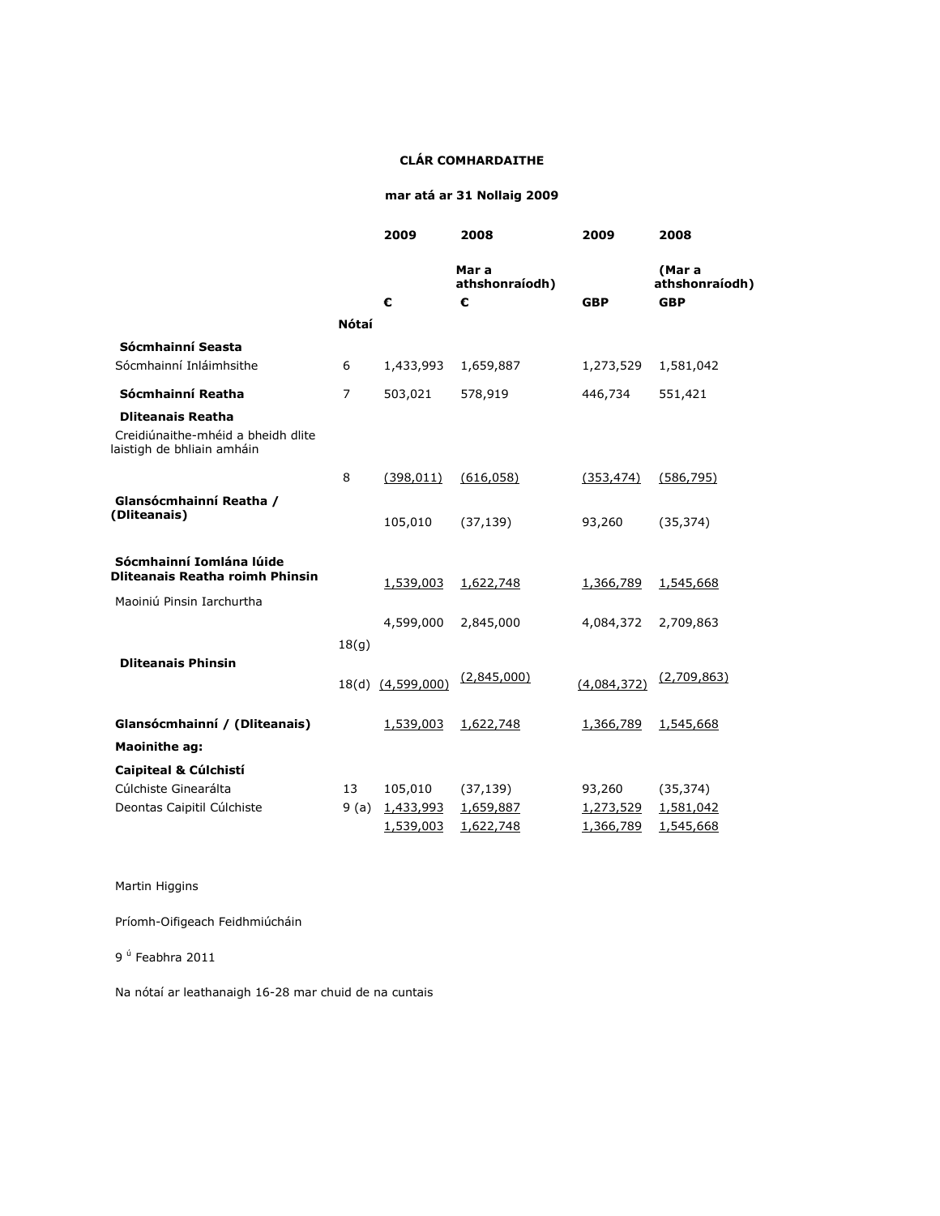**CLÁR COMHARDAITHE**

**mar atá ar 31 Nollaig 2009**

| | Nótaí | 2009 | 2008 | 2009 | 2008 |
|---|---|---|---|---|---|
| | | | Mar a athshonraíodh) | | (Mar a athshonraíodh) |
| | | € | € | GBP | GBP |
| **Sócmhainní Seasta** | | | | | |
| Sócmhainní Inláimhsithe | 6 | 1,433,993 | 1,659,887 | 1,273,529 | 1,581,042 |
| **Sócmhainní Reatha** | 7 | 503,021 | 578,919 | 446,734 | 551,421 |
| **Dliteanais Reatha** | | | | | |
| Creidiúnaithe-mhéid a bheidh dlite laistigh de bhliain amháin | 8 | (398,011) | (616,058) | (353,474) | (586,795) |
| **Glansócmhainní Reatha / (Dliteanais)** | | 105,010 | (37,139) | 93,260 | (35,374) |
| **Sócmhainní Iomlána lúide Dliteanais Reatha roimh Phinsin** | | 1,539,003 | 1,622,748 | 1,366,789 | 1,545,668 |
| Maoiniú Pinsin Iarchurtha | 18(g) | 4,599,000 | 2,845,000 | 4,084,372 | 2,709,863 |
| **Dliteanais Phinsin** | 18(d) | (4,599,000) | (2,845,000) | (4,084,372) | (2,709,863) |
| **Glansócmhainní / (Dliteanais)** | | 1,539,003 | 1,622,748 | 1,366,789 | 1,545,668 |
| **Maoinithe ag:** | | | | | |
| **Caipiteal & Cúlchistí** | | | | | |
| Cúlchiste Ginearálta | 13 | 105,010 | (37,139) | 93,260 | (35,374) |
| Deontas Caipitil Cúlchiste | 9 (a) | 1,433,993 | 1,659,887 | 1,273,529 | 1,581,042 |
| | | 1,539,003 | 1,622,748 | 1,366,789 | 1,545,668 |

Martin Higgins

Príomh-Oifigeach Feidhmiúcháin

9 ú Feabhra 2011

Na nótaí ar leathanaigh 16-28 mar chuid de na cuntais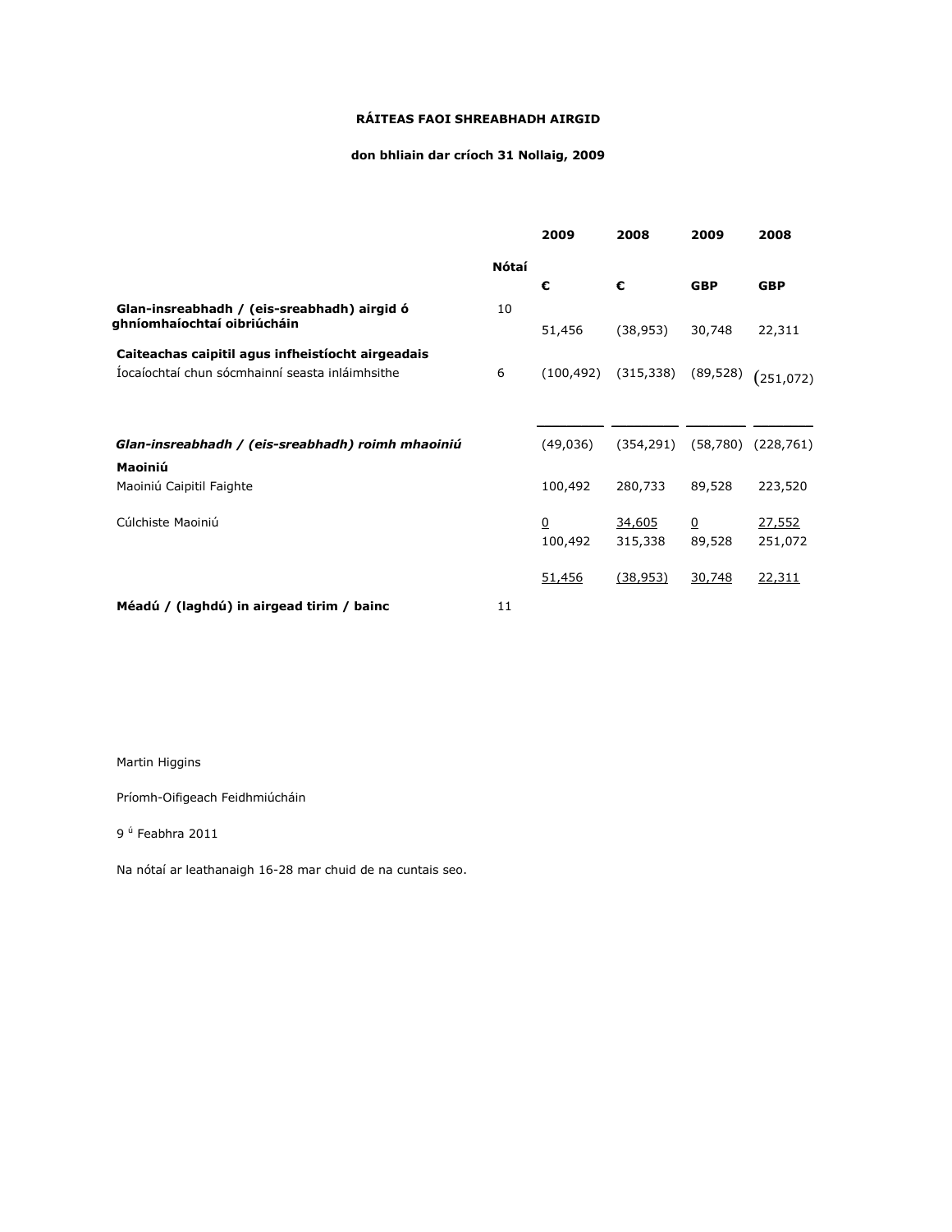**RÁITEAS FAOI SHREABHADH AIRGID**

**don bhliain dar críoch 31 Nollaig, 2009**

| | Nótaí | 2009 € | 2008 € | 2009 GBP | 2008 GBP |
|---|---|---|---|---|---|
| **Glan-insreabhadh / (eis-sreabhadh) airgid ó ghníomhaíochtaí oibriúcháin** | 10 | 51,456 | (38,953) | 30,748 | 22,311 |
| **Caiteachas caipitil agus infheistíocht airgeadais** | | | | | |
| Íocaíochtaí chun sócmhainní seasta inláimhsithe | 6 | (100,492) | (315,338) | (89,528) | (251,072) |
| ***Glan-insreabhadh / (eis-sreabhadh) roimh mhaoiniú*** | | (49,036) | (354,291) | (58,780) | (228,761) |
| **Maoiniú** | | | | | |
| Maoiniú Caipitil Faighte | | 100,492 | 280,733 | 89,528 | 223,520 |
| Cúlchiste Maoiniú | | 0 | 34,605 | 0 | 27,552 |
| | | 100,492 | 315,338 | 89,528 | 251,072 |
| | | 51,456 | (38,953) | 30,748 | 22,311 |
| **Méadú / (laghdú) in airgead tirim / bainc** | 11 | | | | |

Martin Higgins

Príomh-Oifigeach Feidhmiúcháin

9 ú Feabhra 2011

Na nótaí ar leathanaigh 16-28 mar chuid de na cuntais seo.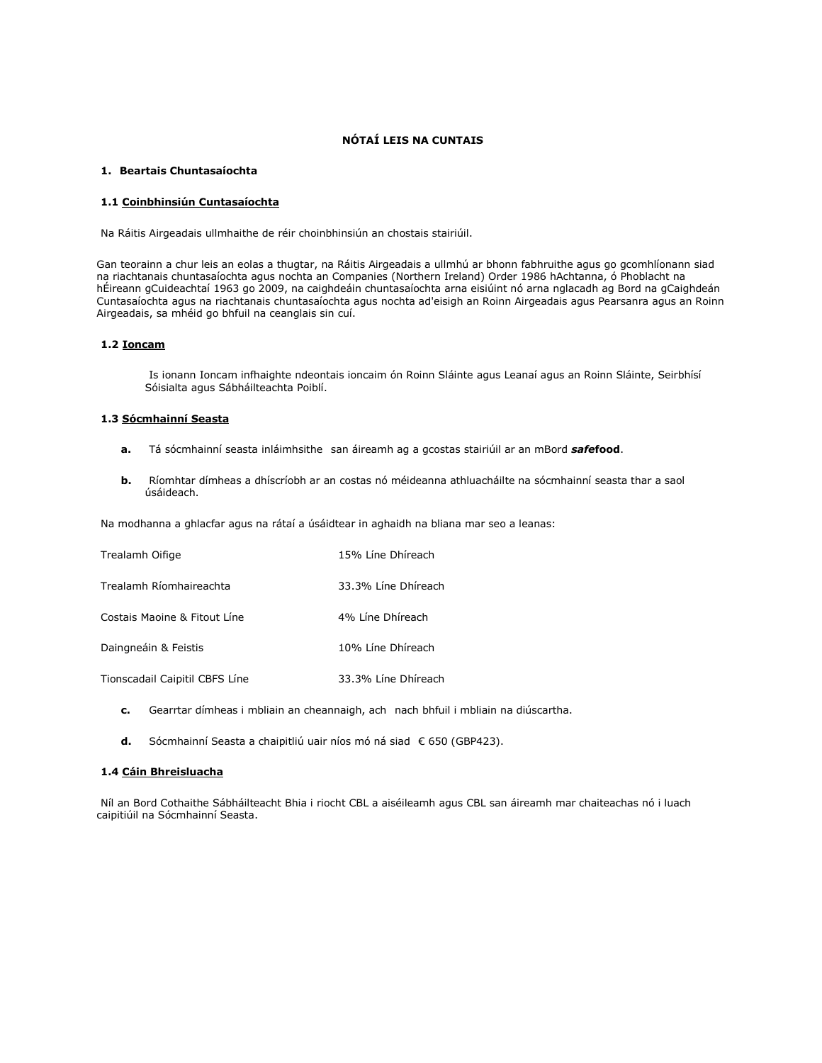**NÓTAÍ LEIS NA CUNTAIS**

## 1. Beartais Chuntasaíochta

### 1.1 Coinbhinsiún Cuntasaíochta

Na Ráitis Airgeadais ullmhaithe de réir choinbhinsiún an chostais stairiúil.

Gan teorainn a chur leis an eolas a thugtar, na Ráitis Airgeadais a ullmhú ar bhonn fabhruithe agus go gcomhlíonann siad na riachtanais chuntasaíochta agus nochta an Companies (Northern Ireland) Order 1986 hAchtanna, ó Phoblacht na hÉireann gCuideachtaí 1963 go 2009, na caighdeáin chuntasaíochta arna eisiúint nó arna nglacadh ag Bord na gCaighdeán Cuntasaíochta agus na riachtanais chuntasaíochta agus nochta ad'eisigh an Roinn Airgeadais agus Pearsanra agus an Roinn Airgeadais, sa mhéid go bhfuil na ceanglais sin cuí.

### 1.2 Ioncam

Is ionann Ioncam infhaighte ndeontais ioncaim ón Roinn Sláinte agus Leanaí agus an Roinn Sláinte, Seirbhísí Sóisialta agus Sábháilteachta Poiblí.

### 1.3 Sócmhainní Seasta

**a.** Tá sócmhainní seasta inláimhsithe san áireamh ag a gcostas stairiúil ar an mBord ***safe*food**.

**b.** Ríomhtar dímheas a dhíscríobh ar an costas nó méideanna athluacháilte na sócmhainní seasta thar a saol úsáideach.

Na modhanna a ghlacfar agus na rátaí a úsáidtear in aghaidh na bliana mar seo a leanas:

| | |
|---|---|
| Trealamh Oifige | 15% Líne Dhíreach |
| Trealamh Ríomhaireachta | 33.3% Líne Dhíreach |
| Costais Maoine & Fitout Líne | 4% Líne Dhíreach |
| Daingneáin & Feistis | 10% Líne Dhíreach |
| Tionscadail Caipitil CBFS Líne | 33.3% Líne Dhíreach |

**c.** Gearrtar dímheas i mbliain an cheannaigh, ach nach bhfuil i mbliain na diúscartha.

**d.** Sócmhainní Seasta a chaipitliú uair níos mó ná siad € 650 (GBP423).

### 1.4 Cáin Bhreisluacha

Níl an Bord Cothaithe Sábháilteacht Bhia i riocht CBL a aiséileamh agus CBL san áireamh mar chaiteachas nó i luach caipitiúil na Sócmhainní Seasta.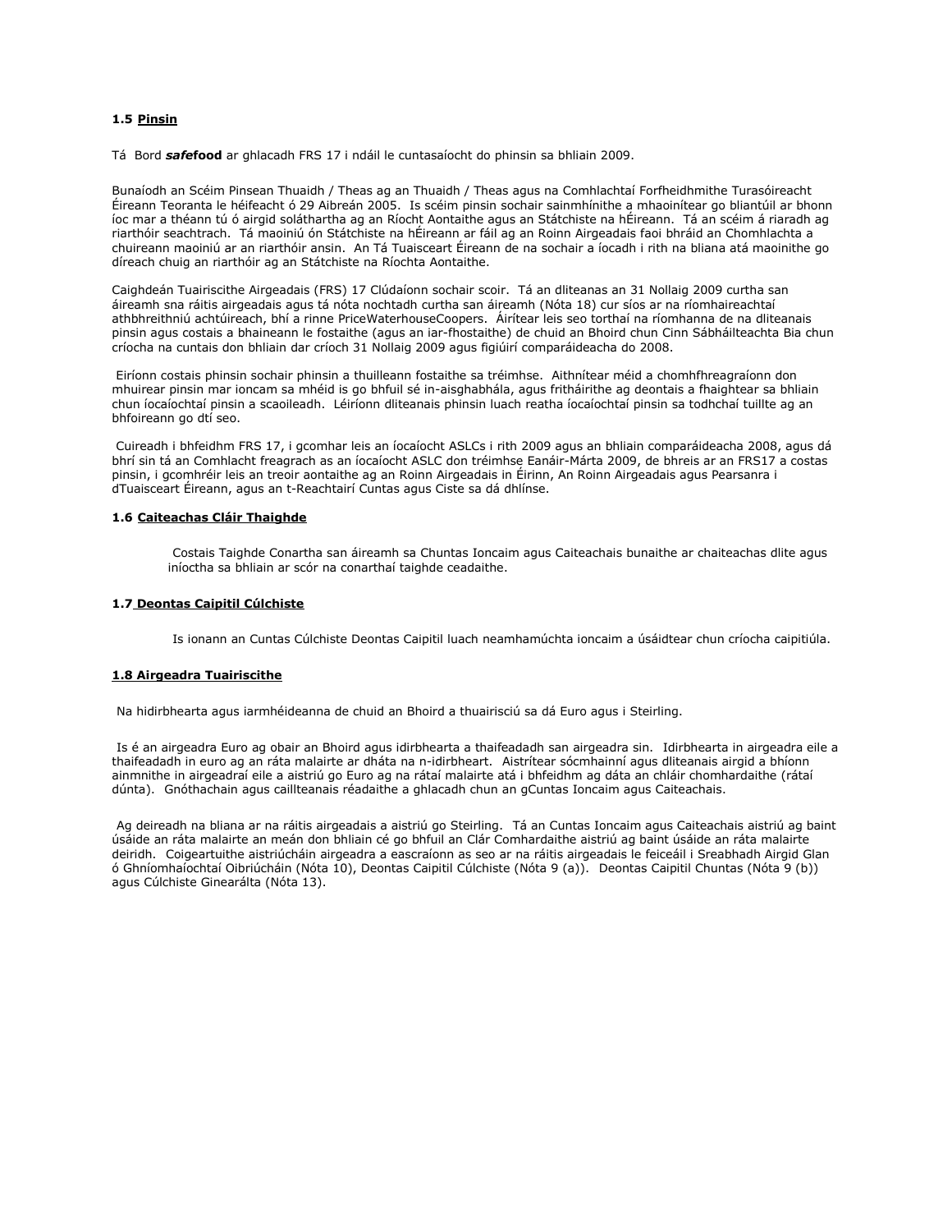### 1.5 Pinsin

Tá Bord ***safe*****food** ar ghlacadh FRS 17 i ndáil le cuntasaíocht do phinsin sa bhliain 2009.

Bunaíodh an Scéim Pinsean Thuaidh / Theas ag an Thuaidh / Theas agus na Comhlachtaí Forfheidhmithe Turasóireacht Éireann Teoranta le héifeacht ó 29 Aibreán 2005. Is scéim pinsin sochair sainmhínithe a mhaoinítear go bliantúil ar bhonn íoc mar a théann tú ó airgid soláthartha ag an Ríocht Aontaithe agus an Státchiste na hÉireann. Tá an scéim á riaradh ag riarthóir seachtrach. Tá maoiniú ón Státchiste na hÉireann ar fáil ag an Roinn Airgeadais faoi bhráid an Chomhlachta a chuireann maoiniú ar an riarthóir ansin. An Tá Tuaisceart Éireann de na sochair a íocadh i rith na bliana atá maoinithe go díreach chuig an riarthóir ag an Státchiste na Ríochta Aontaithe.

Caighdeán Tuairiscithe Airgeadais (FRS) 17 Clúdaíonn sochair scoir. Tá an dliteanas an 31 Nollaig 2009 curtha san áireamh sna ráitis airgeadais agus tá nóta nochtadh curtha san áireamh (Nóta 18) cur síos ar na ríomhaireachtaí athbhreithniú achtúireach, bhí a rinne PriceWaterhouseCoopers. Áirítear leis seo torthaí na ríomhanna de na dliteanais pinsin agus costais a bhaineann le fostaithe (agus an iar-fhostaithe) de chuid an Bhoird chun Cinn Sábháilteachta Bia chun críocha na cuntais don bhliain dar críoch 31 Nollaig 2009 agus figiúirí comparáideacha do 2008.

Eiríonn costais phinsin sochair phinsin a thuilleann fostaithe sa tréimhse. Aithnítear méid a chomhfhreagraíonn don mhuirear pinsin mar ioncam sa mhéid is go bhfuil sé in-aisghabhála, agus fritháirithe ag deontais a fhaightear sa bhliain chun íocaíochtaí pinsin a scaoileadh. Léiríonn dliteanais phinsin luach reatha íocaíochtaí pinsin sa todhchaí tuillte ag an bhfoireann go dtí seo.

Cuireadh i bhfeidhm FRS 17, i gcomhar leis an íocaíocht ASLCs i rith 2009 agus an bhliain comparáideacha 2008, agus dá bhrí sin tá an Comhlacht freagrach as an íocaíocht ASLC don tréimhse Eanáir-Márta 2009, de bhreis ar an FRS17 a costas pinsin, i gcomhréir leis an treoir aontaithe ag an Roinn Airgeadais in Éirinn, An Roinn Airgeadais agus Pearsanra i dTuaisceart Éireann, agus an t-Reachtairí Cuntas agus Ciste sa dá dhlínse.

### 1.6 Caiteachas Cláir Thaighde

Costais Taighde Conartha san áireamh sa Chuntas Ioncaim agus Caiteachais bunaithe ar chaiteachas dlite agus iníoctha sa bhliain ar scór na conarthaí taighde ceadaithe.

### 1.7 Deontas Caipitil Cúlchiste

Is ionann an Cuntas Cúlchiste Deontas Caipitil luach neamhamúchta ioncaim a úsáidtear chun críocha caipitiúla.

### 1.8 Airgeadra Tuairiscithe

Na hidirbhearta agus iarmhéideanna de chuid an Bhoird a thuairisciú sa dá Euro agus i Steirling.

Is é an airgeadra Euro ag obair an Bhoird agus idirbhearta a thaifeadadh san airgeadra sin. Idirbhearta in airgeadra eile a thaifeadadh in euro ag an ráta malairte ar dháta na n-idirbheart. Aistrítear sócmhainní agus dliteanais airgid a bhíonn ainmnithe in airgeadraí eile a aistriú go Euro ag na rátaí malairte atá i bhfeidhm ag dáta an chláir chomhardaithe (rátaí dúnta). Gnóthachain agus caillteanais réadaithe a ghlacadh chun an gCuntas Ioncaim agus Caiteachais.

Ag deireadh na bliana ar na ráitis airgeadais a aistriú go Steirling. Tá an Cuntas Ioncaim agus Caiteachais aistriú ag baint úsáide an ráta malairte an meán don bhliain cé go bhfuil an Clár Comhardaithe aistriú ag baint úsáide an ráta malairte deiridh. Coigeartuithe aistriúcháin airgeadra a eascraíonn as seo ar na ráitis airgeadais le feiceáil i Sreabhadh Airgid Glan ó Ghníomhaíochtaí Oibriúcháin (Nóta 10), Deontas Caipitil Cúlchiste (Nóta 9 (a)). Deontas Caipitil Chuntas (Nóta 9 (b)) agus Cúlchiste Ginearálta (Nóta 13).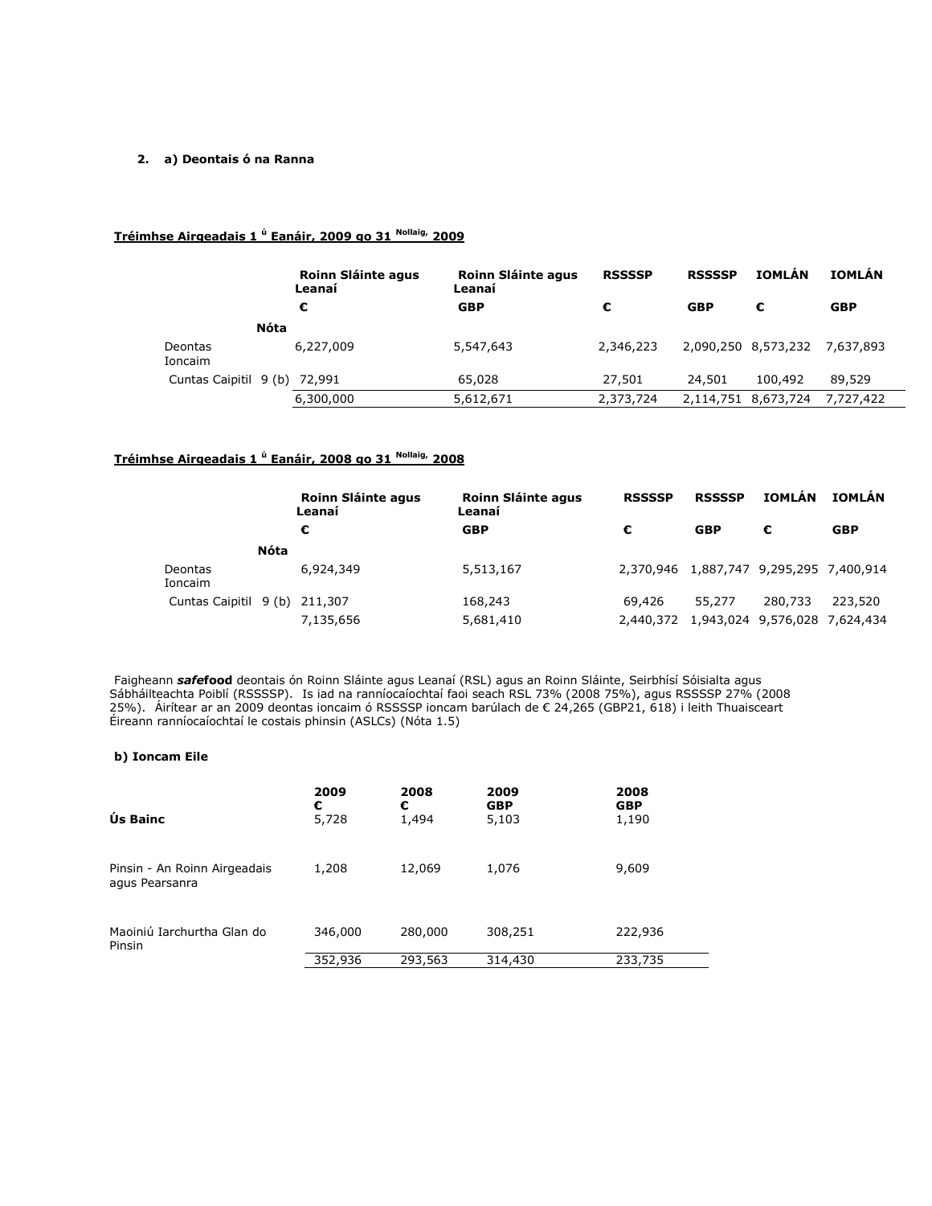**2. a) Deontais ó na Ranna**

**Tréimhse Airgeadais 1 [ú] Eanáir, 2009 go 31 [Nollaig,] 2009**

| | Nóta | Roinn Sláinte agus Leanaí € | Roinn Sláinte agus Leanaí GBP | RSSSSP € | RSSSSP GBP | IOMLÁN € | IOMLÁN GBP |
|---|---|---|---|---|---|---|---|
| Deontas Ioncaim | | 6,227,009 | 5,547,643 | 2,346,223 | 2,090,250 | 8,573,232 | 7,637,893 |
| Cuntas Caipitil | 9 (b) | 72,991 | 65,028 | 27,501 | 24,501 | 100,492 | 89,529 |
| | | 6,300,000 | 5,612,671 | 2,373,724 | 2,114,751 | 8,673,724 | 7,727,422 |

**Tréimhse Airgeadais 1 [ú] Eanáir, 2008 go 31 [Nollaig,] 2008**

| | Nóta | Roinn Sláinte agus Leanaí € | Roinn Sláinte agus Leanaí GBP | RSSSSP € | RSSSSP GBP | IOMLÁN € | IOMLÁN GBP |
|---|---|---|---|---|---|---|---|
| Deontas Ioncaim | | 6,924,349 | 5,513,167 | 2,370,946 | 1,887,747 | 9,295,295 | 7,400,914 |
| Cuntas Caipitil | 9 (b) | 211,307 | 168,243 | 69,426 | 55,277 | 280,733 | 223,520 |
| | | 7,135,656 | 5,681,410 | 2,440,372 | 1,943,024 | 9,576,028 | 7,624,434 |

Faigheann ***safe*food** deontais ón Roinn Sláinte agus Leanaí (RSL) agus an Roinn Sláinte, Seirbhísí Sóisialta agus Sábháilteachta Poiblí (RSSSSP). Is iad na ranníocaíochtaí faoi seach RSL 73% (2008 75%), agus RSSSSP 27% (2008 25%). Áirítear ar an 2009 deontas ioncaim ó RSSSSP ioncam barúlach de € 24,265 (GBP21, 618) i leith Thuaisceart Éireann ranníocaíochtaí le costais phinsin (ASLCs) (Nóta 1.5)

**b) Ioncam Eile**

| | 2009 € | 2008 € | 2009 GBP | 2008 GBP |
|---|---|---|---|---|
| **Ús Bainc** | 5,728 | 1,494 | 5,103 | 1,190 |
| Pinsin - An Roinn Airgeadais agus Pearsanra | 1,208 | 12,069 | 1,076 | 9,609 |
| Maoiniú Iarchurtha Glan do Pinsin | 346,000 | 280,000 | 308,251 | 222,936 |
| | 352,936 | 293,563 | 314,430 | 233,735 |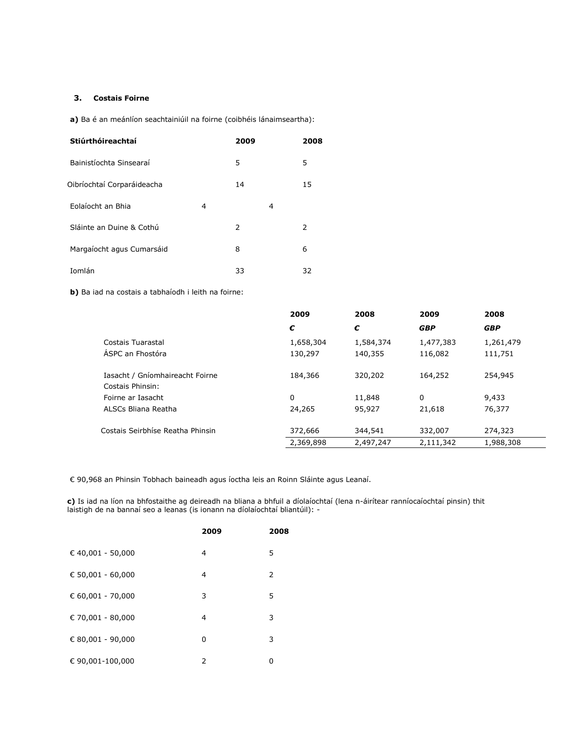### 3. Costais Foirne

**a)** Ba é an meánlíon seachtainiúil na foirne (coibhéis lánaimseartha):

| Stiúrthóireachtaí | 2009 | 2008 |
|---|---|---|
| Bainistíochta Sinsearaí | 5 | 5 |
| Oibríochtaí Corparáideacha | 14 | 15 |
| Eolaíocht an Bhia | 4 | 4 |
| Sláinte an Duine & Cothú | 2 | 2 |
| Margaíocht agus Cumarsáid | 8 | 6 |
| Iomlán | 33 | 32 |

**b)** Ba iad na costais a tabhaíodh i leith na foirne:

| | 2009 | 2008 | 2009 | 2008 |
|---|---|---|---|---|
| | *€* | *€* | *GBP* | *GBP* |
| Costais Tuarastal | 1,658,304 | 1,584,374 | 1,477,383 | 1,261,479 |
| ÁSPC an Fhostóra | 130,297 | 140,355 | 116,082 | 111,751 |
| Iasacht / Gníomhaireacht Foirne | 184,366 | 320,202 | 164,252 | 254,945 |
| Costais Phinsin: | | | | |
| Foirne ar Iasacht | 0 | 11,848 | 0 | 9,433 |
| ALSCs Bliana Reatha | 24,265 | 95,927 | 21,618 | 76,377 |
| Costais Seirbhíse Reatha Phinsin | 372,666 | 344,541 | 332,007 | 274,323 |
| | 2,369,898 | 2,497,247 | 2,111,342 | 1,988,308 |

€ 90,968 an Phinsin Tobhach baineadh agus íoctha leis an Roinn Sláinte agus Leanaí.

**c)** Is iad na líon na bhfostaithe ag deireadh na bliana a bhfuil a díolaíochtaí (lena n-áirítear ranníocaíochtaí pinsin) thit laistigh de na bannaí seo a leanas (is ionann na díolaíochtaí bliantúil): -

| | 2009 | 2008 |
|---|---|---|
| € 40,001 - 50,000 | 4 | 5 |
| € 50,001 - 60,000 | 4 | 2 |
| € 60,001 - 70,000 | 3 | 5 |
| € 70,001 - 80,000 | 4 | 3 |
| € 80,001 - 90,000 | 0 | 3 |
| € 90,001-100,000 | 2 | 0 |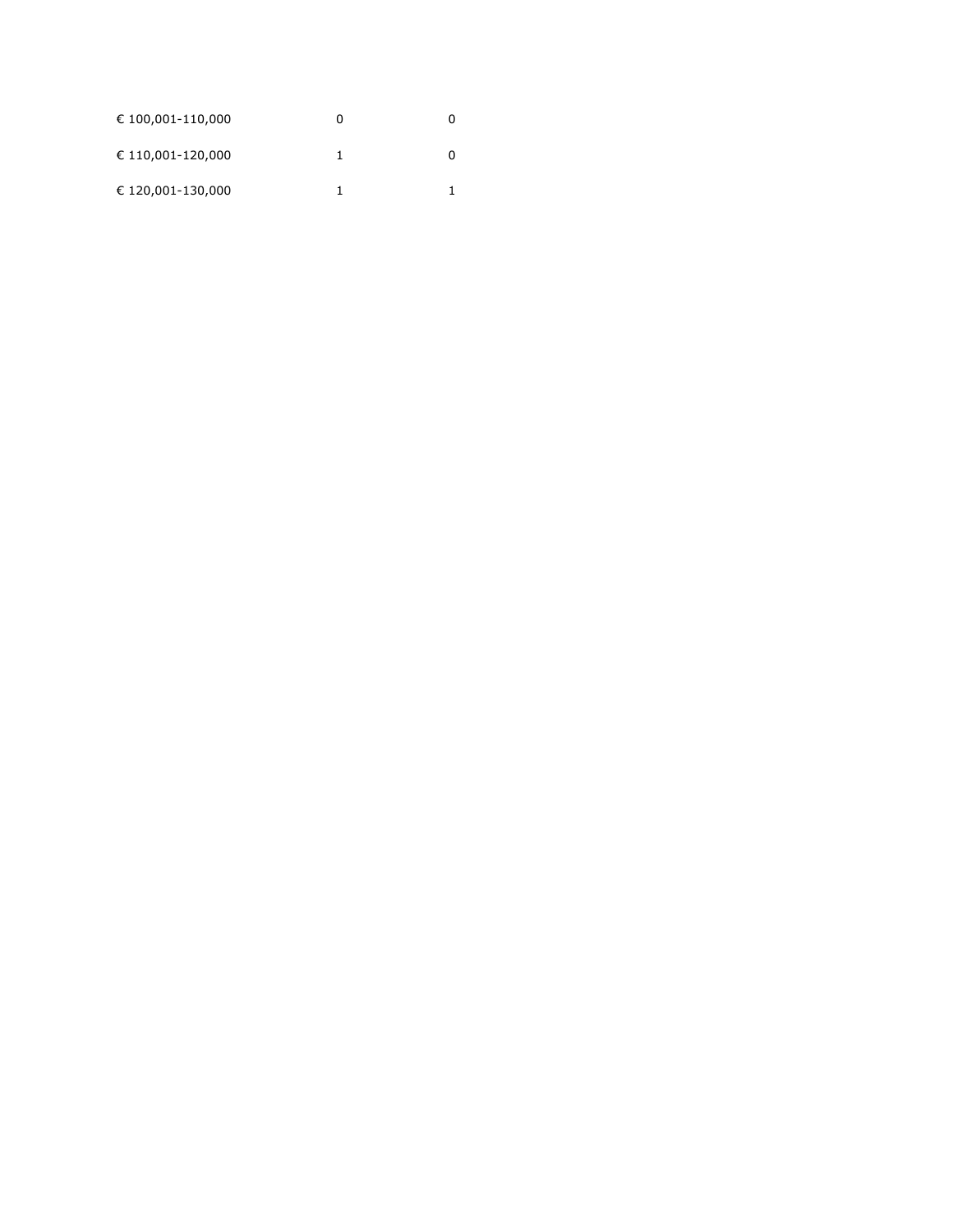| | | |
|---|---|---|
| € 100,001-110,000 | 0 | 0 |
| € 110,001-120,000 | 1 | 0 |
| € 120,001-130,000 | 1 | 1 |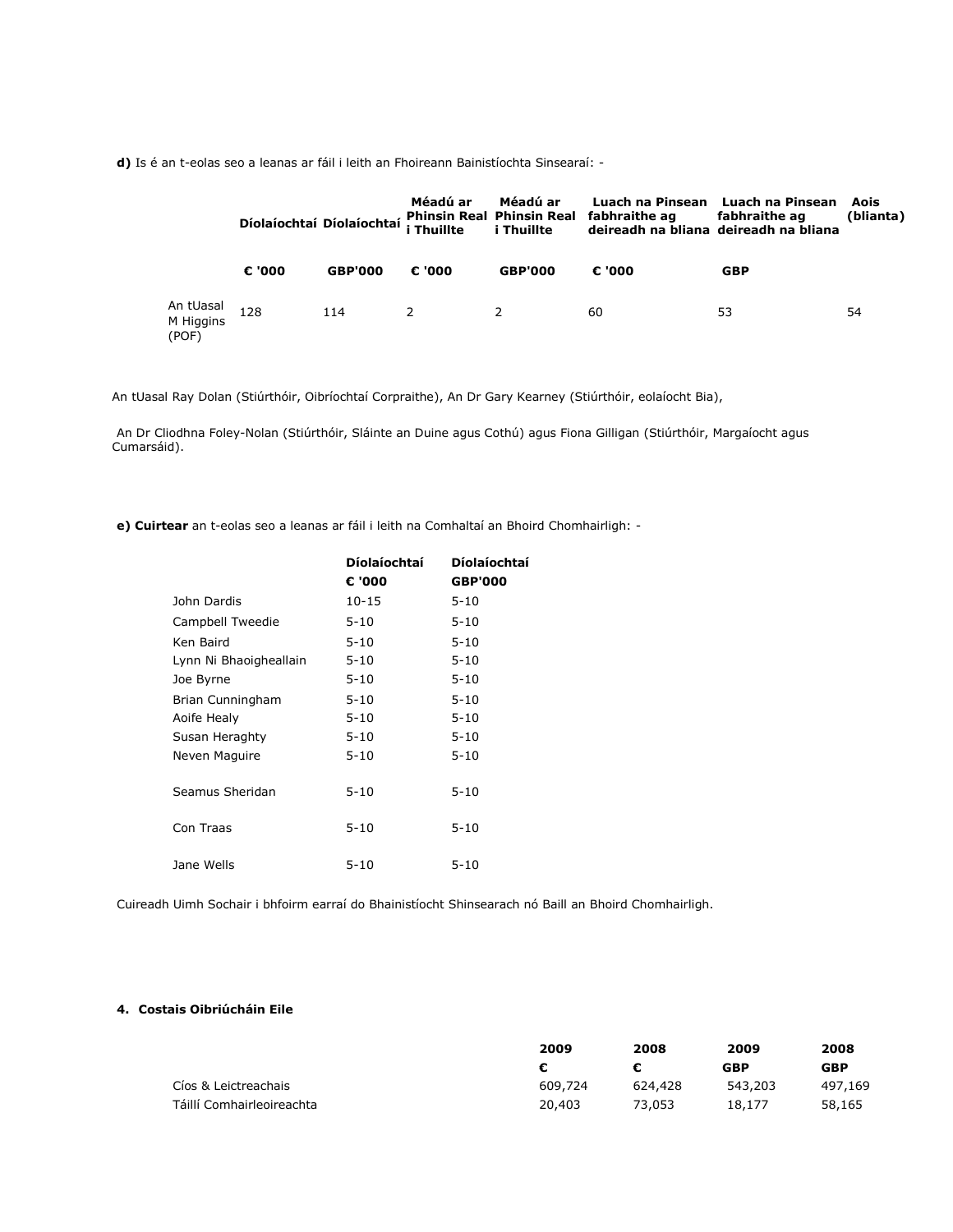**d)** Is é an t-eolas seo a leanas ar fáil i leith an Fhoireann Bainistíochta Sinsearaí: -

| | Díolaíochtaí | Díolaíochtaí | Méadú ar Phinsin Real i Thuillte | Méadú ar Phinsin Real i Thuillte | Luach na Pinsean fabhraithe ag deireadh na bliana | Luach na Pinsean fabhraithe ag deireadh na bliana | Aois (blianta) |
|---|---|---|---|---|---|---|---|
| | € '000 | GBP'000 | € '000 | GBP'000 | € '000 | GBP | |
| An tUasal M Higgins (POF) | 128 | 114 | 2 | 2 | 60 | 53 | 54 |

An tUasal Ray Dolan (Stiúrthóir, Oibríochtaí Corpraithe), An Dr Gary Kearney (Stiúrthóir, eolaíocht Bia),

An Dr Cliodhna Foley-Nolan (Stiúrthóir, Sláinte an Duine agus Cothú) agus Fiona Gilligan (Stiúrthóir, Margaíocht agus Cumarsáid).

**e) Cuirtear** an t-eolas seo a leanas ar fáil i leith na Comhaltaí an Bhoird Chomhairligh: -

| | Díolaíochtaí € '000 | Díolaíochtaí GBP'000 |
|---|---|---|
| John Dardis | 10-15 | 5-10 |
| Campbell Tweedie | 5-10 | 5-10 |
| Ken Baird | 5-10 | 5-10 |
| Lynn Ni Bhaoigheallain | 5-10 | 5-10 |
| Joe Byrne | 5-10 | 5-10 |
| Brian Cunningham | 5-10 | 5-10 |
| Aoife Healy | 5-10 | 5-10 |
| Susan Heraghty | 5-10 | 5-10 |
| Neven Maguire | 5-10 | 5-10 |
| Seamus Sheridan | 5-10 | 5-10 |
| Con Traas | 5-10 | 5-10 |
| Jane Wells | 5-10 | 5-10 |

Cuireadh Uimh Sochair i bhfoirm earraí do Bhainistíocht Shinsearach nó Baill an Bhoird Chomhairligh.

**4. Costais Oibriúcháin Eile**

| | 2009 € | 2008 € | 2009 GBP | 2008 GBP |
|---|---|---|---|---|
| Cíos & Leictreachais | 609,724 | 624,428 | 543,203 | 497,169 |
| Táillí Comhairleoireachta | 20,403 | 73,053 | 18,177 | 58,165 |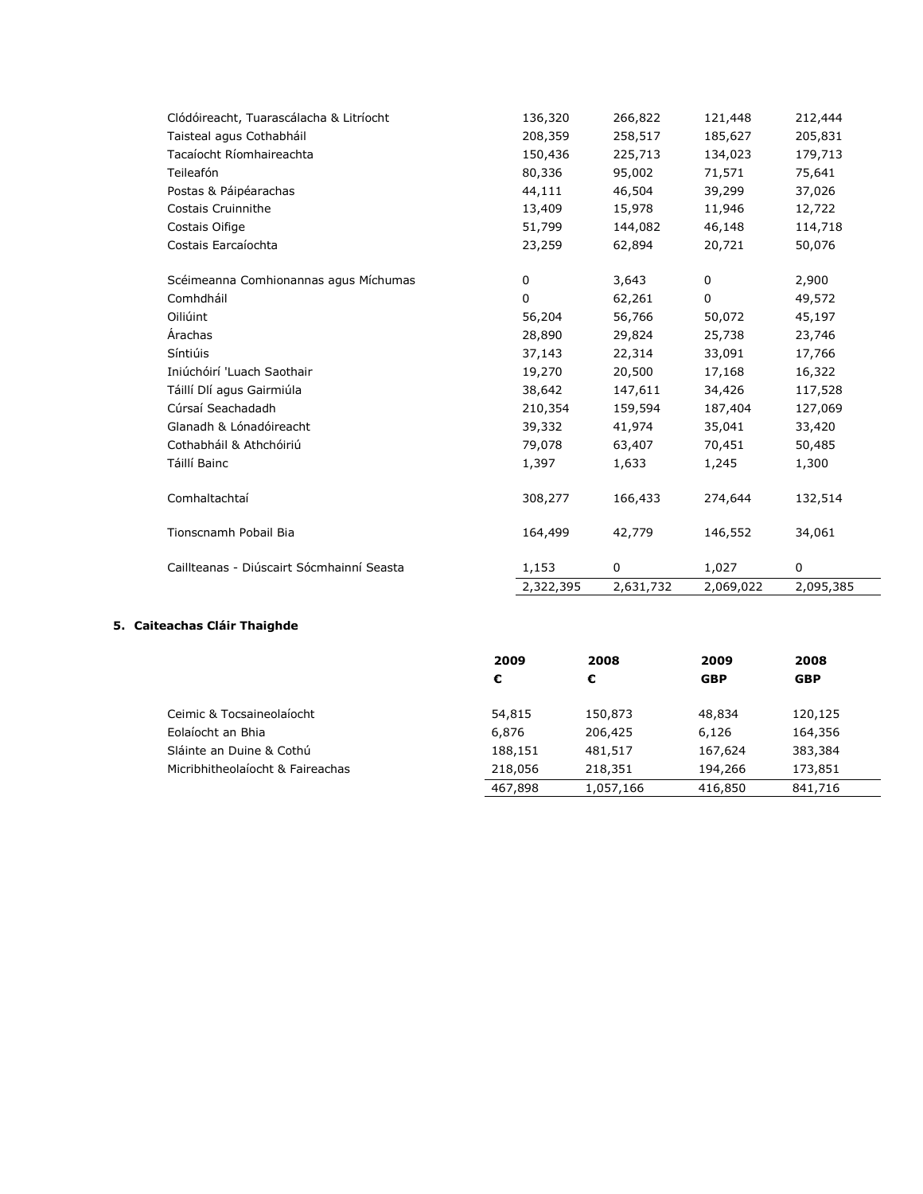| | | | | |
|---|---|---|---|---|
| Clódóireacht, Tuarascálacha & Litríocht | 136,320 | 266,822 | 121,448 | 212,444 |
| Taisteal agus Cothabháil | 208,359 | 258,517 | 185,627 | 205,831 |
| Tacaíocht Ríomhaireachta | 150,436 | 225,713 | 134,023 | 179,713 |
| Teileafón | 80,336 | 95,002 | 71,571 | 75,641 |
| Postas & Páipéarachas | 44,111 | 46,504 | 39,299 | 37,026 |
| Costais Cruinnithe | 13,409 | 15,978 | 11,946 | 12,722 |
| Costais Oifige | 51,799 | 144,082 | 46,148 | 114,718 |
| Costais Earcaíochta | 23,259 | 62,894 | 20,721 | 50,076 |
| Scéimeanna Comhionannas agus Míchumas | 0 | 3,643 | 0 | 2,900 |
| Comhdháil | 0 | 62,261 | 0 | 49,572 |
| Oiliúint | 56,204 | 56,766 | 50,072 | 45,197 |
| Árachas | 28,890 | 29,824 | 25,738 | 23,746 |
| Síntiúis | 37,143 | 22,314 | 33,091 | 17,766 |
| Iniúchóirí 'Luach Saothair | 19,270 | 20,500 | 17,168 | 16,322 |
| Táillí Dlí agus Gairmiúla | 38,642 | 147,611 | 34,426 | 117,528 |
| Cúrsaí Seachadadh | 210,354 | 159,594 | 187,404 | 127,069 |
| Glanadh & Lónadóireacht | 39,332 | 41,974 | 35,041 | 33,420 |
| Cothabháil & Athchóiriú | 79,078 | 63,407 | 70,451 | 50,485 |
| Táillí Bainc | 1,397 | 1,633 | 1,245 | 1,300 |
| Comhaltachtaí | 308,277 | 166,433 | 274,644 | 132,514 |
| Tionscnamh Pobail Bia | 164,499 | 42,779 | 146,552 | 34,061 |
| Caillteanas - Diúscairt Sócmhainní Seasta | 1,153 | 0 | 1,027 | 0 |
| | 2,322,395 | 2,631,732 | 2,069,022 | 2,095,385 |

## 5. Caiteachas Cláir Thaighde

| | **2009** | **2008** | **2009** | **2008** |
|---|---|---|---|---|
| | **€** | **€** | **GBP** | **GBP** |
| Ceimic & Tocsaineolaíocht | 54,815 | 150,873 | 48,834 | 120,125 |
| Eolaíocht an Bhia | 6,876 | 206,425 | 6,126 | 164,356 |
| Sláinte an Duine & Cothú | 188,151 | 481,517 | 167,624 | 383,384 |
| Micribhitheolaíocht & Faireachas | 218,056 | 218,351 | 194,266 | 173,851 |
| | 467,898 | 1,057,166 | 416,850 | 841,716 |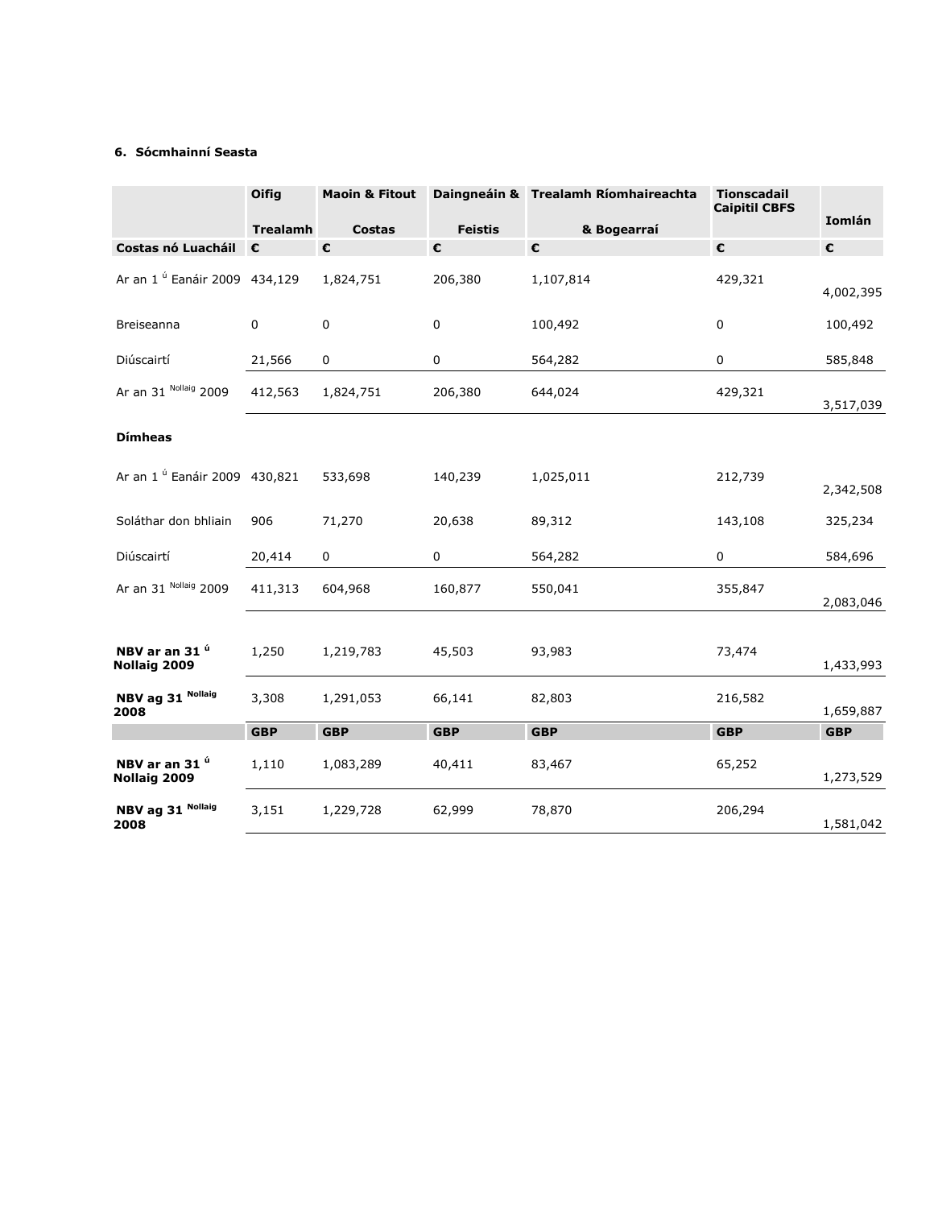**6. Sócmhainní Seasta**

| | Oifig Trealamh | Maoin & Fitout Costas | Daingneáin & Feistis | Trealamh Ríomhaireachta & Bogearraí | Tionscadail Caipitil CBFS | Iomlán |
|---|---|---|---|---|---|---|
| **Costas nó Luacháil** | **€** | **€** | **€** | **€** | **€** | **€** |
| Ar an 1 ú Eanáir 2009 | 434,129 | 1,824,751 | 206,380 | 1,107,814 | 429,321 | 4,002,395 |
| Breiseanna | 0 | 0 | 0 | 100,492 | 0 | 100,492 |
| Diúscairtí | 21,566 | 0 | 0 | 564,282 | 0 | 585,848 |
| Ar an 31 Nollaig 2009 | 412,563 | 1,824,751 | 206,380 | 644,024 | 429,321 | 3,517,039 |
| **Dímheas** | | | | | | |
| Ar an 1 ú Eanáir 2009 | 430,821 | 533,698 | 140,239 | 1,025,011 | 212,739 | 2,342,508 |
| Soláthar don bhliain | 906 | 71,270 | 20,638 | 89,312 | 143,108 | 325,234 |
| Diúscairtí | 20,414 | 0 | 0 | 564,282 | 0 | 584,696 |
| Ar an 31 Nollaig 2009 | 411,313 | 604,968 | 160,877 | 550,041 | 355,847 | 2,083,046 |
| **NBV ar an 31 ú Nollaig 2009** | 1,250 | 1,219,783 | 45,503 | 93,983 | 73,474 | 1,433,993 |
| **NBV ag 31 Nollaig 2008** | 3,308 | 1,291,053 | 66,141 | 82,803 | 216,582 | 1,659,887 |
| | **GBP** | **GBP** | **GBP** | **GBP** | **GBP** | **GBP** |
| **NBV ar an 31 ú Nollaig 2009** | 1,110 | 1,083,289 | 40,411 | 83,467 | 65,252 | 1,273,529 |
| **NBV ag 31 Nollaig 2008** | 3,151 | 1,229,728 | 62,999 | 78,870 | 206,294 | 1,581,042 |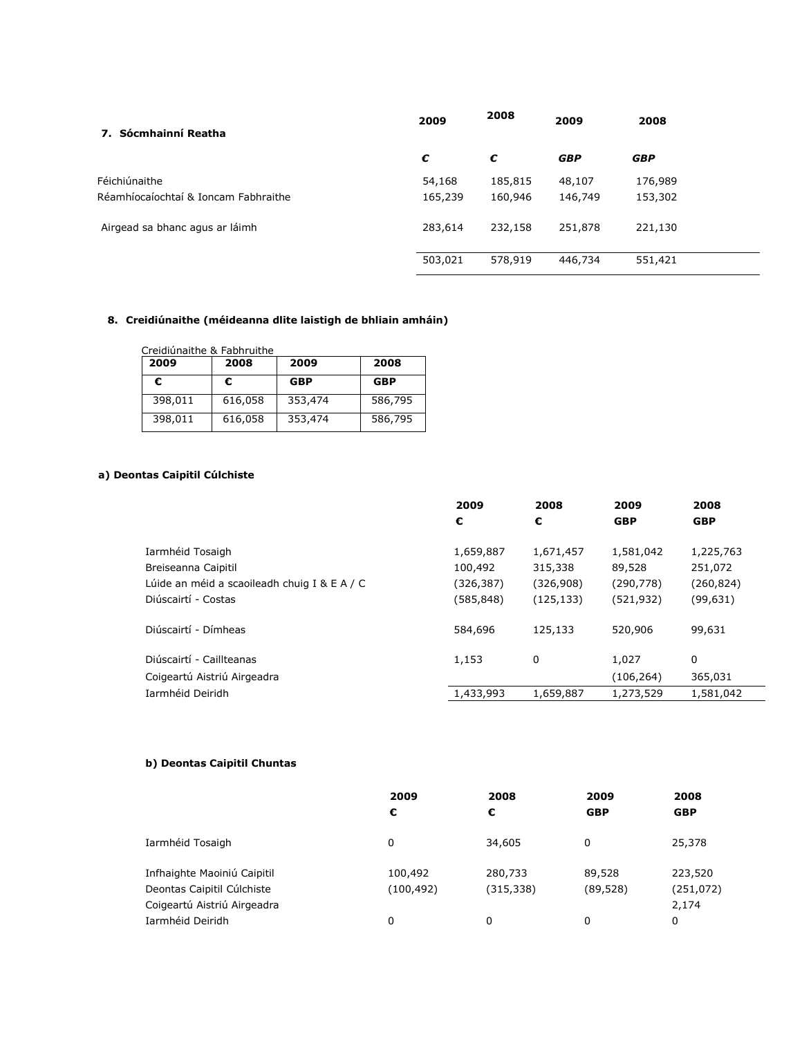### 7. Sócmhainní Reatha

| | 2009 | 2008 | 2009 | 2008 |
|---|---|---|---|---|
| | *€* | *€* | *GBP* | *GBP* |
| Féichiúnaithe | 54,168 | 185,815 | 48,107 | 176,989 |
| Réamhíocaíochtaí & Ioncam Fabhraithe | 165,239 | 160,946 | 146,749 | 153,302 |
| Airgead sa bhanc agus ar láimh | 283,614 | 232,158 | 251,878 | 221,130 |
| | 503,021 | 578,919 | 446,734 | 551,421 |

### 8. Creidiúnaithe (méideanna dlite laistigh de bhliain amháin)

Creidiúnaithe & Fabhruithe

| 2009 | 2008 | 2009 | 2008 |
|---|---|---|---|
| **€** | **€** | **GBP** | **GBP** |
| 398,011 | 616,058 | 353,474 | 586,795 |
| 398,011 | 616,058 | 353,474 | 586,795 |

**a) Deontas Caipitil Cúlchiste**

| | 2009 | 2008 | 2009 | 2008 |
|---|---|---|---|---|
| | **€** | **€** | **GBP** | **GBP** |
| Iarmhéid Tosaigh | 1,659,887 | 1,671,457 | 1,581,042 | 1,225,763 |
| Breiseanna Caipitil | 100,492 | 315,338 | 89,528 | 251,072 |
| Lúide an méid a scaoileadh chuig I & E A / C | (326,387) | (326,908) | (290,778) | (260,824) |
| Diúscairtí - Costas | (585,848) | (125,133) | (521,932) | (99,631) |
| Diúscairtí - Dímheas | 584,696 | 125,133 | 520,906 | 99,631 |
| Diúscairtí - Caillteanas | 1,153 | 0 | 1,027 | 0 |
| Coigeartú Aistriú Airgeadra | | | (106,264) | 365,031 |
| Iarmhéid Deiridh | 1,433,993 | 1,659,887 | 1,273,529 | 1,581,042 |

**b) Deontas Caipitil Chuntas**

| | 2009 | 2008 | 2009 | 2008 |
|---|---|---|---|---|
| | **€** | **€** | **GBP** | **GBP** |
| Iarmhéid Tosaigh | 0 | 34,605 | 0 | 25,378 |
| Infhaighte Maoiniú Caipitil | 100,492 | 280,733 | 89,528 | 223,520 |
| Deontas Caipitil Cúlchiste | (100,492) | (315,338) | (89,528) | (251,072) |
| Coigeartú Aistriú Airgeadra | | | | 2,174 |
| Iarmhéid Deiridh | 0 | 0 | 0 | 0 |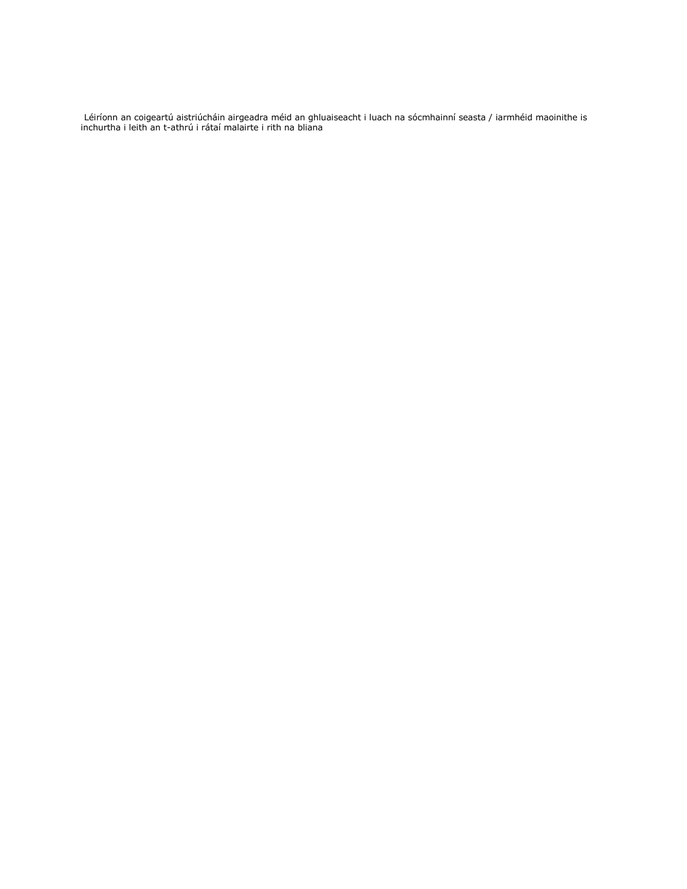Léiríonn an coigeartú aistriúcháin airgeadra méid an ghluaiseacht i luach na sócmhainní seasta / iarmhéid maoinithe is inchurtha i leith an t-athrú i rátaí malairte i rith na bliana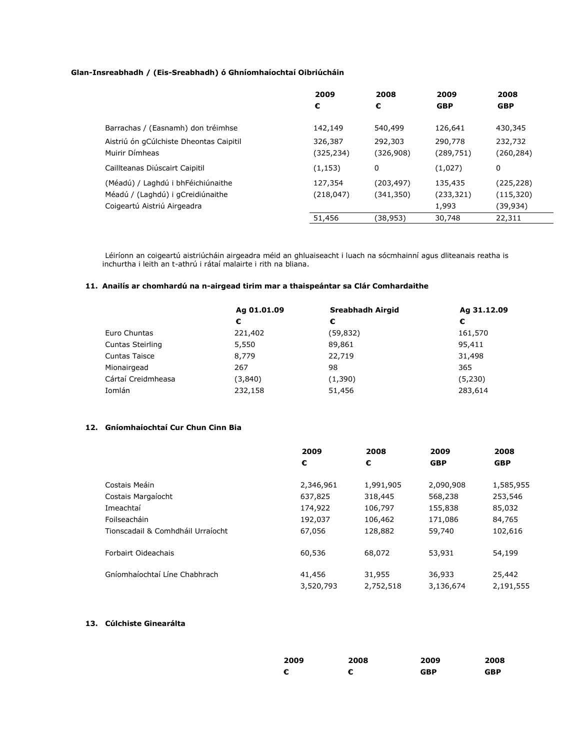**Glan-Insreabhadh / (Eis-Sreabhadh) ó Ghníomhaíochtaí Oibriúcháin**

| | 2009 | 2008 | 2009 | 2008 |
|---|---|---|---|---|
| | € | € | GBP | GBP |
| Barrachas / (Easnamh) don tréimhse | 142,149 | 540,499 | 126,641 | 430,345 |
| Aistriú ón gCúlchiste Dheontas Caipitil | 326,387 | 292,303 | 290,778 | 232,732 |
| Muirir Dímheas | (325,234) | (326,908) | (289,751) | (260,284) |
| Caillteanas Diúscairt Caipitil | (1,153) | 0 | (1,027) | 0 |
| (Méadú) / Laghdú i bhFéichiúnaithe | 127,354 | (203,497) | 135,435 | (225,228) |
| Méadú / (Laghdú) i gCreidiúnaithe | (218,047) | (341,350) | (233,321) | (115,320) |
| Coigeartú Aistriú Airgeadra | | | 1,993 | (39,934) |
| | 51,456 | (38,953) | 30,748 | 22,311 |

Léiríonn an coigeartú aistriúcháin airgeadra méid an ghluaiseacht i luach na sócmhainní agus dliteanais reatha is inchurtha i leith an t-athrú i rátaí malairte i rith na bliana.

### 11. Anailís ar chomhardú na n-airgead tirim mar a thaispeántar sa Clár Comhardaithe

| | Ag 01.01.09 | Sreabhadh Airgid | Ag 31.12.09 |
|---|---|---|---|
| | € | € | € |
| Euro Chuntas | 221,402 | (59,832) | 161,570 |
| Cuntas Steirling | 5,550 | 89,861 | 95,411 |
| Cuntas Taisce | 8,779 | 22,719 | 31,498 |
| Mionairgead | 267 | 98 | 365 |
| Cártaí Creidmheasa | (3,840) | (1,390) | (5,230) |
| Iomlán | 232,158 | 51,456 | 283,614 |

### 12. Gníomhaíochtaí Cur Chun Cinn Bia

| | 2009 | 2008 | 2009 | 2008 |
|---|---|---|---|---|
| | € | € | GBP | GBP |
| Costais Meáin | 2,346,961 | 1,991,905 | 2,090,908 | 1,585,955 |
| Costais Margaíocht | 637,825 | 318,445 | 568,238 | 253,546 |
| Imeachtaí | 174,922 | 106,797 | 155,838 | 85,032 |
| Foilseacháin | 192,037 | 106,462 | 171,086 | 84,765 |
| Tionscadail & Comhdháil Urraíocht | 67,056 | 128,882 | 59,740 | 102,616 |
| Forbairt Oideachais | 60,536 | 68,072 | 53,931 | 54,199 |
| Gníomhaíochtaí Líne Chabhrach | 41,456 | 31,955 | 36,933 | 25,442 |
| | 3,520,793 | 2,752,518 | 3,136,674 | 2,191,555 |

### 13. Cúlchiste Ginearálta

| | 2009 | 2008 | 2009 | 2008 |
|---|---|---|---|---|
| | € | € | GBP | GBP |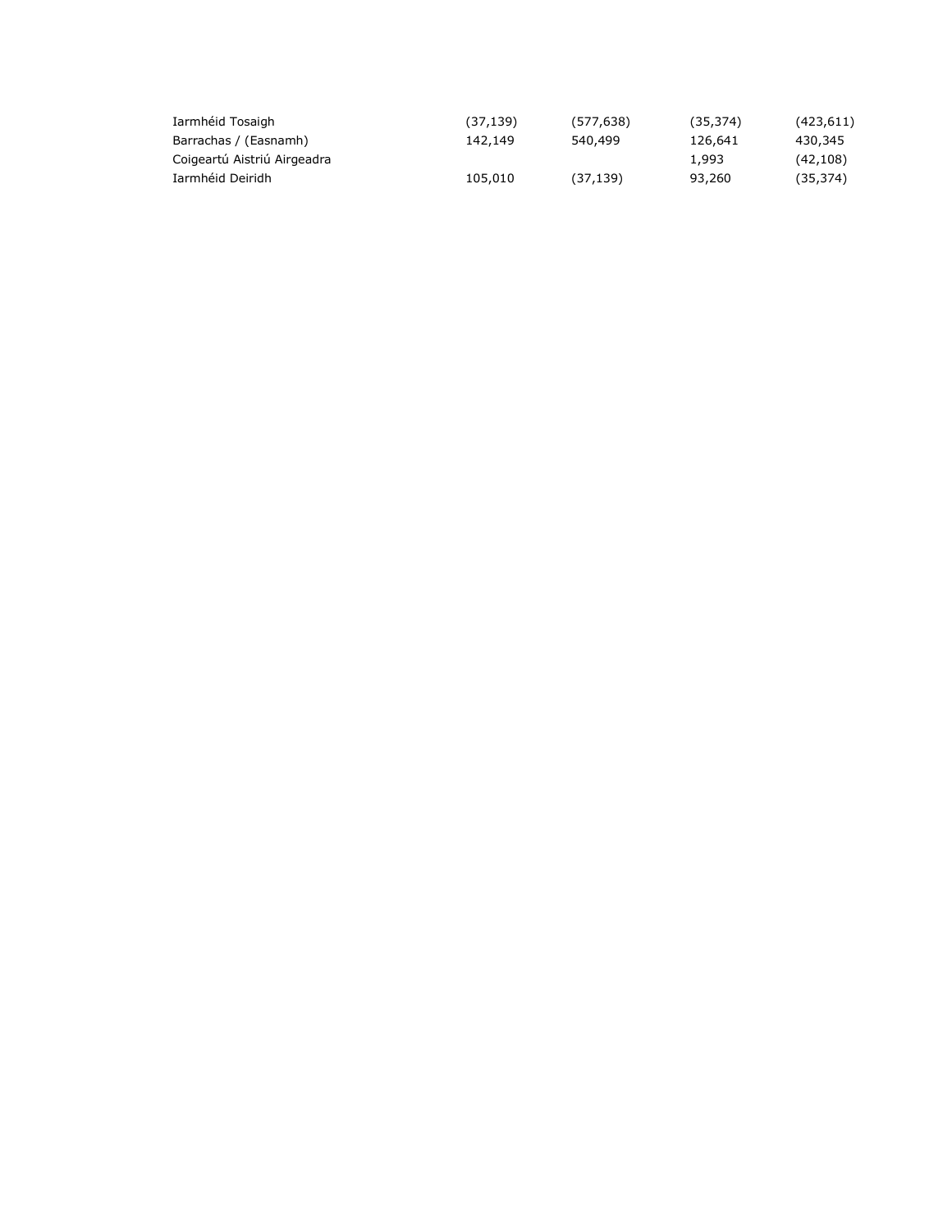| | | | | |
|---|---|---|---|---|
| Iarmhéid Tosaigh | (37,139) | (577,638) | (35,374) | (423,611) |
| Barrachas / (Easnamh) | 142,149 | 540,499 | 126,641 | 430,345 |
| Coigeartú Aistriú Airgeadra | | | 1,993 | (42,108) |
| Iarmhéid Deiridh | 105,010 | (37,139) | 93,260 | (35,374) |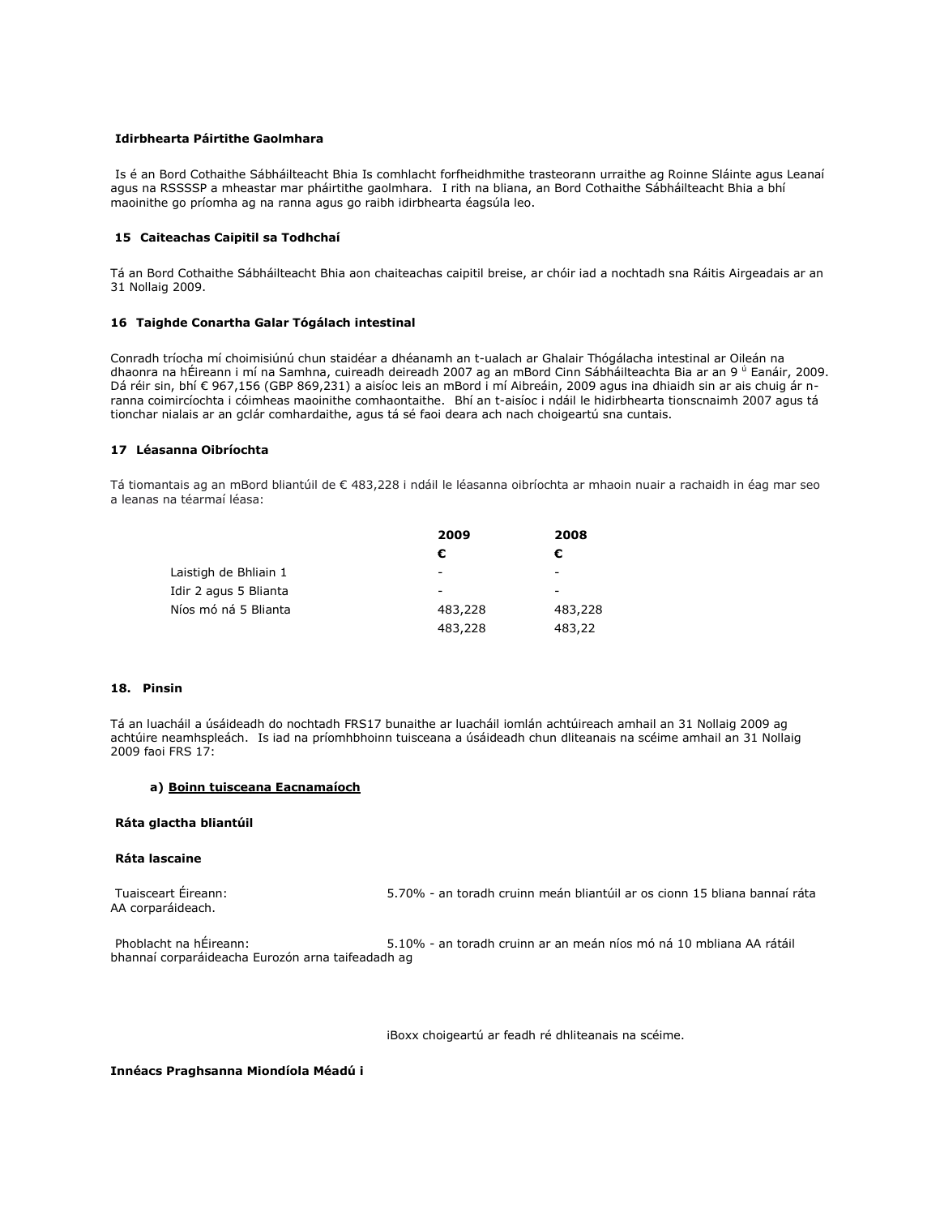**Idirbhearta Páirtithe Gaolmhara**

Is é an Bord Cothaithe Sábháilteacht Bhia Is comhlacht forfheidhmithe trasteorann urraithe ag Roinne Sláinte agus Leanaí agus na RSSSSP a mheastar mar pháirtithe gaolmhara. I rith na bliana, an Bord Cothaithe Sábháilteacht Bhia a bhí maoinithe go príomha ag na ranna agus go raibh idirbhearta éagsúla leo.

**15 Caiteachas Caipitil sa Todhchaí**

Tá an Bord Cothaithe Sábháilteacht Bhia aon chaiteachas caipitil breise, ar chóir iad a nochtadh sna Ráitis Airgeadais ar an 31 Nollaig 2009.

**16 Taighde Conartha Galar Tógálach intestinal**

Conradh tríocha mí choimisiúnú chun staidéar a dhéanamh an t-ualach ar Ghalair Thógálacha intestinal ar Oileán na dhaonra na hÉireann i mí na Samhna, cuireadh deireadh 2007 ag an mBord Cinn Sábháilteachta Bia ar an 9 ú Eanáir, 2009. Dá réir sin, bhí € 967,156 (GBP 869,231) a aisíoc leis an mBord i mí Aibreáin, 2009 agus ina dhiaidh sin ar ais chuig ár n-ranna coimircíochta i cóimheas maoinithe comhaontaithe. Bhí an t-aisíoc i ndáil le hidirbhearta tionscnaimh 2007 agus tá tionchar nialais ar an gclár comhardaithe, agus tá sé faoi deara ach nach choigeartú sna cuntais.

**17 Léasanna Oibríochta**

Tá tiomantais ag an mBord bliantúil de € 483,228 i ndáil le léasanna oibríochta ar mhaoin nuair a rachaidh in éag mar seo a leanas na téarmaí léasa:

| | 2009 | 2008 |
|---|---|---|
| | € | € |
| Laistigh de Bhliain 1 | - | - |
| Idir 2 agus 5 Blianta | - | - |
| Níos mó ná 5 Blianta | 483,228 | 483,228 |
| | 483,228 | 483,22 |

**18. Pinsin**

Tá an luacháil a úsáideadh do nochtadh FRS17 bunaithe ar luacháil iomlán achtúireach amhail an 31 Nollaig 2009 ag achtúire neamhspleách. Is iad na príomhbhoinn tuisceana a úsáideadh chun dliteanais na scéime amhail an 31 Nollaig 2009 faoi FRS 17:

**a) <u>Boinn tuisceana Eacnamaíoch</u>**

**Ráta glactha bliantúil**

**Ráta lascaine**

Tuaisceart Éireann: 5.70% - an toradh cruinn meán bliantúil ar os cionn 15 bliana bannaí ráta AA corparáideach.

Phoblacht na hÉireann: 5.10% - an toradh cruinn ar an meán níos mó ná 10 mbliana AA rátáil bhannaí corparáideacha Eurozón arna taifeadadh ag

iBoxx choigeartú ar feadh ré dhliteanais na scéime.

**Innéacs Praghsanna Miondíola Méadú i**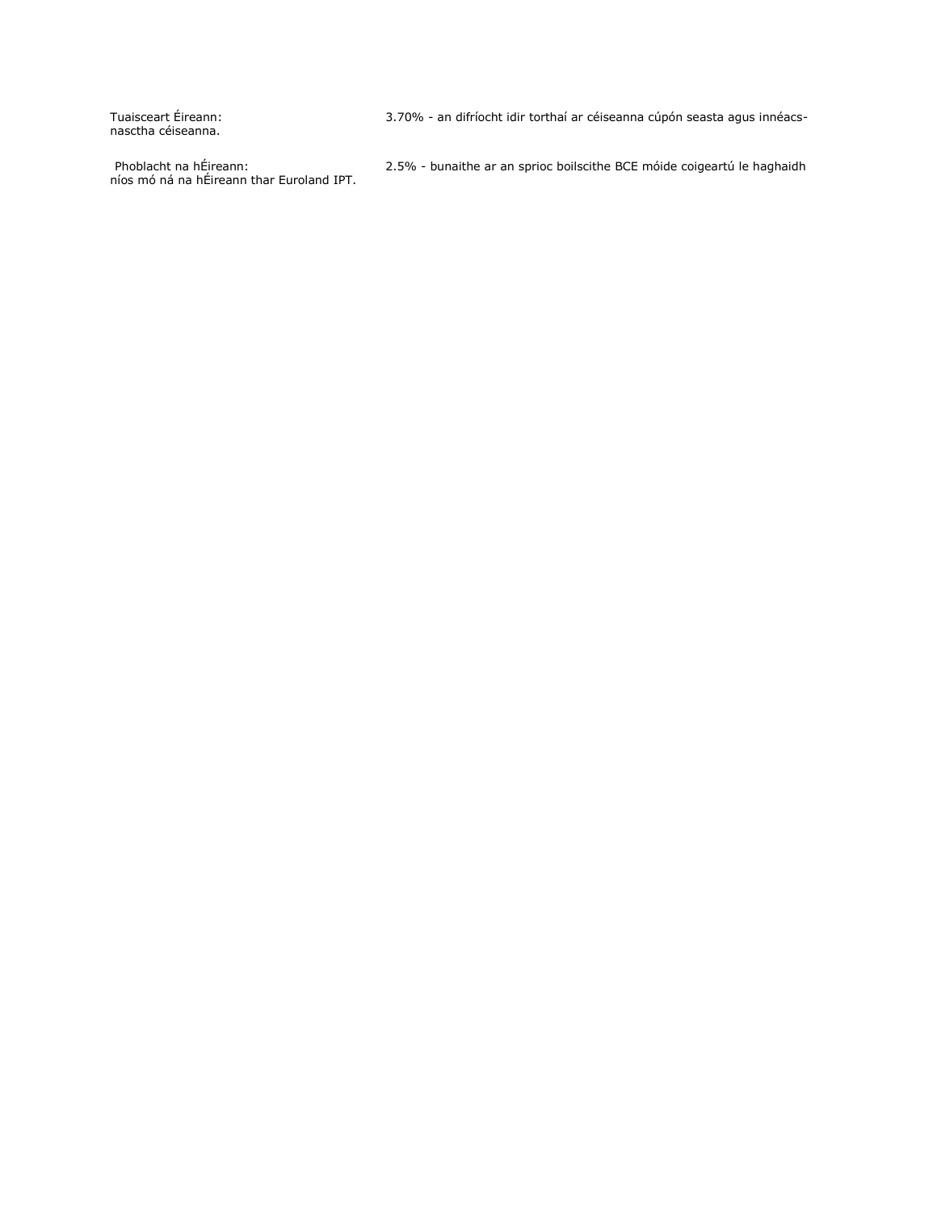| | |
|---|---|
| Tuaisceart Éireann: nasctha céiseanna. | 3.70% - an difríocht idir torthaí ar céiseanna cúpón seasta agus innéacs- |
| Phoblacht na hÉireann: níos mó ná na hÉireann thar Euroland IPT. | 2.5% - bunaithe ar an sprioc boilscithe BCE móide coigeartú le haghaidh |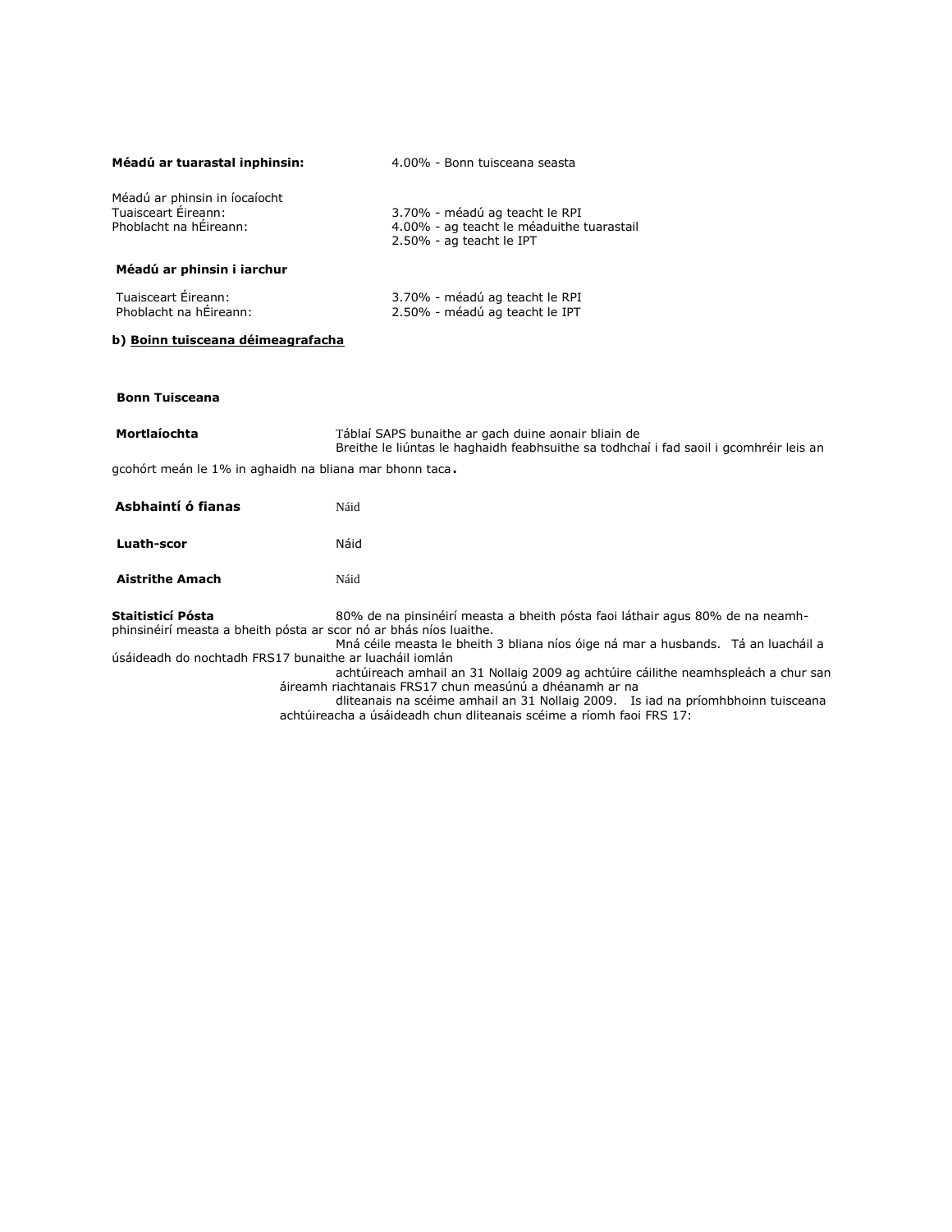**Méadú ar tuarastal inphinsin:** 4.00% - Bonn tuisceana seasta

Méadú ar phinsin in íocaíocht

| | |
|---|---|
| Tuaisceart Éireann: | 3.70% - méadú ag teacht le RPI |
| Phoblacht na hÉireann: | 4.00% - ag teacht le méaduithe tuarastail |
| | 2.50% - ag teacht le IPT |

**Méadú ar phinsin i iarchur**

| | |
|---|---|
| Tuaisceart Éireann: | 3.70% - méadú ag teacht le RPI |
| Phoblacht na hÉireann: | 2.50% - méadú ag teacht le IPT |

**b) Boinn tuisceana déimeagrafacha**

**Bonn Tuisceana**

**Mortlaíochta** Táblaí SAPS bunaithe ar gach duine aonair bliain de Breithe le liúntas le haghaidh feabhsuithe sa todhchaí i fad saoil i gcomhréir leis an gcohórt meán le 1% in aghaidh na bliana mar bhonn taca.

**Asbhaintí ó fianas** Náid

**Luath-scor** Náid

**Aistrithe Amach** Náid

**Staitisticí Pósta** 80% de na pinsinéirí measta a bheith pósta faoi láthair agus 80% de na neamh-phinsinéirí measta a bheith pósta ar scor nó ar bhás níos luaithe.

Mná céile measta le bheith 3 bliana níos óige ná mar a husbands. Tá an luacháil a úsáideadh do nochtadh FRS17 bunaithe ar luacháil iomlán achtúireach amhail an 31 Nollaig 2009 ag achtúire cáilithe neamhspleách a chur san áireamh riachtanais FRS17 chun measúnú a dhéanamh ar na dliteanais na scéime amhail an 31 Nollaig 2009. Is iad na príomhbhoinn tuisceana achtúireacha a úsáideadh chun dliteanais scéime a ríomh faoi FRS 17: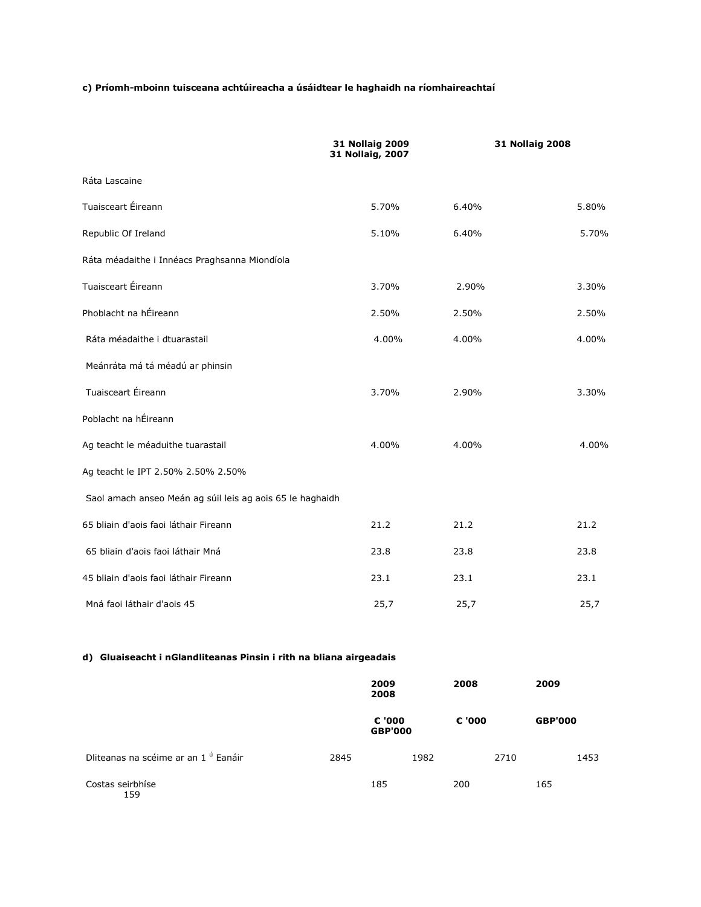**c) Príomh-mboinn tuisceana achtúireacha a úsáidtear le haghaidh na ríomhaireachtaí**

| | 31 Nollaig 2009<br>31 Nollaig, 2007 | | 31 Nollaig 2008 |
|---|---|---|---|
| Ráta Lascaine | | | |
| Tuaisceart Éireann | 5.70% | 6.40% | 5.80% |
| Republic Of Ireland | 5.10% | 6.40% | 5.70% |
| Ráta méadaithe i Innéacs Praghsanna Miondíola | | | |
| Tuaisceart Éireann | 3.70% | 2.90% | 3.30% |
| Phoblacht na hÉireann | 2.50% | 2.50% | 2.50% |
| Ráta méadaithe i dtuarastail | 4.00% | 4.00% | 4.00% |
| Meánráta má tá méadú ar phinsin | | | |
| Tuaisceart Éireann | 3.70% | 2.90% | 3.30% |
| Poblacht na hÉireann | | | |
| Ag teacht le méaduithe tuarastail | 4.00% | 4.00% | 4.00% |
| Ag teacht le IPT 2.50% 2.50% 2.50% | | | |
| Saol amach anseo Meán ag súil leis ag aois 65 le haghaidh | | | |
| 65 bliain d'aois faoi láthair Fireann | 21.2 | 21.2 | 21.2 |
| 65 bliain d'aois faoi láthair Mná | 23.8 | 23.8 | 23.8 |
| 45 bliain d'aois faoi láthair Fireann | 23.1 | 23.1 | 23.1 |
| Mná faoi láthair d'aois 45 | 25,7 | 25,7 | 25,7 |

**d) Gluaiseacht i nGlandliteanas Pinsin i rith na bliana airgeadais**

| | | 2009<br>2008 | 2008 | 2009 |
|---|---|---|---|---|
| | | € '000<br>GBP'000 | € '000 | GBP'000 |
| Dliteanas na scéime ar an 1 ú Eanáir | 2845 | 1982 | 2710 | 1453 |
| Costas seirbhíse<br>159 | | 185 | 200 | 165 |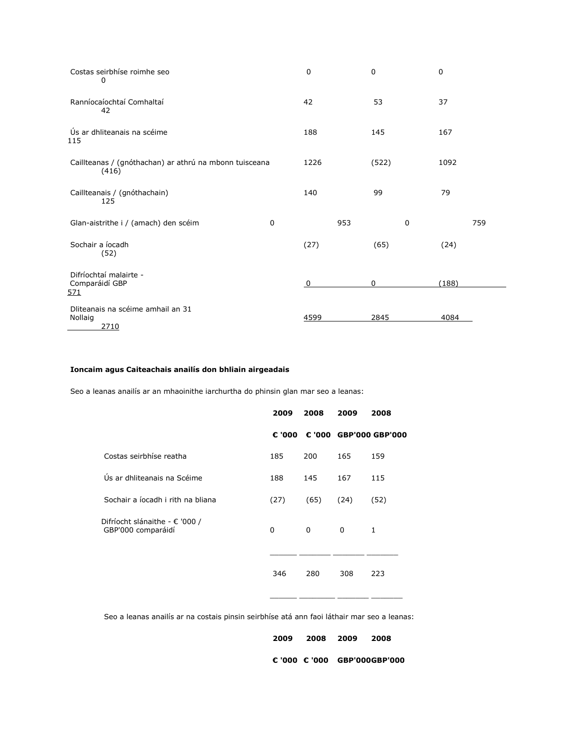| | | | | |
|---|---|---|---|---|
| Costas seirbhíse roimhe seo | 0 | 0 | 0 | 0 |
| Ranníocaíochtaí Comhaltaí | 42 | 53 | 37 | 42 |
| Ús ar dhliteanais na scéime | 188 | 145 | 167 | 115 |
| Caillteanas / (gnóthachan) ar athrú na mbonn tuisceana | 1226 | (522) | 1092 | (416) |
| Caillteanais / (gnóthachain) | 140 | 99 | 79 | 125 |
| Glan-aistrithe i / (amach) den scéim | 0 | 953 | 0 | 759 |
| Sochair a íocadh | (27) | (65) | (24) | (52) |
| Difríochtaí malairte - Comparáidí GBP | 0 | 0 | (188) | 571 |
| Dliteanais na scéime amhail an 31 Nollaig | 4599 | 2845 | 4084 | 2710 |

**Ioncaim agus Caiteachais anailís don bhliain airgeadais**

Seo a leanas anailís ar an mhaoinithe iarchurtha do phinsin glan mar seo a leanas:

| | 2009 | 2008 | 2009 | 2008 |
|---|---|---|---|---|
| | **€ '000** | **€ '000** | **GBP'000** | **GBP'000** |
| Costas seirbhíse reatha | 185 | 200 | 165 | 159 |
| Ús ar dhliteanais na Scéime | 188 | 145 | 167 | 115 |
| Sochair a íocadh i rith na bliana | (27) | (65) | (24) | (52) |
| Difríocht slánaithe - € '000 / GBP'000 comparáidí | 0 | 0 | 0 | 1 |
| | 346 | 280 | 308 | 223 |

Seo a leanas anailís ar na costais pinsin seirbhíse atá ann faoi láthair mar seo a leanas:

| | 2009 | 2008 | 2009 | 2008 |
|---|---|---|---|---|
| | **€ '000** | **€ '000** | **GBP'000** | **GBP'000** |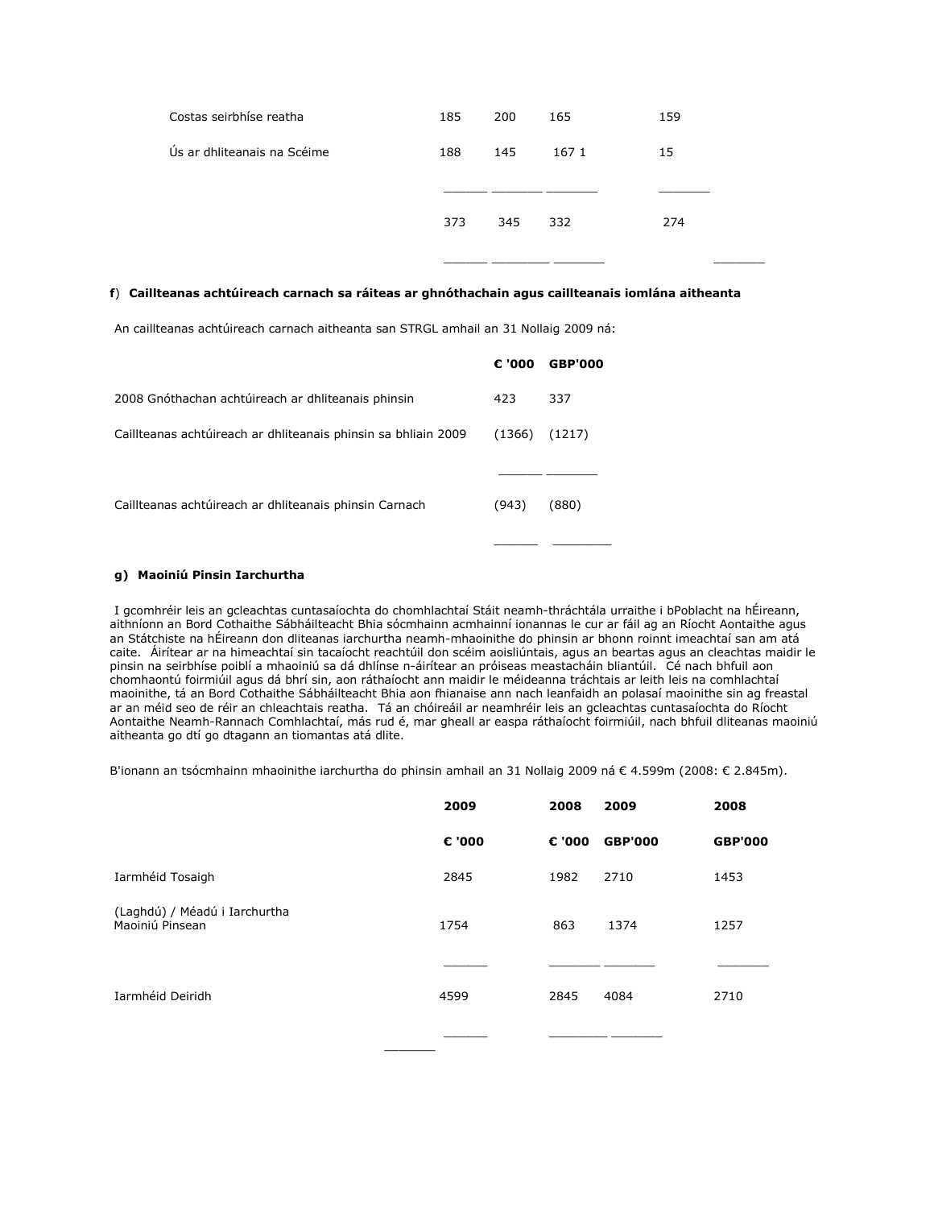| | | | | |
|---|---|---|---|---|
| Costas seirbhíse reatha | 185 | 200 | 165 | 159 |
| Ús ar dhliteanais na Scéime | 188 | 145 | 167 1 | 15 |
| | 373 | 345 | 332 | 274 |

**f**) **Caillteanas achtúireach carnach sa ráiteas ar ghnóthachain agus caillteanais iomlána aitheanta**

An caillteanas achtúireach carnach aitheanta san STRGL amhail an 31 Nollaig 2009 ná:

| | € '000 | GBP'000 |
|---|---|---|
| 2008 Gnóthachan achtúireach ar dhliteanais phinsin | 423 | 337 |
| Caillteanas achtúireach ar dhliteanais phinsin sa bhliain 2009 | (1366) | (1217) |
| Caillteanas achtúireach ar dhliteanais phinsin Carnach | (943) | (880) |

**g) Maoiniú Pinsin Iarchurtha**

I gcomhréir leis an gcleachtas cuntasaíochta do chomhlachtaí Stáit neamh-thráchtála urraithe i bPoblacht na hÉireann, aithníonn an Bord Cothaithe Sábháilteacht Bhia sócmhainn acmhainní ionannas le cur ar fáil ag an Ríocht Aontaithe agus an Státchiste na hÉireann don dliteanas iarchurtha neamh-mhaoinithe do phinsin ar bhonn roinnt imeachtaí san am atá caite. Áirítear ar na himeachtaí sin tacaíocht reachtúil don scéim aoisliúntais, agus an beartas agus an cleachtas maidir le pinsin na seirbhíse poiblí a mhaoiniú sa dá dhlínse n-áirítear an próiseas meastacháin bliantúil. Cé nach bhfuil aon chomhaontú foirmiúil agus dá bhrí sin, aon ráthaíocht ann maidir le méideanna tráchtais ar leith leis na comhlachtaí maoinithe, tá an Bord Cothaithe Sábháilteacht Bhia aon fhianaise ann nach leanfaidh an polasaí maoinithe sin ag freastal ar an méid seo de réir an chleachtais reatha. Tá an chóireáil ar neamhréir leis an gcleachtas cuntasaíochta do Ríocht Aontaithe Neamh-Rannach Comhlachtaí, más rud é, mar gheall ar easpa ráthaíocht foirmiúil, nach bhfuil dliteanas maoiniú aitheanta go dtí go dtagann an tiomantas atá dlite.

B'ionann an tsócmhainn mhaoinithe iarchurtha do phinsin amhail an 31 Nollaig 2009 ná € 4.599m (2008: € 2.845m).

| | 2009 | 2008 | 2009 | 2008 |
|---|---|---|---|---|
| | € '000 | € '000 | GBP'000 | GBP'000 |
| Iarmhéid Tosaigh | 2845 | 1982 | 2710 | 1453 |
| (Laghdú) / Méadú i Iarchurtha Maoiniú Pinsean | 1754 | 863 | 1374 | 1257 |
| Iarmhéid Deiridh | 4599 | 2845 | 4084 | 2710 |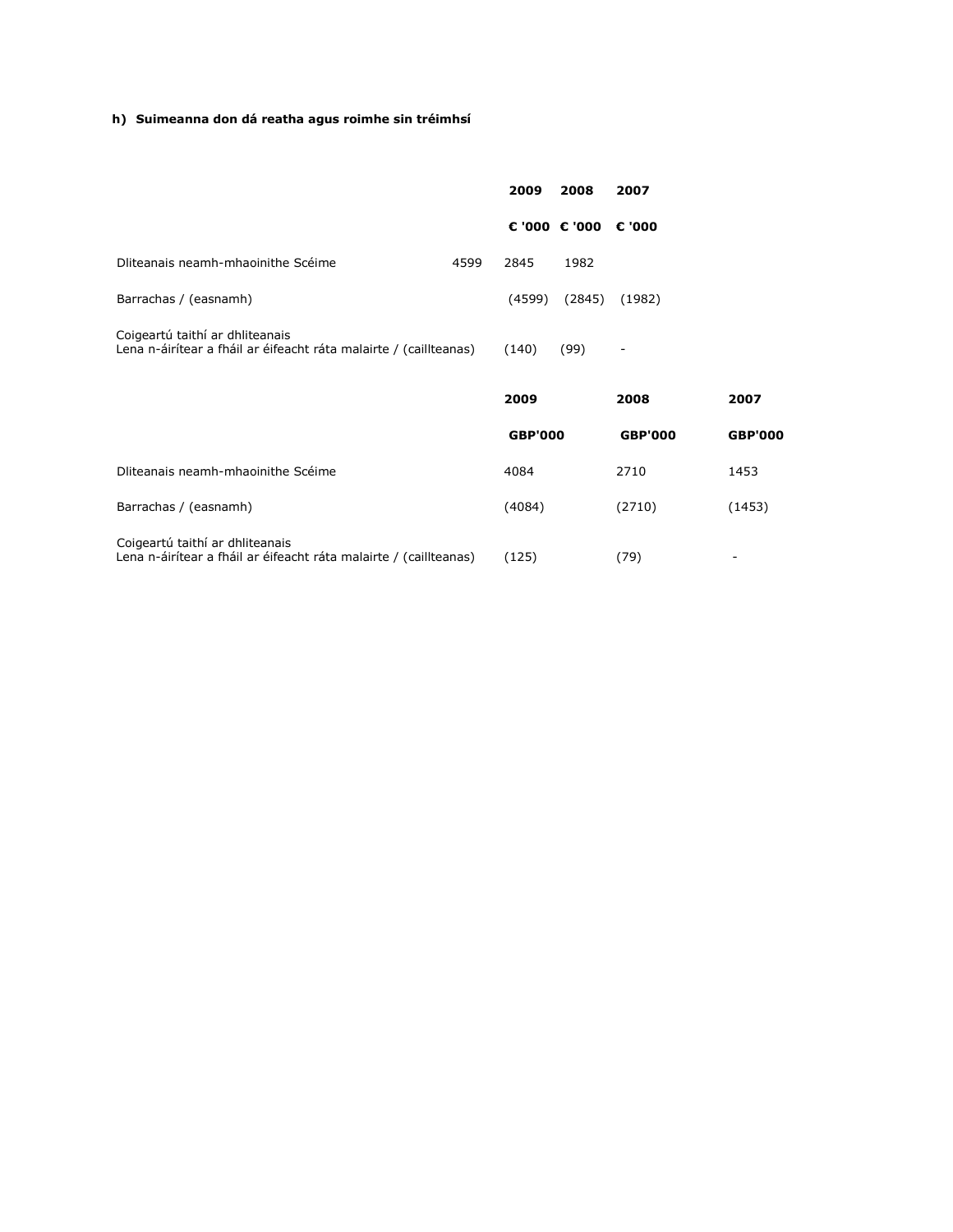**h) Suimeanna don dá reatha agus roimhe sin tréimhsí**

| | | 2009 | 2008 | 2007 |
|---|---|---|---|---|
| | | **€ '000** | **€ '000** | **€ '000** |
| Dliteanais neamh-mhaoinithe Scéime | 4599 | 2845 | 1982 | |
| Barrachas / (easnamh) | | (4599) | (2845) | (1982) |
| Coigeartú taithí ar dhliteanais<br>Lena n-áirítear a fháil ar éifeacht ráta malairte / (caillteanas) | | (140) | (99) | - |

| | 2009 | 2008 | 2007 |
|---|---|---|---|
| | **GBP'000** | **GBP'000** | **GBP'000** |
| Dliteanais neamh-mhaoinithe Scéime | 4084 | 2710 | 1453 |
| Barrachas / (easnamh) | (4084) | (2710) | (1453) |
| Coigeartú taithí ar dhliteanais<br>Lena n-áirítear a fháil ar éifeacht ráta malairte / (caillteanas) | (125) | (79) | - |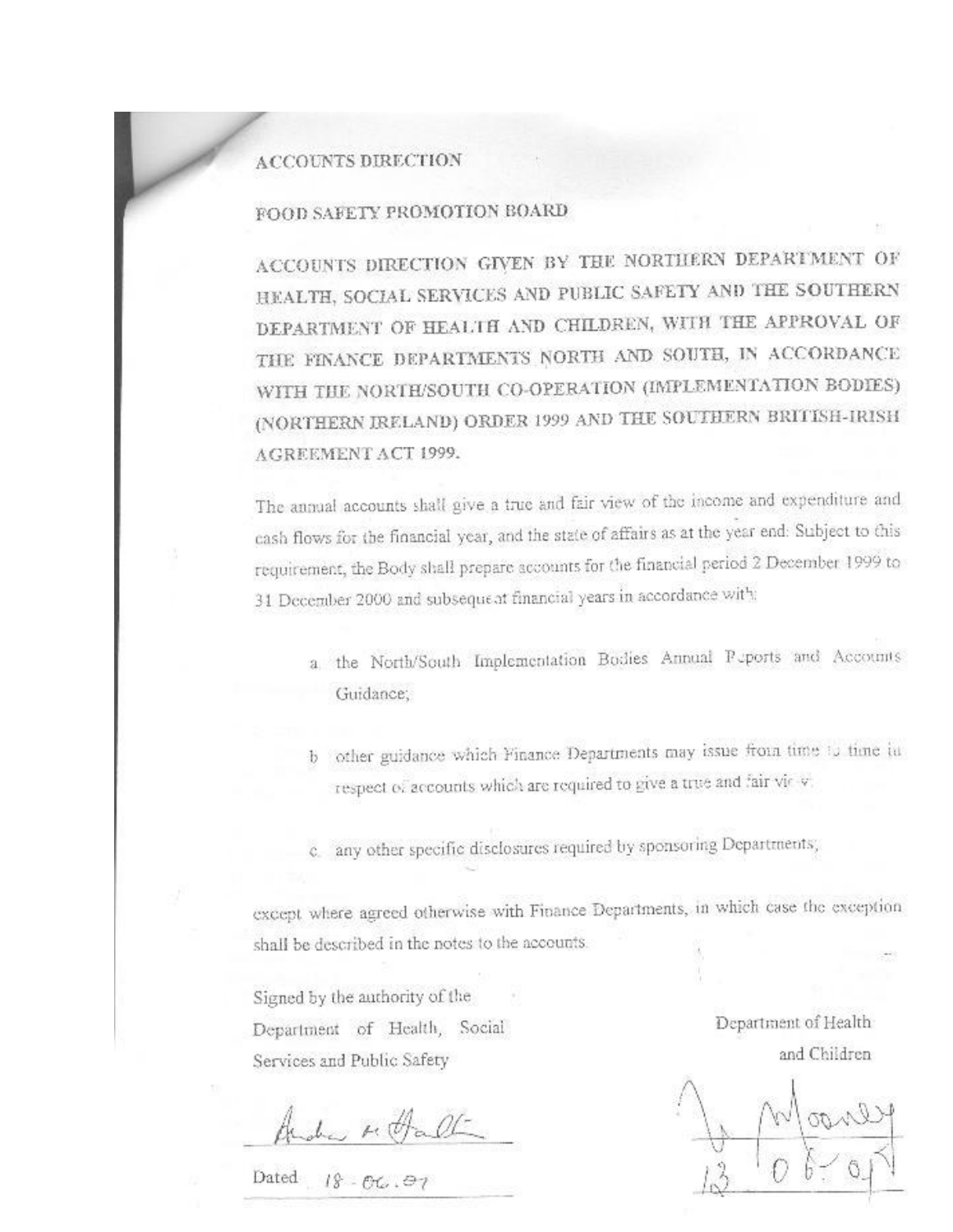ACCOUNTS DIRECTION

FOOD SAFETY PROMOTION BOARD

ACCOUNTS DIRECTION GIVEN BY THE NORTHERN DEPARTMENT OF HEALTH, SOCIAL SERVICES AND PUBLIC SAFETY AND THE SOUTHERN DEPARTMENT OF HEALTH AND CHILDREN, WITH THE APPROVAL OF THE FINANCE DEPARTMENTS NORTH AND SOUTH, IN ACCORDANCE WITH THE NORTH/SOUTH CO-OPERATION (IMPLEMENTATION BODIES) (NORTHERN IRELAND) ORDER 1999 AND THE SOUTHERN BRITISH-IRISH AGREEMENT ACT 1999.

The annual accounts shall give a true and fair view of the income and expenditure and cash flows for the financial year, and the state of affairs as at the year end: Subject to this requirement, the Body shall prepare accounts for the financial period 2 December 1999 to 31 December 2000 and subsequent financial years in accordance with:

a. the North/South Implementation Bodies Annual Reports and Accounts Guidance;

b. other guidance which Finance Departments may issue from time to time in respect of accounts which are required to give a true and fair view;

c. any other specific disclosures required by sponsoring Departments;

except where agreed otherwise with Finance Departments, in which case the exception shall be described in the notes to the accounts.

Signed by the authority of the Department of Health, Social Services and Public Safety

Dated 18-06.07

Department of Health and Children

13 06 05